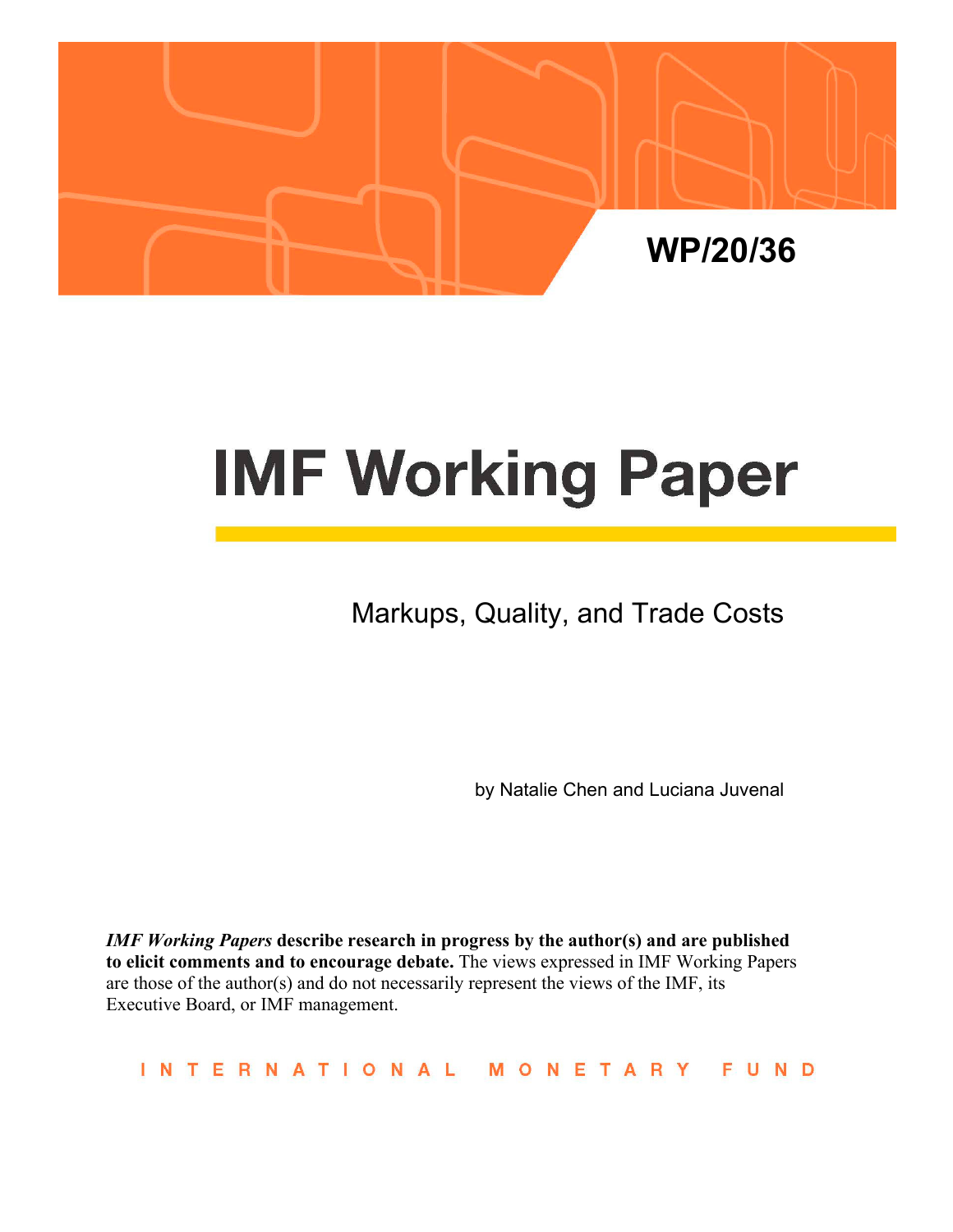WP/20/36

# IMF Working Paper

## Markups, Quality, and Trade Costs

by Natalie Chen and Luciana Juvenal

***IMF Working Papers* describe research in progress by the author(s) and are published to elicit comments and to encourage debate.** The views expressed in IMF Working Papers are those of the author(s) and do not necessarily represent the views of the IMF, its Executive Board, or IMF management.

INTERNATIONAL MONETARY FUND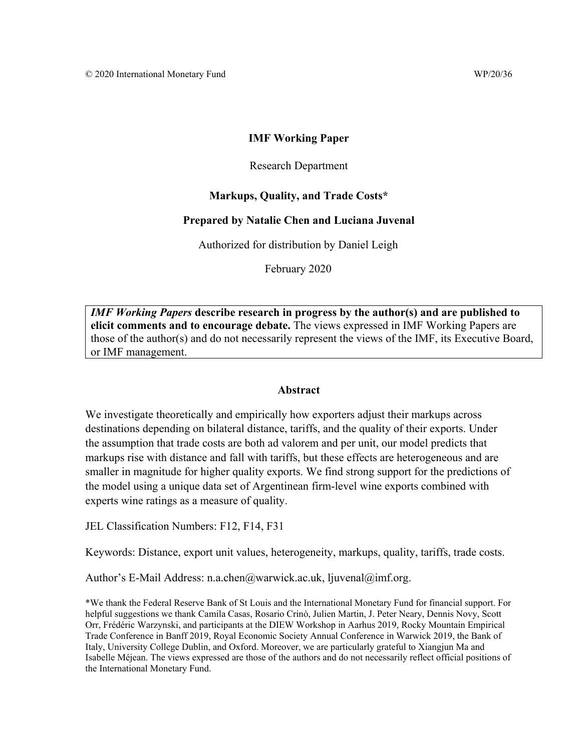© 2020 International Monetary Fund WP/20/36

**IMF Working Paper**

Research Department

**Markups, Quality, and Trade Costs***

**Prepared by Natalie Chen and Luciana Juvenal**

Authorized for distribution by Daniel Leigh

February 2020

***IMF Working Papers*** **describe research in progress by the author(s) and are published to elicit comments and to encourage debate.** The views expressed in IMF Working Papers are those of the author(s) and do not necessarily represent the views of the IMF, its Executive Board, or IMF management.

**Abstract**

We investigate theoretically and empirically how exporters adjust their markups across destinations depending on bilateral distance, tariffs, and the quality of their exports. Under the assumption that trade costs are both ad valorem and per unit, our model predicts that markups rise with distance and fall with tariffs, but these effects are heterogeneous and are smaller in magnitude for higher quality exports. We find strong support for the predictions of the model using a unique data set of Argentinean firm-level wine exports combined with experts wine ratings as a measure of quality.

JEL Classification Numbers: F12, F14, F31

Keywords: Distance, export unit values, heterogeneity, markups, quality, tariffs, trade costs.

Author's E-Mail Address: n.a.chen@warwick.ac.uk, ljuvenal@imf.org.

*We thank the Federal Reserve Bank of St Louis and the International Monetary Fund for financial support. For helpful suggestions we thank Camila Casas, Rosario Crinò, Julien Martin, J. Peter Neary, Dennis Novy, Scott Orr, Frédéric Warzynski, and participants at the DIEW Workshop in Aarhus 2019, Rocky Mountain Empirical Trade Conference in Banff 2019, Royal Economic Society Annual Conference in Warwick 2019, the Bank of Italy, University College Dublin, and Oxford. Moreover, we are particularly grateful to Xiangjun Ma and Isabelle Méjean. The views expressed are those of the authors and do not necessarily reflect official positions of the International Monetary Fund.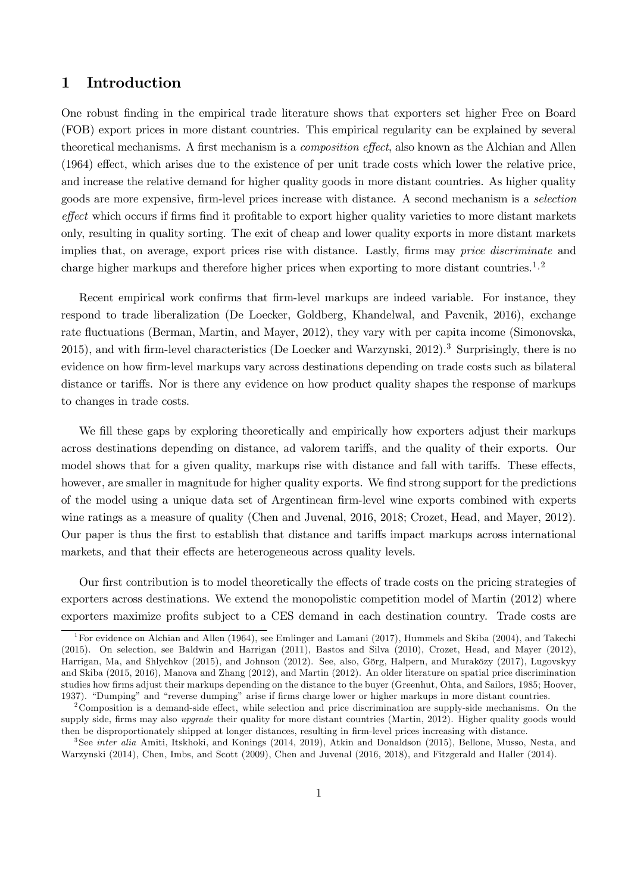# 1 Introduction

One robust finding in the empirical trade literature shows that exporters set higher Free on Board (FOB) export prices in more distant countries. This empirical regularity can be explained by several theoretical mechanisms. A first mechanism is a *composition effect*, also known as the Alchian and Allen (1964) effect, which arises due to the existence of per unit trade costs which lower the relative price, and increase the relative demand for higher quality goods in more distant countries. As higher quality goods are more expensive, firm-level prices increase with distance. A second mechanism is a *selection effect* which occurs if firms find it profitable to export higher quality varieties to more distant markets only, resulting in quality sorting. The exit of cheap and lower quality exports in more distant markets implies that, on average, export prices rise with distance. Lastly, firms may *price discriminate* and charge higher markups and therefore higher prices when exporting to more distant countries.[1,2]

Recent empirical work confirms that firm-level markups are indeed variable. For instance, they respond to trade liberalization (De Loecker, Goldberg, Khandelwal, and Pavcnik, 2016), exchange rate fluctuations (Berman, Martin, and Mayer, 2012), they vary with per capita income (Simonovska, 2015), and with firm-level characteristics (De Loecker and Warzynski, 2012).[3] Surprisingly, there is no evidence on how firm-level markups vary across destinations depending on trade costs such as bilateral distance or tariffs. Nor is there any evidence on how product quality shapes the response of markups to changes in trade costs.

We fill these gaps by exploring theoretically and empirically how exporters adjust their markups across destinations depending on distance, ad valorem tariffs, and the quality of their exports. Our model shows that for a given quality, markups rise with distance and fall with tariffs. These effects, however, are smaller in magnitude for higher quality exports. We find strong support for the predictions of the model using a unique data set of Argentinean firm-level wine exports combined with experts wine ratings as a measure of quality (Chen and Juvenal, 2016, 2018; Crozet, Head, and Mayer, 2012). Our paper is thus the first to establish that distance and tariffs impact markups across international markets, and that their effects are heterogeneous across quality levels.

Our first contribution is to model theoretically the effects of trade costs on the pricing strategies of exporters across destinations. We extend the monopolistic competition model of Martin (2012) where exporters maximize profits subject to a CES demand in each destination country. Trade costs are

[1] For evidence on Alchian and Allen (1964), see Emlinger and Lamani (2017), Hummels and Skiba (2004), and Takechi (2015). On selection, see Baldwin and Harrigan (2011), Bastos and Silva (2010), Crozet, Head, and Mayer (2012), Harrigan, Ma, and Shlychkov (2015), and Johnson (2012). See, also, Görg, Halpern, and Muraközy (2017), Lugovskyy and Skiba (2015, 2016), Manova and Zhang (2012), and Martin (2012). An older literature on spatial price discrimination studies how firms adjust their markups depending on the distance to the buyer (Greenhut, Ohta, and Sailors, 1985; Hoover, 1937). "Dumping" and "reverse dumping" arise if firms charge lower or higher markups in more distant countries.

[2] Composition is a demand-side effect, while selection and price discrimination are supply-side mechanisms. On the supply side, firms may also *upgrade* their quality for more distant countries (Martin, 2012). Higher quality goods would then be disproportionately shipped at longer distances, resulting in firm-level prices increasing with distance.

[3] See *inter alia* Amiti, Itskhoki, and Konings (2014, 2019), Atkin and Donaldson (2015), Bellone, Musso, Nesta, and Warzynski (2014), Chen, Imbs, and Scott (2009), Chen and Juvenal (2016, 2018), and Fitzgerald and Haller (2014).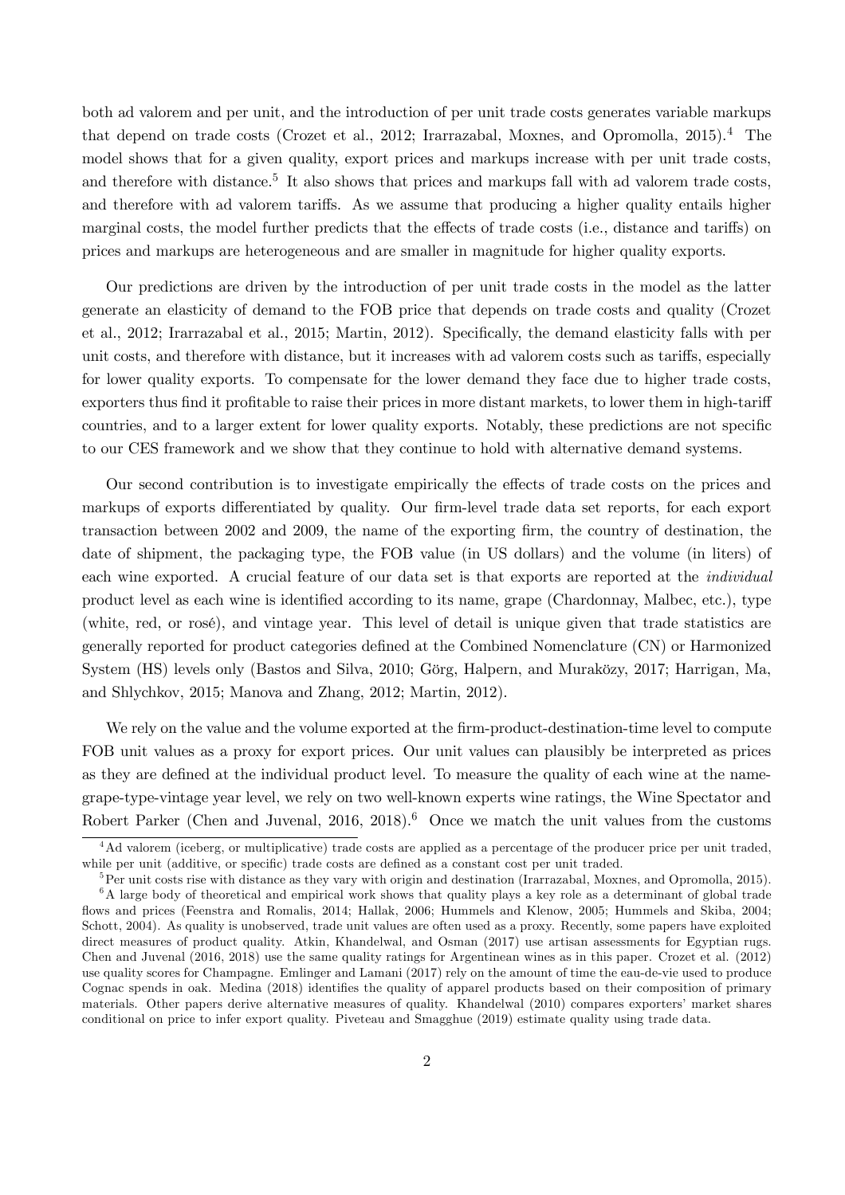both ad valorem and per unit, and the introduction of per unit trade costs generates variable markups that depend on trade costs (Crozet et al., 2012; Irarrazabal, Moxnes, and Opromolla, 2015).[4] The model shows that for a given quality, export prices and markups increase with per unit trade costs, and therefore with distance.[5] It also shows that prices and markups fall with ad valorem trade costs, and therefore with ad valorem tariffs. As we assume that producing a higher quality entails higher marginal costs, the model further predicts that the effects of trade costs (i.e., distance and tariffs) on prices and markups are heterogeneous and are smaller in magnitude for higher quality exports.

Our predictions are driven by the introduction of per unit trade costs in the model as the latter generate an elasticity of demand to the FOB price that depends on trade costs and quality (Crozet et al., 2012; Irarrazabal et al., 2015; Martin, 2012). Specifically, the demand elasticity falls with per unit costs, and therefore with distance, but it increases with ad valorem costs such as tariffs, especially for lower quality exports. To compensate for the lower demand they face due to higher trade costs, exporters thus find it profitable to raise their prices in more distant markets, to lower them in high-tariff countries, and to a larger extent for lower quality exports. Notably, these predictions are not specific to our CES framework and we show that they continue to hold with alternative demand systems.

Our second contribution is to investigate empirically the effects of trade costs on the prices and markups of exports differentiated by quality. Our firm-level trade data set reports, for each export transaction between 2002 and 2009, the name of the exporting firm, the country of destination, the date of shipment, the packaging type, the FOB value (in US dollars) and the volume (in liters) of each wine exported. A crucial feature of our data set is that exports are reported at the *individual* product level as each wine is identified according to its name, grape (Chardonnay, Malbec, etc.), type (white, red, or rosé), and vintage year. This level of detail is unique given that trade statistics are generally reported for product categories defined at the Combined Nomenclature (CN) or Harmonized System (HS) levels only (Bastos and Silva, 2010; Görg, Halpern, and Muraközy, 2017; Harrigan, Ma, and Shlychkov, 2015; Manova and Zhang, 2012; Martin, 2012).

We rely on the value and the volume exported at the firm-product-destination-time level to compute FOB unit values as a proxy for export prices. Our unit values can plausibly be interpreted as prices as they are defined at the individual product level. To measure the quality of each wine at the name-grape-type-vintage year level, we rely on two well-known experts wine ratings, the Wine Spectator and Robert Parker (Chen and Juvenal, 2016, 2018).[6] Once we match the unit values from the customs

[4] Ad valorem (iceberg, or multiplicative) trade costs are applied as a percentage of the producer price per unit traded, while per unit (additive, or specific) trade costs are defined as a constant cost per unit traded.

[5] Per unit costs rise with distance as they vary with origin and destination (Irarrazabal, Moxnes, and Opromolla, 2015).

[6] A large body of theoretical and empirical work shows that quality plays a key role as a determinant of global trade flows and prices (Feenstra and Romalis, 2014; Hallak, 2006; Hummels and Klenow, 2005; Hummels and Skiba, 2004; Schott, 2004). As quality is unobserved, trade unit values are often used as a proxy. Recently, some papers have exploited direct measures of product quality. Atkin, Khandelwal, and Osman (2017) use artisan assessments for Egyptian rugs. Chen and Juvenal (2016, 2018) use the same quality ratings for Argentinean wines as in this paper. Crozet et al. (2012) use quality scores for Champagne. Emlinger and Lamani (2017) rely on the amount of time the eau-de-vie used to produce Cognac spends in oak. Medina (2018) identifies the quality of apparel products based on their composition of primary materials. Other papers derive alternative measures of quality. Khandelwal (2010) compares exporters' market shares conditional on price to infer export quality. Piveteau and Smagghue (2019) estimate quality using trade data.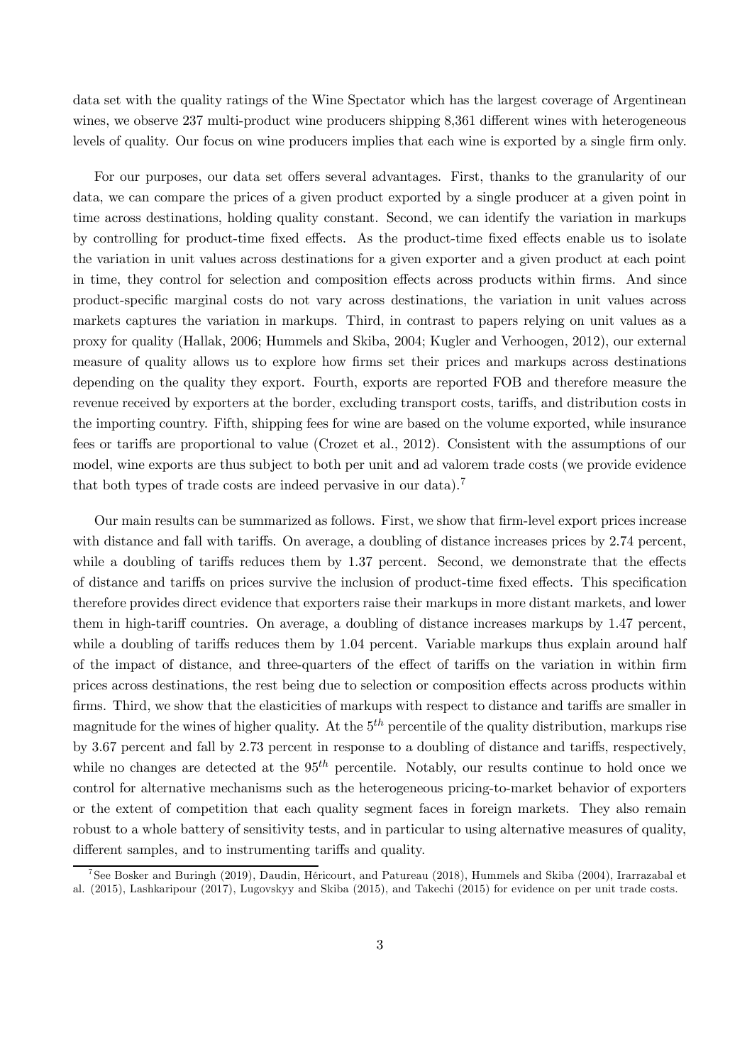data set with the quality ratings of the Wine Spectator which has the largest coverage of Argentinean wines, we observe 237 multi-product wine producers shipping 8,361 different wines with heterogeneous levels of quality. Our focus on wine producers implies that each wine is exported by a single firm only.

For our purposes, our data set offers several advantages. First, thanks to the granularity of our data, we can compare the prices of a given product exported by a single producer at a given point in time across destinations, holding quality constant. Second, we can identify the variation in markups by controlling for product-time fixed effects. As the product-time fixed effects enable us to isolate the variation in unit values across destinations for a given exporter and a given product at each point in time, they control for selection and composition effects across products within firms. And since product-specific marginal costs do not vary across destinations, the variation in unit values across markets captures the variation in markups. Third, in contrast to papers relying on unit values as a proxy for quality (Hallak, 2006; Hummels and Skiba, 2004; Kugler and Verhoogen, 2012), our external measure of quality allows us to explore how firms set their prices and markups across destinations depending on the quality they export. Fourth, exports are reported FOB and therefore measure the revenue received by exporters at the border, excluding transport costs, tariffs, and distribution costs in the importing country. Fifth, shipping fees for wine are based on the volume exported, while insurance fees or tariffs are proportional to value (Crozet et al., 2012). Consistent with the assumptions of our model, wine exports are thus subject to both per unit and ad valorem trade costs (we provide evidence that both types of trade costs are indeed pervasive in our data).[7]

Our main results can be summarized as follows. First, we show that firm-level export prices increase with distance and fall with tariffs. On average, a doubling of distance increases prices by 2.74 percent, while a doubling of tariffs reduces them by 1.37 percent. Second, we demonstrate that the effects of distance and tariffs on prices survive the inclusion of product-time fixed effects. This specification therefore provides direct evidence that exporters raise their markups in more distant markets, and lower them in high-tariff countries. On average, a doubling of distance increases markups by 1.47 percent, while a doubling of tariffs reduces them by 1.04 percent. Variable markups thus explain around half of the impact of distance, and three-quarters of the effect of tariffs on the variation in within firm prices across destinations, the rest being due to selection or composition effects across products within firms. Third, we show that the elasticities of markups with respect to distance and tariffs are smaller in magnitude for the wines of higher quality. At the $5^{th}$ percentile of the quality distribution, markups rise by 3.67 percent and fall by 2.73 percent in response to a doubling of distance and tariffs, respectively, while no changes are detected at the $95^{th}$ percentile. Notably, our results continue to hold once we control for alternative mechanisms such as the heterogeneous pricing-to-market behavior of exporters or the extent of competition that each quality segment faces in foreign markets. They also remain robust to a whole battery of sensitivity tests, and in particular to using alternative measures of quality, different samples, and to instrumenting tariffs and quality.

[7] See Bosker and Buringh (2019), Daudin, Héricourt, and Patureau (2018), Hummels and Skiba (2004), Irarrazabal et al. (2015), Lashkaripour (2017), Lugovskyy and Skiba (2015), and Takechi (2015) for evidence on per unit trade costs.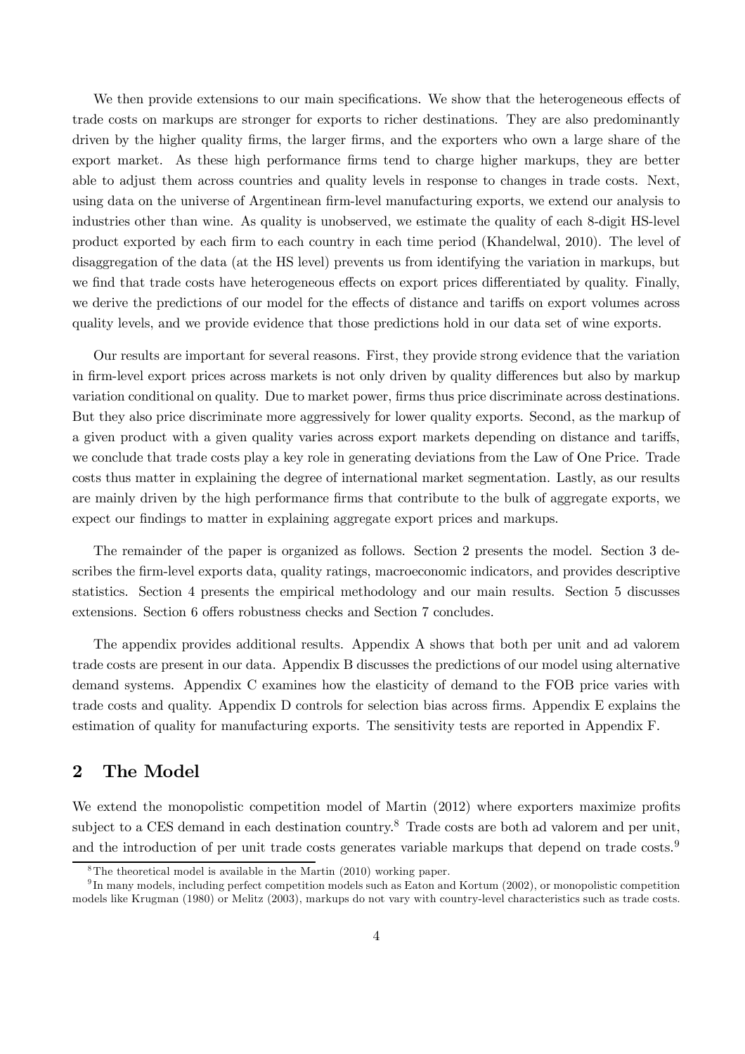We then provide extensions to our main specifications. We show that the heterogeneous effects of trade costs on markups are stronger for exports to richer destinations. They are also predominantly driven by the higher quality firms, the larger firms, and the exporters who own a large share of the export market. As these high performance firms tend to charge higher markups, they are better able to adjust them across countries and quality levels in response to changes in trade costs. Next, using data on the universe of Argentinean firm-level manufacturing exports, we extend our analysis to industries other than wine. As quality is unobserved, we estimate the quality of each 8-digit HS-level product exported by each firm to each country in each time period (Khandelwal, 2010). The level of disaggregation of the data (at the HS level) prevents us from identifying the variation in markups, but we find that trade costs have heterogeneous effects on export prices differentiated by quality. Finally, we derive the predictions of our model for the effects of distance and tariffs on export volumes across quality levels, and we provide evidence that those predictions hold in our data set of wine exports.

Our results are important for several reasons. First, they provide strong evidence that the variation in firm-level export prices across markets is not only driven by quality differences but also by markup variation conditional on quality. Due to market power, firms thus price discriminate across destinations. But they also price discriminate more aggressively for lower quality exports. Second, as the markup of a given product with a given quality varies across export markets depending on distance and tariffs, we conclude that trade costs play a key role in generating deviations from the Law of One Price. Trade costs thus matter in explaining the degree of international market segmentation. Lastly, as our results are mainly driven by the high performance firms that contribute to the bulk of aggregate exports, we expect our findings to matter in explaining aggregate export prices and markups.

The remainder of the paper is organized as follows. Section 2 presents the model. Section 3 describes the firm-level exports data, quality ratings, macroeconomic indicators, and provides descriptive statistics. Section 4 presents the empirical methodology and our main results. Section 5 discusses extensions. Section 6 offers robustness checks and Section 7 concludes.

The appendix provides additional results. Appendix A shows that both per unit and ad valorem trade costs are present in our data. Appendix B discusses the predictions of our model using alternative demand systems. Appendix C examines how the elasticity of demand to the FOB price varies with trade costs and quality. Appendix D controls for selection bias across firms. Appendix E explains the estimation of quality for manufacturing exports. The sensitivity tests are reported in Appendix F.

## 2 The Model

We extend the monopolistic competition model of Martin (2012) where exporters maximize profits subject to a CES demand in each destination country.[8] Trade costs are both ad valorem and per unit, and the introduction of per unit trade costs generates variable markups that depend on trade costs.[9]

[8] The theoretical model is available in the Martin (2010) working paper.

[9] In many models, including perfect competition models such as Eaton and Kortum (2002), or monopolistic competition models like Krugman (1980) or Melitz (2003), markups do not vary with country-level characteristics such as trade costs.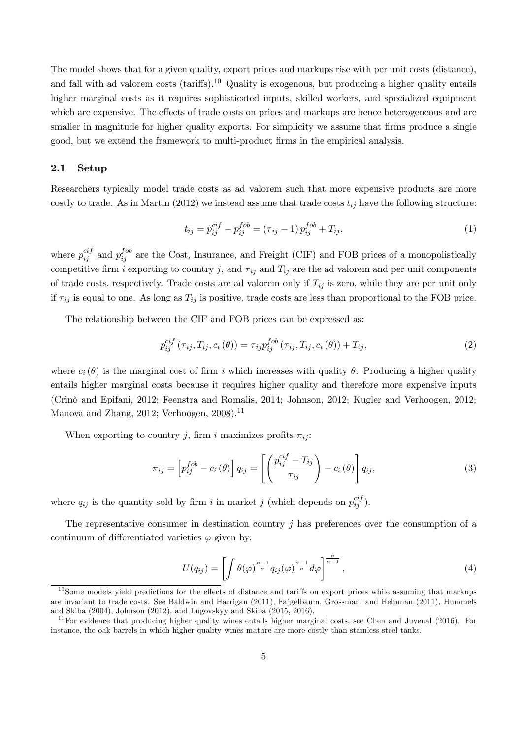The model shows that for a given quality, export prices and markups rise with per unit costs (distance), and fall with ad valorem costs (tariffs).[10] Quality is exogenous, but producing a higher quality entails higher marginal costs as it requires sophisticated inputs, skilled workers, and specialized equipment which are expensive. The effects of trade costs on prices and markups are hence heterogeneous and are smaller in magnitude for higher quality exports. For simplicity we assume that firms produce a single good, but we extend the framework to multi-product firms in the empirical analysis.

## 2.1 Setup

Researchers typically model trade costs as ad valorem such that more expensive products are more costly to trade. As in Martin (2012) we instead assume that trade costs $t_{ij}$ have the following structure:

$$t_{ij} = p_{ij}^{cif} - p_{ij}^{fob} = (\tau_{ij} - 1)\, p_{ij}^{fob} + T_{ij}, \tag{1}$$

where $p_{ij}^{cif}$ and $p_{ij}^{fob}$ are the Cost, Insurance, and Freight (CIF) and FOB prices of a monopolistically competitive firm $i$ exporting to country $j$, and $\tau_{ij}$ and $T_{ij}$ are the ad valorem and per unit components of trade costs, respectively. Trade costs are ad valorem only if $T_{ij}$ is zero, while they are per unit only if $\tau_{ij}$ is equal to one. As long as $T_{ij}$ is positive, trade costs are less than proportional to the FOB price.

The relationship between the CIF and FOB prices can be expressed as:

$$p_{ij}^{cif}\left(\tau_{ij}, T_{ij}, c_i(\theta)\right) = \tau_{ij} p_{ij}^{fob}\left(\tau_{ij}, T_{ij}, c_i(\theta)\right) + T_{ij}, \tag{2}$$

where $c_i(\theta)$ is the marginal cost of firm $i$ which increases with quality $\theta$. Producing a higher quality entails higher marginal costs because it requires higher quality and therefore more expensive inputs (Crinò and Epifani, 2012; Feenstra and Romalis, 2014; Johnson, 2012; Kugler and Verhoogen, 2012; Manova and Zhang, 2012; Verhoogen, 2008).[11]

When exporting to country $j$, firm $i$ maximizes profits $\pi_{ij}$:

$$\pi_{ij} = \left[p_{ij}^{fob} - c_i(\theta)\right] q_{ij} = \left[\left(\frac{p_{ij}^{cif} - T_{ij}}{\tau_{ij}}\right) - c_i(\theta)\right] q_{ij}, \tag{3}$$

where $q_{ij}$ is the quantity sold by firm $i$ in market $j$ (which depends on $p_{ij}^{cif}$).

The representative consumer in destination country $j$ has preferences over the consumption of a continuum of differentiated varieties $\varphi$ given by:

$$U(q_{ij}) = \left[\int \theta(\varphi)^{\frac{\sigma-1}{\sigma}} q_{ij}(\varphi)^{\frac{\sigma-1}{\sigma}} d\varphi\right]^{\frac{\sigma}{\sigma-1}}, \tag{4}$$

[10] Some models yield predictions for the effects of distance and tariffs on export prices while assuming that markups are invariant to trade costs. See Baldwin and Harrigan (2011), Fajgelbaum, Grossman, and Helpman (2011), Hummels and Skiba (2004), Johnson (2012), and Lugovskyy and Skiba (2015, 2016).

[11] For evidence that producing higher quality wines entails higher marginal costs, see Chen and Juvenal (2016). For instance, the oak barrels in which higher quality wines mature are more costly than stainless-steel tanks.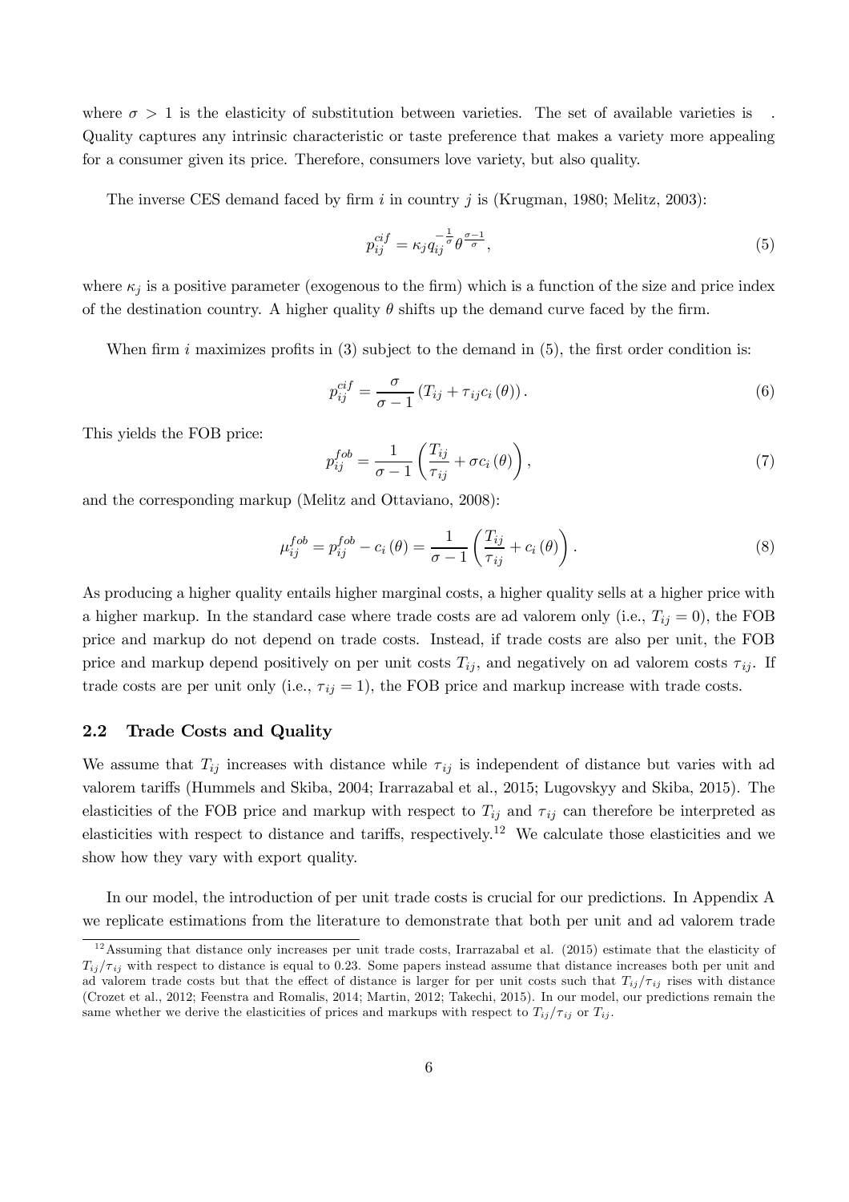where $\sigma > 1$ is the elasticity of substitution between varieties. The set of available varieties is . Quality captures any intrinsic characteristic or taste preference that makes a variety more appealing for a consumer given its price. Therefore, consumers love variety, but also quality.

The inverse CES demand faced by firm $i$ in country $j$ is (Krugman, 1980; Melitz, 2003):

$$p_{ij}^{cif} = \kappa_j q_{ij}^{-\frac{1}{\sigma}} \theta^{\frac{\sigma-1}{\sigma}}, \tag{5}$$

where $\kappa_j$ is a positive parameter (exogenous to the firm) which is a function of the size and price index of the destination country. A higher quality $\theta$ shifts up the demand curve faced by the firm.

When firm $i$ maximizes profits in (3) subject to the demand in (5), the first order condition is:

$$p_{ij}^{cif} = \frac{\sigma}{\sigma - 1} \left( T_{ij} + \tau_{ij} c_i (\theta) \right). \tag{6}$$

This yields the FOB price:

$$p_{ij}^{fob} = \frac{1}{\sigma - 1} \left( \frac{T_{ij}}{\tau_{ij}} + \sigma c_i (\theta) \right), \tag{7}$$

and the corresponding markup (Melitz and Ottaviano, 2008):

$$\mu_{ij}^{fob} = p_{ij}^{fob} - c_i (\theta) = \frac{1}{\sigma - 1} \left( \frac{T_{ij}}{\tau_{ij}} + c_i (\theta) \right). \tag{8}$$

As producing a higher quality entails higher marginal costs, a higher quality sells at a higher price with a higher markup. In the standard case where trade costs are ad valorem only (i.e., $T_{ij} = 0$), the FOB price and markup do not depend on trade costs. Instead, if trade costs are also per unit, the FOB price and markup depend positively on per unit costs $T_{ij}$, and negatively on ad valorem costs $\tau_{ij}$. If trade costs are per unit only (i.e., $\tau_{ij} = 1$), the FOB price and markup increase with trade costs.

## 2.2 Trade Costs and Quality

We assume that $T_{ij}$ increases with distance while $\tau_{ij}$ is independent of distance but varies with ad valorem tariffs (Hummels and Skiba, 2004; Irarrazabal et al., 2015; Lugovskyy and Skiba, 2015). The elasticities of the FOB price and markup with respect to $T_{ij}$ and $\tau_{ij}$ can therefore be interpreted as elasticities with respect to distance and tariffs, respectively.[12] We calculate those elasticities and we show how they vary with export quality.

In our model, the introduction of per unit trade costs is crucial for our predictions. In Appendix A we replicate estimations from the literature to demonstrate that both per unit and ad valorem trade

[12] Assuming that distance only increases per unit trade costs, Irarrazabal et al. (2015) estimate that the elasticity of $T_{ij}/\tau_{ij}$ with respect to distance is equal to 0.23. Some papers instead assume that distance increases both per unit and ad valorem trade costs but that the effect of distance is larger for per unit costs such that $T_{ij}/\tau_{ij}$ rises with distance (Crozet et al., 2012; Feenstra and Romalis, 2014; Martin, 2012; Takechi, 2015). In our model, our predictions remain the same whether we derive the elasticities of prices and markups with respect to $T_{ij}/\tau_{ij}$ or $T_{ij}$.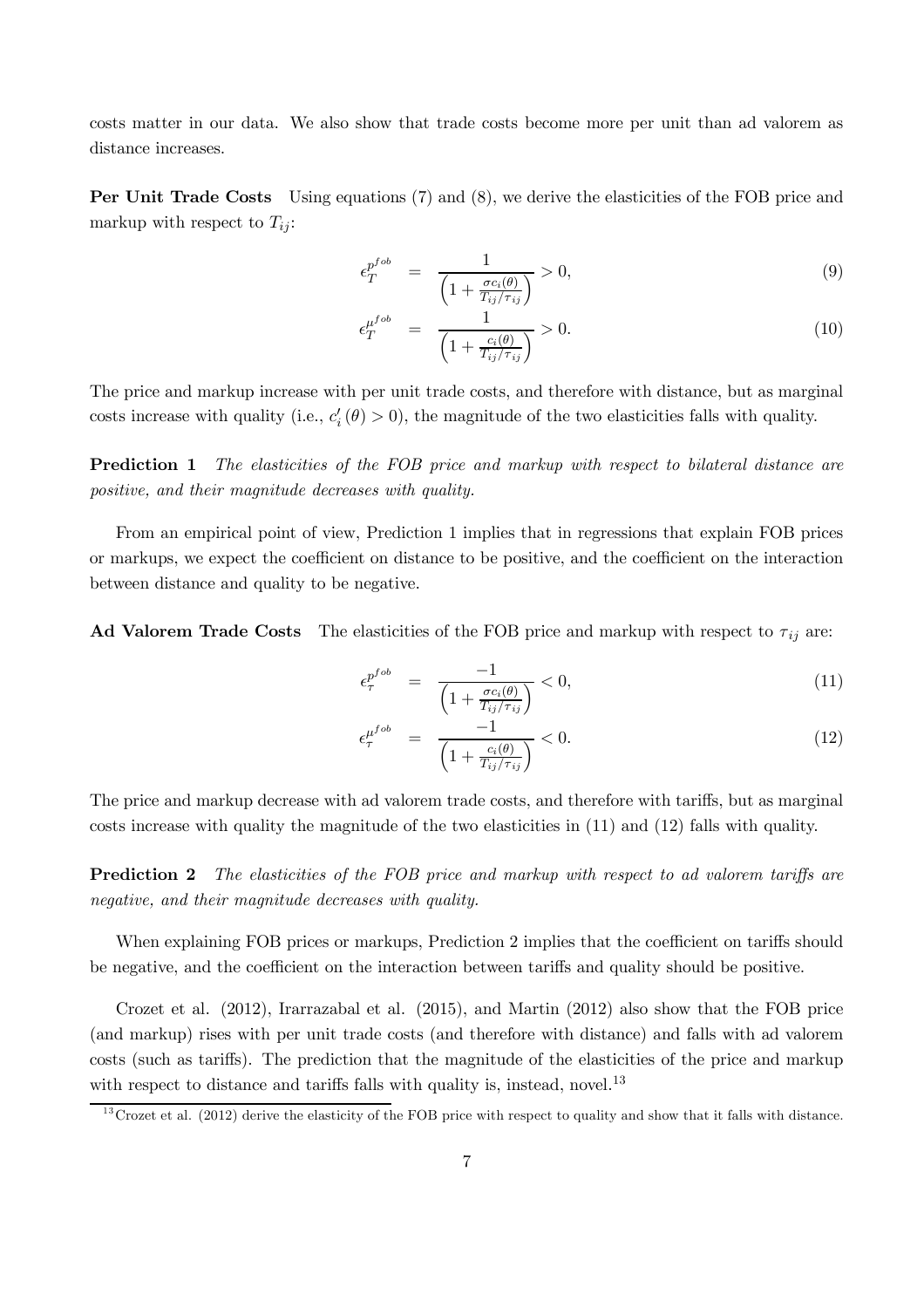costs matter in our data. We also show that trade costs become more per unit than ad valorem as distance increases.

**Per Unit Trade Costs** Using equations (7) and (8), we derive the elasticities of the FOB price and markup with respect to $T_{ij}$:

$$\epsilon_T^{p^{fob}} = \frac{1}{\left(1 + \frac{\sigma c_i(\theta)}{T_{ij}/\tau_{ij}}\right)} > 0, \tag{9}$$

$$\epsilon_T^{\mu^{fob}} = \frac{1}{\left(1 + \frac{c_i(\theta)}{T_{ij}/\tau_{ij}}\right)} > 0. \tag{10}$$

The price and markup increase with per unit trade costs, and therefore with distance, but as marginal costs increase with quality (i.e., $c_i'(\theta) > 0$), the magnitude of the two elasticities falls with quality.

**Prediction 1** *The elasticities of the FOB price and markup with respect to bilateral distance are positive, and their magnitude decreases with quality.*

From an empirical point of view, Prediction 1 implies that in regressions that explain FOB prices or markups, we expect the coefficient on distance to be positive, and the coefficient on the interaction between distance and quality to be negative.

**Ad Valorem Trade Costs** The elasticities of the FOB price and markup with respect to $\tau_{ij}$ are:

$$\epsilon_\tau^{p^{fob}} = \frac{-1}{\left(1 + \frac{\sigma c_i(\theta)}{T_{ij}/\tau_{ij}}\right)} < 0, \tag{11}$$

$$\epsilon_\tau^{\mu^{fob}} = \frac{-1}{\left(1 + \frac{c_i(\theta)}{T_{ij}/\tau_{ij}}\right)} < 0. \tag{12}$$

The price and markup decrease with ad valorem trade costs, and therefore with tariffs, but as marginal costs increase with quality the magnitude of the two elasticities in (11) and (12) falls with quality.

**Prediction 2** *The elasticities of the FOB price and markup with respect to ad valorem tariffs are negative, and their magnitude decreases with quality.*

When explaining FOB prices or markups, Prediction 2 implies that the coefficient on tariffs should be negative, and the coefficient on the interaction between tariffs and quality should be positive.

Crozet et al. (2012), Irarrazabal et al. (2015), and Martin (2012) also show that the FOB price (and markup) rises with per unit trade costs (and therefore with distance) and falls with ad valorem costs (such as tariffs). The prediction that the magnitude of the elasticities of the price and markup with respect to distance and tariffs falls with quality is, instead, novel.[13]

[13] Crozet et al. (2012) derive the elasticity of the FOB price with respect to quality and show that it falls with distance.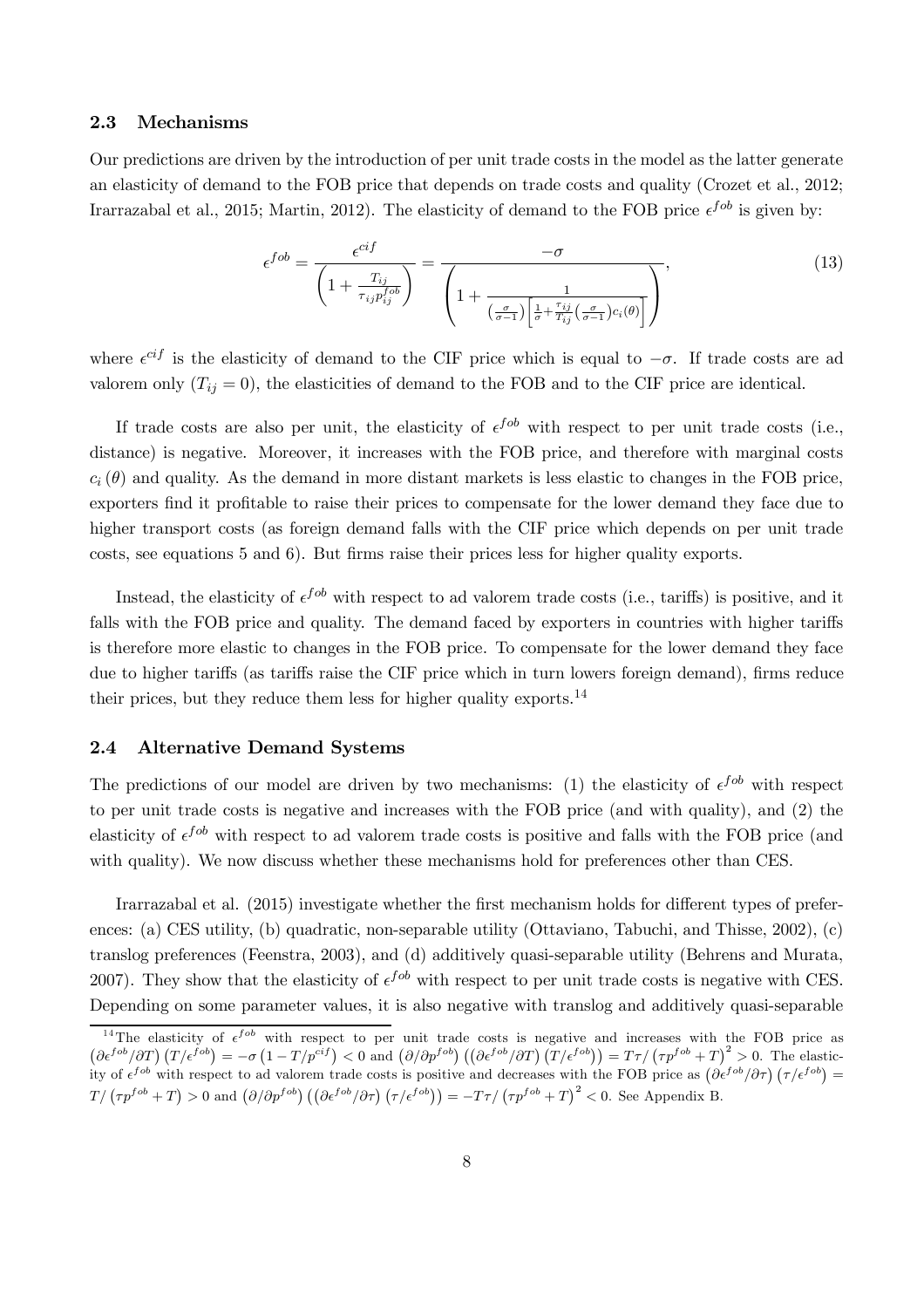### 2.3 Mechanisms

Our predictions are driven by the introduction of per unit trade costs in the model as the latter generate an elasticity of demand to the FOB price that depends on trade costs and quality (Crozet et al., 2012; Irarrazabal et al., 2015; Martin, 2012). The elasticity of demand to the FOB price $\epsilon^{fob}$ is given by:

$$\epsilon^{fob} = \frac{\epsilon^{cif}}{\left(1 + \frac{T_{ij}}{\tau_{ij} p_{ij}^{fob}}\right)} = \frac{-\sigma}{\left(1 + \frac{1}{\left(\frac{\sigma}{\sigma-1}\right)\left[\frac{1}{\sigma} + \frac{\tau_{ij}}{T_{ij}}\left(\frac{\sigma}{\sigma-1}\right)c_i(\theta)\right]}\right)}, \tag{13}$$

where $\epsilon^{cif}$ is the elasticity of demand to the CIF price which is equal to $-\sigma$. If trade costs are ad valorem only ($T_{ij} = 0$), the elasticities of demand to the FOB and to the CIF price are identical.

If trade costs are also per unit, the elasticity of $\epsilon^{fob}$ with respect to per unit trade costs (i.e., distance) is negative. Moreover, it increases with the FOB price, and therefore with marginal costs $c_i(\theta)$ and quality. As the demand in more distant markets is less elastic to changes in the FOB price, exporters find it profitable to raise their prices to compensate for the lower demand they face due to higher transport costs (as foreign demand falls with the CIF price which depends on per unit trade costs, see equations 5 and 6). But firms raise their prices less for higher quality exports.

Instead, the elasticity of $\epsilon^{fob}$ with respect to ad valorem trade costs (i.e., tariffs) is positive, and it falls with the FOB price and quality. The demand faced by exporters in countries with higher tariffs is therefore more elastic to changes in the FOB price. To compensate for the lower demand they face due to higher tariffs (as tariffs raise the CIF price which in turn lowers foreign demand), firms reduce their prices, but they reduce them less for higher quality exports.[14]

### 2.4 Alternative Demand Systems

The predictions of our model are driven by two mechanisms: (1) the elasticity of $\epsilon^{fob}$ with respect to per unit trade costs is negative and increases with the FOB price (and with quality), and (2) the elasticity of $\epsilon^{fob}$ with respect to ad valorem trade costs is positive and falls with the FOB price (and with quality). We now discuss whether these mechanisms hold for preferences other than CES.

Irarrazabal et al. (2015) investigate whether the first mechanism holds for different types of preferences: (a) CES utility, (b) quadratic, non-separable utility (Ottaviano, Tabuchi, and Thisse, 2002), (c) translog preferences (Feenstra, 2003), and (d) additively quasi-separable utility (Behrens and Murata, 2007). They show that the elasticity of $\epsilon^{fob}$ with respect to per unit trade costs is negative with CES. Depending on some parameter values, it is also negative with translog and additively quasi-separable

[14] The elasticity of $\epsilon^{fob}$ with respect to per unit trade costs is negative and increases with the FOB price as $\left(\partial\epsilon^{fob}/\partial T\right)\left(T/\epsilon^{fob}\right) = -\sigma\left(1 - T/p^{cif}\right) < 0$ and $\left(\partial/\partial p^{fob}\right)\left(\left(\partial\epsilon^{fob}/\partial T\right)\left(T/\epsilon^{fob}\right)\right) = T\tau/\left(\tau p^{fob} + T\right)^2 > 0$. The elasticity of $\epsilon^{fob}$ with respect to ad valorem trade costs is positive and decreases with the FOB price as $\left(\partial\epsilon^{fob}/\partial\tau\right)\left(\tau/\epsilon^{fob}\right) = T/\left(\tau p^{fob} + T\right) > 0$ and $\left(\partial/\partial p^{fob}\right)\left(\left(\partial\epsilon^{fob}/\partial\tau\right)\left(\tau/\epsilon^{fob}\right)\right) = -T\tau/\left(\tau p^{fob} + T\right)^2 < 0$. See Appendix B.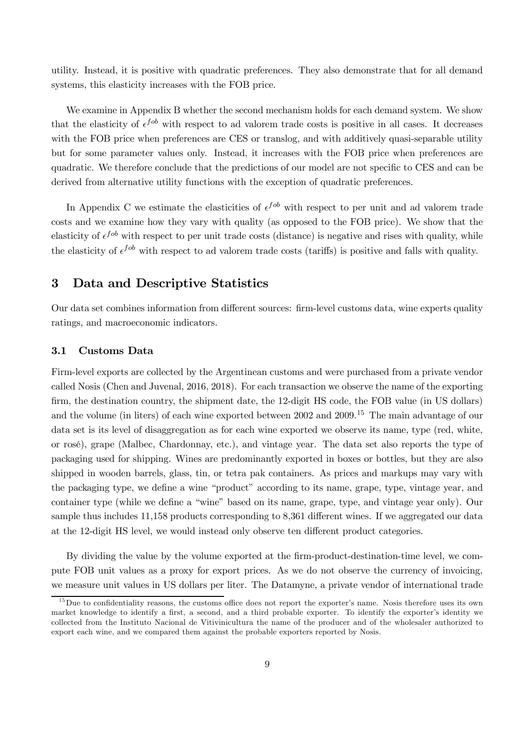utility. Instead, it is positive with quadratic preferences. They also demonstrate that for all demand systems, this elasticity increases with the FOB price.

We examine in Appendix B whether the second mechanism holds for each demand system. We show that the elasticity of $\epsilon^{fob}$ with respect to ad valorem trade costs is positive in all cases. It decreases with the FOB price when preferences are CES or translog, and with additively quasi-separable utility but for some parameter values only. Instead, it increases with the FOB price when preferences are quadratic. We therefore conclude that the predictions of our model are not specific to CES and can be derived from alternative utility functions with the exception of quadratic preferences.

In Appendix C we estimate the elasticities of $\epsilon^{fob}$ with respect to per unit and ad valorem trade costs and we examine how they vary with quality (as opposed to the FOB price). We show that the elasticity of $\epsilon^{fob}$ with respect to per unit trade costs (distance) is negative and rises with quality, while the elasticity of $\epsilon^{fob}$ with respect to ad valorem trade costs (tariffs) is positive and falls with quality.

## 3 Data and Descriptive Statistics

Our data set combines information from different sources: firm-level customs data, wine experts quality ratings, and macroeconomic indicators.

### 3.1 Customs Data

Firm-level exports are collected by the Argentinean customs and were purchased from a private vendor called Nosis (Chen and Juvenal, 2016, 2018). For each transaction we observe the name of the exporting firm, the destination country, the shipment date, the 12-digit HS code, the FOB value (in US dollars) and the volume (in liters) of each wine exported between 2002 and 2009.[15] The main advantage of our data set is its level of disaggregation as for each wine exported we observe its name, type (red, white, or rosé), grape (Malbec, Chardonnay, etc.), and vintage year. The data set also reports the type of packaging used for shipping. Wines are predominantly exported in boxes or bottles, but they are also shipped in wooden barrels, glass, tin, or tetra pak containers. As prices and markups may vary with the packaging type, we define a wine "product" according to its name, grape, type, vintage year, and container type (while we define a "wine" based on its name, grape, type, and vintage year only). Our sample thus includes 11,158 products corresponding to 8,361 different wines. If we aggregated our data at the 12-digit HS level, we would instead only observe ten different product categories.

By dividing the value by the volume exported at the firm-product-destination-time level, we compute FOB unit values as a proxy for export prices. As we do not observe the currency of invoicing, we measure unit values in US dollars per liter. The Datamyne, a private vendor of international trade

[15] Due to confidentiality reasons, the customs office does not report the exporter's name. Nosis therefore uses its own market knowledge to identify a first, a second, and a third probable exporter. To identify the exporter's identity we collected from the Instituto Nacional de Vitivinicultura the name of the producer and of the wholesaler authorized to export each wine, and we compared them against the probable exporters reported by Nosis.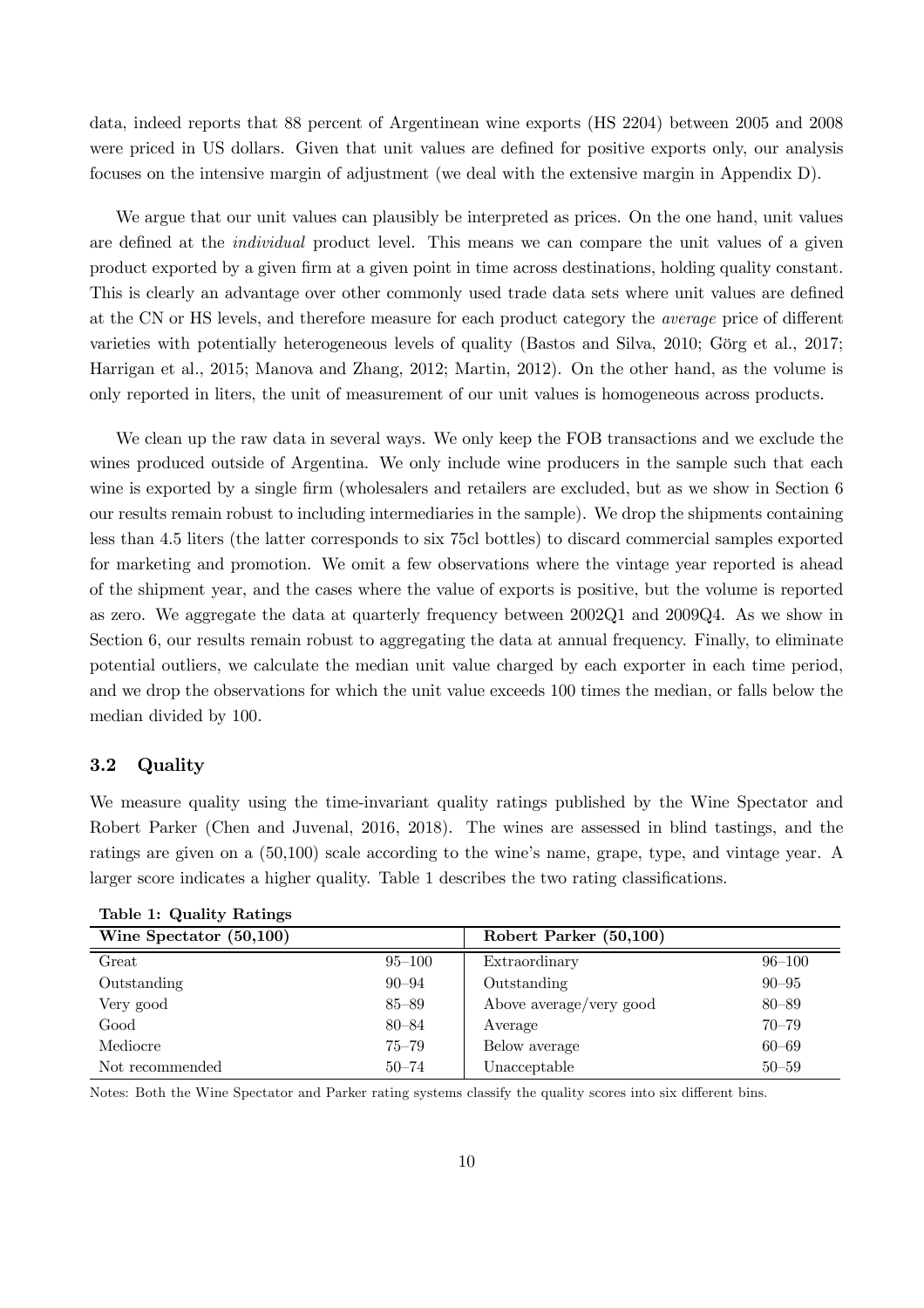data, indeed reports that 88 percent of Argentinean wine exports (HS 2204) between 2005 and 2008 were priced in US dollars. Given that unit values are defined for positive exports only, our analysis focuses on the intensive margin of adjustment (we deal with the extensive margin in Appendix D).

We argue that our unit values can plausibly be interpreted as prices. On the one hand, unit values are defined at the *individual* product level. This means we can compare the unit values of a given product exported by a given firm at a given point in time across destinations, holding quality constant. This is clearly an advantage over other commonly used trade data sets where unit values are defined at the CN or HS levels, and therefore measure for each product category the *average* price of different varieties with potentially heterogeneous levels of quality (Bastos and Silva, 2010; Görg et al., 2017; Harrigan et al., 2015; Manova and Zhang, 2012; Martin, 2012). On the other hand, as the volume is only reported in liters, the unit of measurement of our unit values is homogeneous across products.

We clean up the raw data in several ways. We only keep the FOB transactions and we exclude the wines produced outside of Argentina. We only include wine producers in the sample such that each wine is exported by a single firm (wholesalers and retailers are excluded, but as we show in Section 6 our results remain robust to including intermediaries in the sample). We drop the shipments containing less than 4.5 liters (the latter corresponds to six 75cl bottles) to discard commercial samples exported for marketing and promotion. We omit a few observations where the vintage year reported is ahead of the shipment year, and the cases where the value of exports is positive, but the volume is reported as zero. We aggregate the data at quarterly frequency between 2002Q1 and 2009Q4. As we show in Section 6, our results remain robust to aggregating the data at annual frequency. Finally, to eliminate potential outliers, we calculate the median unit value charged by each exporter in each time period, and we drop the observations for which the unit value exceeds 100 times the median, or falls below the median divided by 100.

### 3.2 Quality

We measure quality using the time-invariant quality ratings published by the Wine Spectator and Robert Parker (Chen and Juvenal, 2016, 2018). The wines are assessed in blind tastings, and the ratings are given on a (50,100) scale according to the wine's name, grape, type, and vintage year. A larger score indicates a higher quality. Table 1 describes the two rating classifications.

**Table 1: Quality Ratings**

| Wine Spectator (50,100) | | Robert Parker (50,100) | |
|---|---|---|---|
| Great | 95–100 | Extraordinary | 96–100 |
| Outstanding | 90–94 | Outstanding | 90–95 |
| Very good | 85–89 | Above average/very good | 80–89 |
| Good | 80–84 | Average | 70–79 |
| Mediocre | 75–79 | Below average | 60–69 |
| Not recommended | 50–74 | Unacceptable | 50–59 |

Notes: Both the Wine Spectator and Parker rating systems classify the quality scores into six different bins.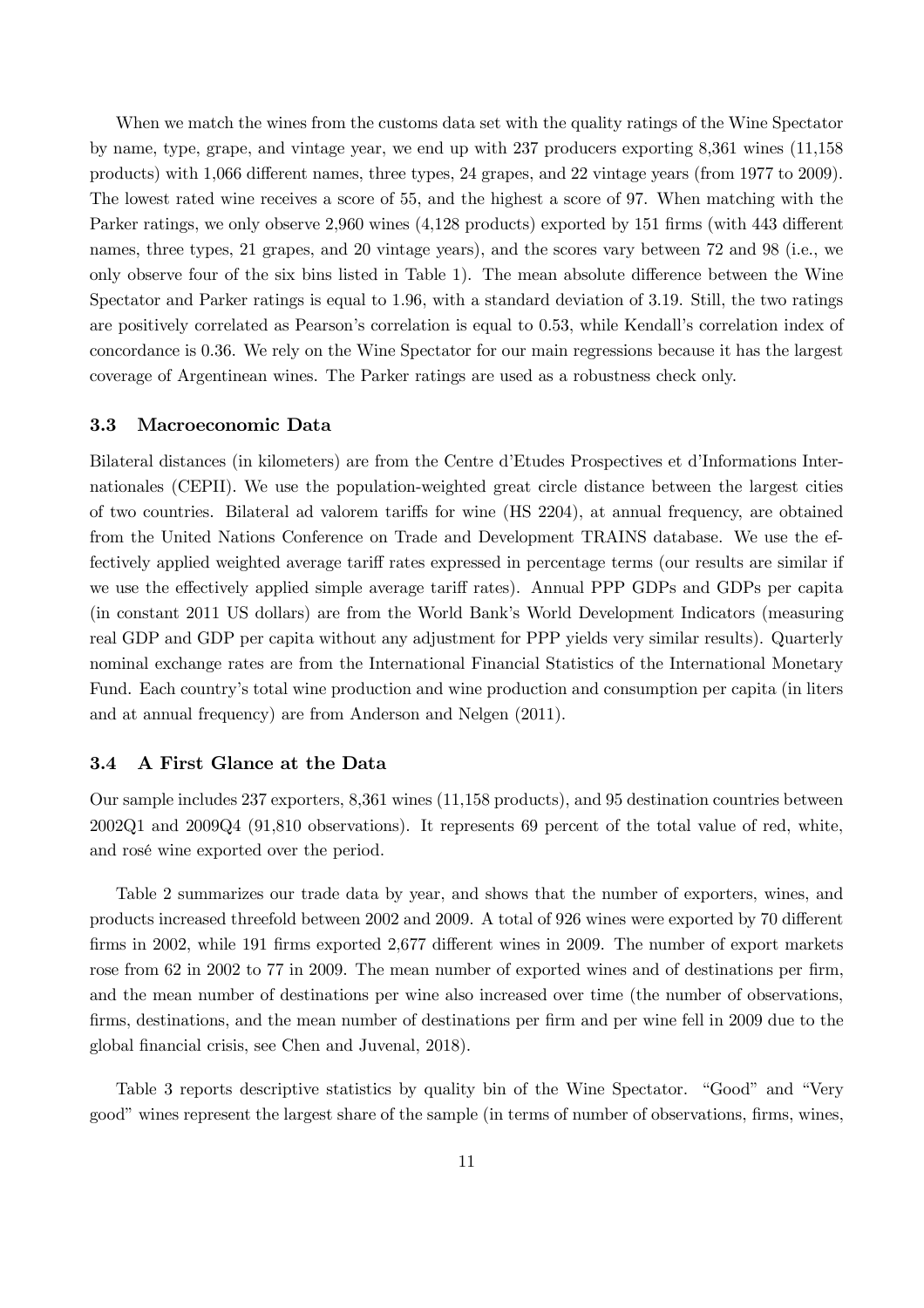When we match the wines from the customs data set with the quality ratings of the Wine Spectator by name, type, grape, and vintage year, we end up with 237 producers exporting 8,361 wines (11,158 products) with 1,066 different names, three types, 24 grapes, and 22 vintage years (from 1977 to 2009). The lowest rated wine receives a score of 55, and the highest a score of 97. When matching with the Parker ratings, we only observe 2,960 wines (4,128 products) exported by 151 firms (with 443 different names, three types, 21 grapes, and 20 vintage years), and the scores vary between 72 and 98 (i.e., we only observe four of the six bins listed in Table 1). The mean absolute difference between the Wine Spectator and Parker ratings is equal to 1.96, with a standard deviation of 3.19. Still, the two ratings are positively correlated as Pearson's correlation is equal to 0.53, while Kendall's correlation index of concordance is 0.36. We rely on the Wine Spectator for our main regressions because it has the largest coverage of Argentinean wines. The Parker ratings are used as a robustness check only.

### 3.3 Macroeconomic Data

Bilateral distances (in kilometers) are from the Centre d'Etudes Prospectives et d'Informations Internationales (CEPII). We use the population-weighted great circle distance between the largest cities of two countries. Bilateral ad valorem tariffs for wine (HS 2204), at annual frequency, are obtained from the United Nations Conference on Trade and Development TRAINS database. We use the effectively applied weighted average tariff rates expressed in percentage terms (our results are similar if we use the effectively applied simple average tariff rates). Annual PPP GDPs and GDPs per capita (in constant 2011 US dollars) are from the World Bank's World Development Indicators (measuring real GDP and GDP per capita without any adjustment for PPP yields very similar results). Quarterly nominal exchange rates are from the International Financial Statistics of the International Monetary Fund. Each country's total wine production and wine production and consumption per capita (in liters and at annual frequency) are from Anderson and Nelgen (2011).

### 3.4 A First Glance at the Data

Our sample includes 237 exporters, 8,361 wines (11,158 products), and 95 destination countries between 2002Q1 and 2009Q4 (91,810 observations). It represents 69 percent of the total value of red, white, and rosé wine exported over the period.

Table 2 summarizes our trade data by year, and shows that the number of exporters, wines, and products increased threefold between 2002 and 2009. A total of 926 wines were exported by 70 different firms in 2002, while 191 firms exported 2,677 different wines in 2009. The number of export markets rose from 62 in 2002 to 77 in 2009. The mean number of exported wines and of destinations per firm, and the mean number of destinations per wine also increased over time (the number of observations, firms, destinations, and the mean number of destinations per firm and per wine fell in 2009 due to the global financial crisis, see Chen and Juvenal, 2018).

Table 3 reports descriptive statistics by quality bin of the Wine Spectator. "Good" and "Very good" wines represent the largest share of the sample (in terms of number of observations, firms, wines,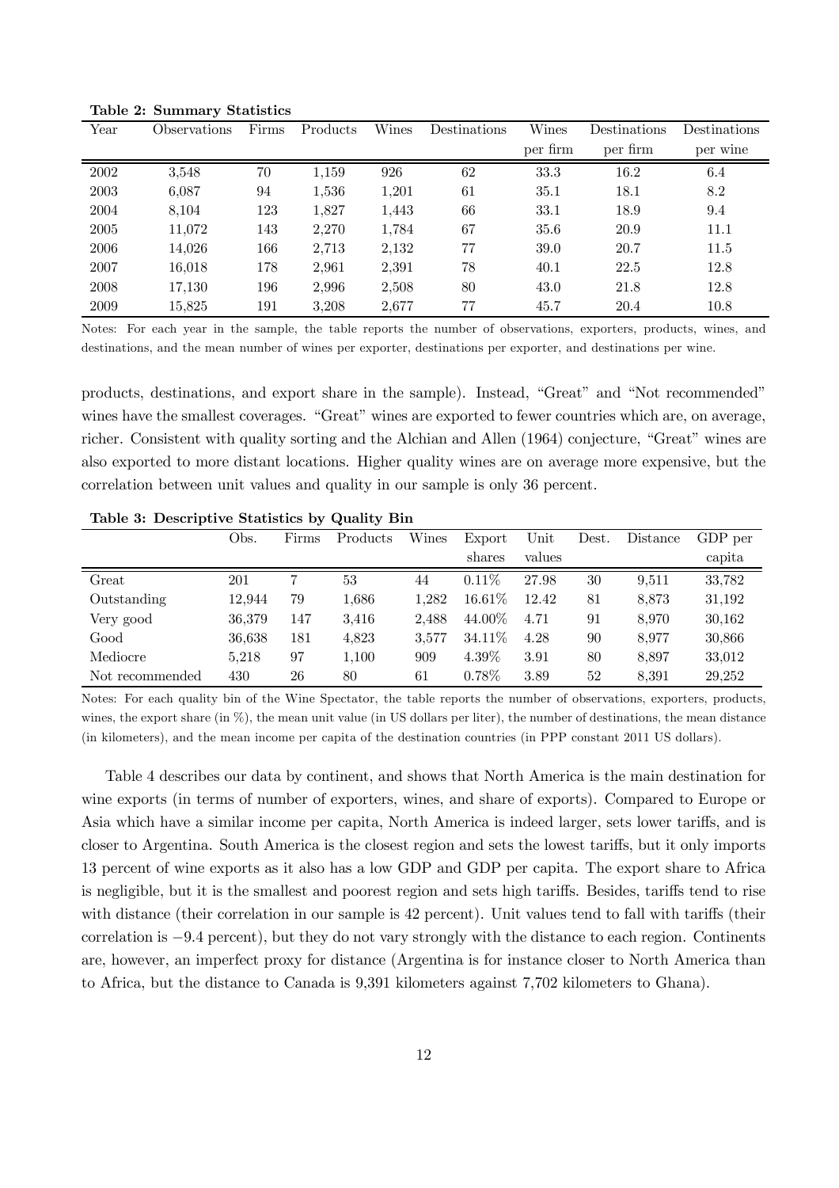**Table 2: Summary Statistics**

| Year | Observations | Firms | Products | Wines | Destinations | Wines per firm | Destinations per firm | Destinations per wine |
|---|---|---|---|---|---|---|---|---|
| 2002 | 3,548 | 70 | 1,159 | 926 | 62 | 33.3 | 16.2 | 6.4 |
| 2003 | 6,087 | 94 | 1,536 | 1,201 | 61 | 35.1 | 18.1 | 8.2 |
| 2004 | 8,104 | 123 | 1,827 | 1,443 | 66 | 33.1 | 18.9 | 9.4 |
| 2005 | 11,072 | 143 | 2,270 | 1,784 | 67 | 35.6 | 20.9 | 11.1 |
| 2006 | 14,026 | 166 | 2,713 | 2,132 | 77 | 39.0 | 20.7 | 11.5 |
| 2007 | 16,018 | 178 | 2,961 | 2,391 | 78 | 40.1 | 22.5 | 12.8 |
| 2008 | 17,130 | 196 | 2,996 | 2,508 | 80 | 43.0 | 21.8 | 12.8 |
| 2009 | 15,825 | 191 | 3,208 | 2,677 | 77 | 45.7 | 20.4 | 10.8 |

Notes: For each year in the sample, the table reports the number of observations, exporters, products, wines, and destinations, and the mean number of wines per exporter, destinations per exporter, and destinations per wine.

products, destinations, and export share in the sample). Instead, "Great" and "Not recommended" wines have the smallest coverages. "Great" wines are exported to fewer countries which are, on average, richer. Consistent with quality sorting and the Alchian and Allen (1964) conjecture, "Great" wines are also exported to more distant locations. Higher quality wines are on average more expensive, but the correlation between unit values and quality in our sample is only 36 percent.

**Table 3: Descriptive Statistics by Quality Bin**

| | Obs. | Firms | Products | Wines | Export shares | Unit values | Dest. | Distance | GDP per capita |
|---|---|---|---|---|---|---|---|---|---|
| Great | 201 | 7 | 53 | 44 | 0.11% | 27.98 | 30 | 9,511 | 33,782 |
| Outstanding | 12,944 | 79 | 1,686 | 1,282 | 16.61% | 12.42 | 81 | 8,873 | 31,192 |
| Very good | 36,379 | 147 | 3,416 | 2,488 | 44.00% | 4.71 | 91 | 8,970 | 30,162 |
| Good | 36,638 | 181 | 4,823 | 3,577 | 34.11% | 4.28 | 90 | 8,977 | 30,866 |
| Mediocre | 5,218 | 97 | 1,100 | 909 | 4.39% | 3.91 | 80 | 8,897 | 33,012 |
| Not recommended | 430 | 26 | 80 | 61 | 0.78% | 3.89 | 52 | 8,391 | 29,252 |

Notes: For each quality bin of the Wine Spectator, the table reports the number of observations, exporters, products, wines, the export share (in %), the mean unit value (in US dollars per liter), the number of destinations, the mean distance (in kilometers), and the mean income per capita of the destination countries (in PPP constant 2011 US dollars).

Table 4 describes our data by continent, and shows that North America is the main destination for wine exports (in terms of number of exporters, wines, and share of exports). Compared to Europe or Asia which have a similar income per capita, North America is indeed larger, sets lower tariffs, and is closer to Argentina. South America is the closest region and sets the lowest tariffs, but it only imports 13 percent of wine exports as it also has a low GDP and GDP per capita. The export share to Africa is negligible, but it is the smallest and poorest region and sets high tariffs. Besides, tariffs tend to rise with distance (their correlation in our sample is 42 percent). Unit values tend to fall with tariffs (their correlation is −9.4 percent), but they do not vary strongly with the distance to each region. Continents are, however, an imperfect proxy for distance (Argentina is for instance closer to North America than to Africa, but the distance to Canada is 9,391 kilometers against 7,702 kilometers to Ghana).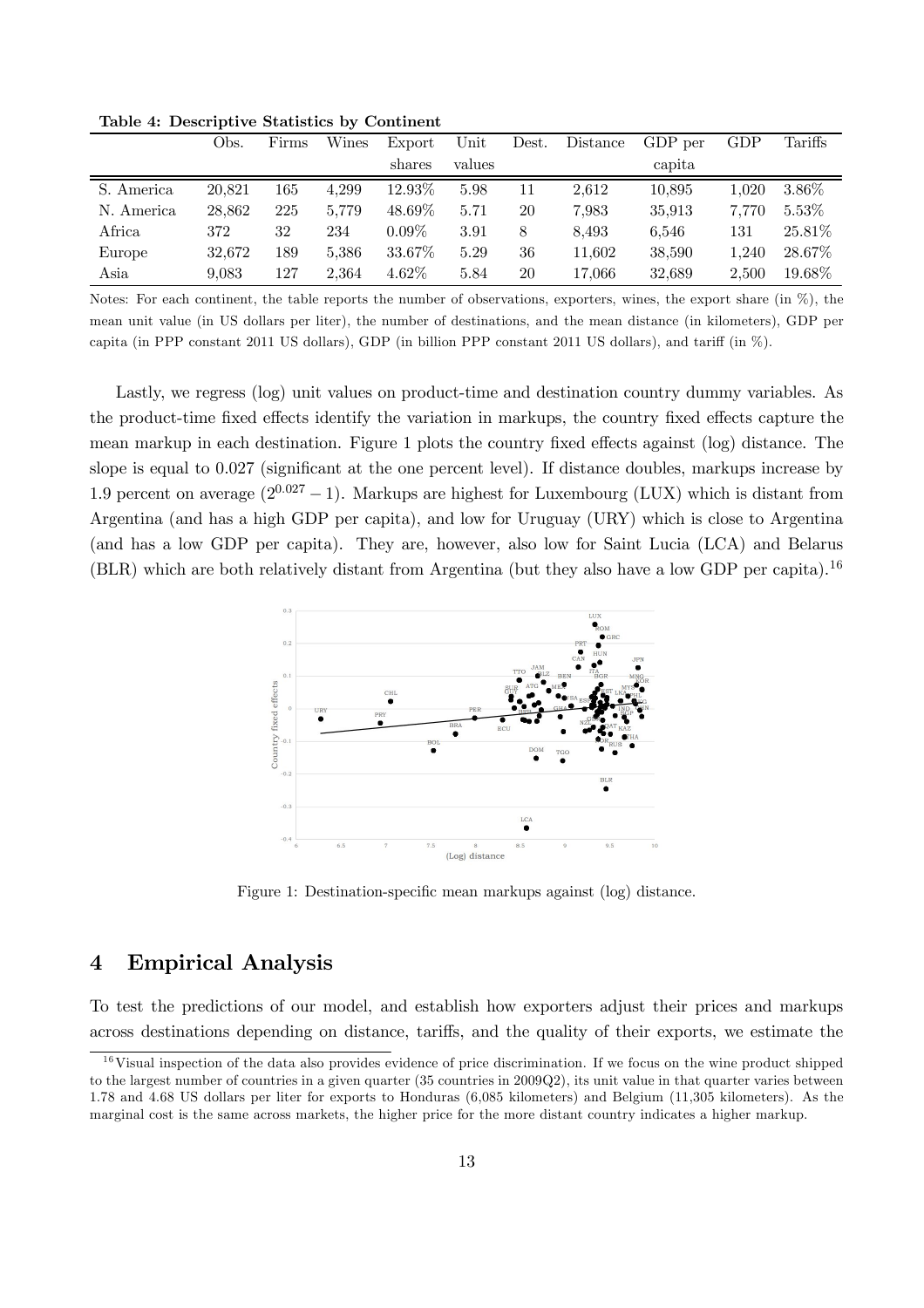**Table 4: Descriptive Statistics by Continent**

| | Obs. | Firms | Wines | Export shares | Unit values | Dest. | Distance | GDP per capita | GDP | Tariffs |
|---|---|---|---|---|---|---|---|---|---|---|
| S. America | 20,821 | 165 | 4,299 | 12.93% | 5.98 | 11 | 2,612 | 10,895 | 1,020 | 3.86% |
| N. America | 28,862 | 225 | 5,779 | 48.69% | 5.71 | 20 | 7,983 | 35,913 | 7,770 | 5.53% |
| Africa | 372 | 32 | 234 | 0.09% | 3.91 | 8 | 8,493 | 6,546 | 131 | 25.81% |
| Europe | 32,672 | 189 | 5,386 | 33.67% | 5.29 | 36 | 11,602 | 38,590 | 1,240 | 28.67% |
| Asia | 9,083 | 127 | 2,364 | 4.62% | 5.84 | 20 | 17,066 | 32,689 | 2,500 | 19.68% |

Notes: For each continent, the table reports the number of observations, exporters, wines, the export share (in %), the mean unit value (in US dollars per liter), the number of destinations, and the mean distance (in kilometers), GDP per capita (in PPP constant 2011 US dollars), GDP (in billion PPP constant 2011 US dollars), and tariff (in %).

Lastly, we regress (log) unit values on product-time and destination country dummy variables. As the product-time fixed effects identify the variation in markups, the country fixed effects capture the mean markup in each destination. Figure 1 plots the country fixed effects against (log) distance. The slope is equal to 0.027 (significant at the one percent level). If distance doubles, markups increase by 1.9 percent on average ($2^{0.027} - 1$). Markups are highest for Luxembourg (LUX) which is distant from Argentina (and has a high GDP per capita), and low for Uruguay (URY) which is close to Argentina (and has a low GDP per capita). They are, however, also low for Saint Lucia (LCA) and Belarus (BLR) which are both relatively distant from Argentina (but they also have a low GDP per capita).[16]

Figure 1: Destination-specific mean markups against (log) distance.

## 4 Empirical Analysis

To test the predictions of our model, and establish how exporters adjust their prices and markups across destinations depending on distance, tariffs, and the quality of their exports, we estimate the

[16] Visual inspection of the data also provides evidence of price discrimination. If we focus on the wine product shipped to the largest number of countries in a given quarter (35 countries in 2009Q2), its unit value in that quarter varies between 1.78 and 4.68 US dollars per liter for exports to Honduras (6,085 kilometers) and Belgium (11,305 kilometers). As the marginal cost is the same across markets, the higher price for the more distant country indicates a higher markup.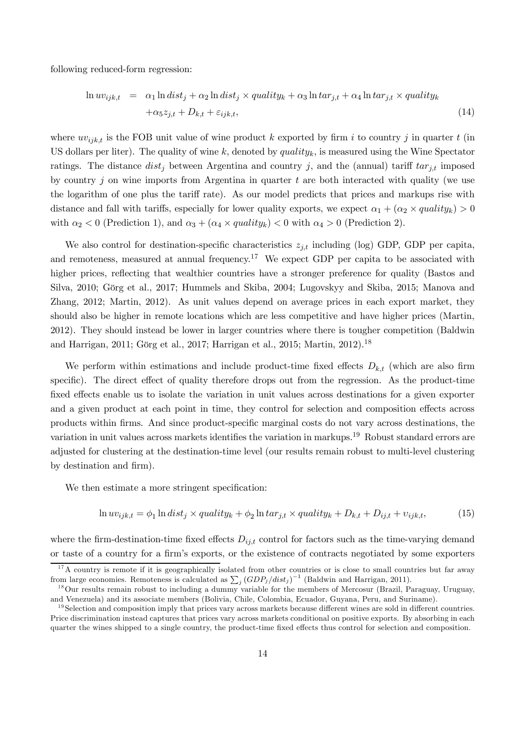following reduced-form regression:

$$\begin{aligned} \ln uv_{ijk,t} &= \alpha_1 \ln dist_j + \alpha_2 \ln dist_j \times quality_k + \alpha_3 \ln tar_{j,t} + \alpha_4 \ln tar_{j,t} \times quality_k \\ &\quad + \alpha_5 z_{j,t} + D_{k,t} + \varepsilon_{ijk,t}, \end{aligned} \tag{14}$$

where $uv_{ijk,t}$ is the FOB unit value of wine product $k$ exported by firm $i$ to country $j$ in quarter $t$ (in US dollars per liter). The quality of wine $k$, denoted by $quality_k$, is measured using the Wine Spectator ratings. The distance $dist_j$ between Argentina and country $j$, and the (annual) tariff $tar_{j,t}$ imposed by country $j$ on wine imports from Argentina in quarter $t$ are both interacted with quality (we use the logarithm of one plus the tariff rate). As our model predicts that prices and markups rise with distance and fall with tariffs, especially for lower quality exports, we expect $\alpha_1 + (\alpha_2 \times quality_k) > 0$ with $\alpha_2 < 0$ (Prediction 1), and $\alpha_3 + (\alpha_4 \times quality_k) < 0$ with $\alpha_4 > 0$ (Prediction 2).

We also control for destination-specific characteristics $z_{j,t}$ including (log) GDP, GDP per capita, and remoteness, measured at annual frequency.[17] We expect GDP per capita to be associated with higher prices, reflecting that wealthier countries have a stronger preference for quality (Bastos and Silva, 2010; Görg et al., 2017; Hummels and Skiba, 2004; Lugovskyy and Skiba, 2015; Manova and Zhang, 2012; Martin, 2012). As unit values depend on average prices in each export market, they should also be higher in remote locations which are less competitive and have higher prices (Martin, 2012). They should instead be lower in larger countries where there is tougher competition (Baldwin and Harrigan, 2011; Görg et al., 2017; Harrigan et al., 2015; Martin, 2012).[18]

We perform within estimations and include product-time fixed effects $D_{k,t}$ (which are also firm specific). The direct effect of quality therefore drops out from the regression. As the product-time fixed effects enable us to isolate the variation in unit values across destinations for a given exporter and a given product at each point in time, they control for selection and composition effects across products within firms. And since product-specific marginal costs do not vary across destinations, the variation in unit values across markets identifies the variation in markups.[19] Robust standard errors are adjusted for clustering at the destination-time level (our results remain robust to multi-level clustering by destination and firm).

We then estimate a more stringent specification:

$$\ln uv_{ijk,t} = \phi_1 \ln dist_j \times quality_k + \phi_2 \ln tar_{j,t} \times quality_k + D_{k,t} + D_{ij,t} + \upsilon_{ijk,t}, \tag{15}$$

where the firm-destination-time fixed effects $D_{ij,t}$ control for factors such as the time-varying demand or taste of a country for a firm's exports, or the existence of contracts negotiated by some exporters

[17] A country is remote if it is geographically isolated from other countries or is close to small countries but far away from large economies. Remoteness is calculated as $\sum_j (GDP_j/dist_j)^{-1}$ (Baldwin and Harrigan, 2011).

[18] Our results remain robust to including a dummy variable for the members of Mercosur (Brazil, Paraguay, Uruguay, and Venezuela) and its associate members (Bolivia, Chile, Colombia, Ecuador, Guyana, Peru, and Suriname).

[19] Selection and composition imply that prices vary across markets because different wines are sold in different countries. Price discrimination instead captures that prices vary across markets conditional on positive exports. By absorbing in each quarter the wines shipped to a single country, the product-time fixed effects thus control for selection and composition.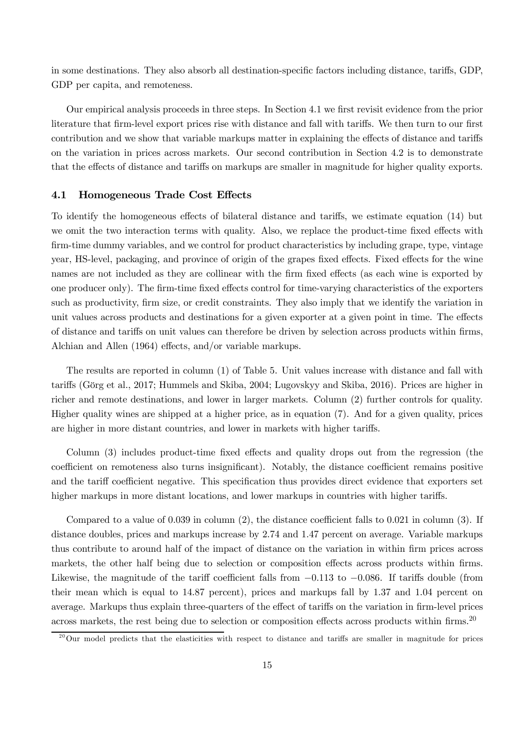in some destinations. They also absorb all destination-specific factors including distance, tariffs, GDP, GDP per capita, and remoteness.

Our empirical analysis proceeds in three steps. In Section 4.1 we first revisit evidence from the prior literature that firm-level export prices rise with distance and fall with tariffs. We then turn to our first contribution and we show that variable markups matter in explaining the effects of distance and tariffs on the variation in prices across markets. Our second contribution in Section 4.2 is to demonstrate that the effects of distance and tariffs on markups are smaller in magnitude for higher quality exports.

### 4.1 Homogeneous Trade Cost Effects

To identify the homogeneous effects of bilateral distance and tariffs, we estimate equation (14) but we omit the two interaction terms with quality. Also, we replace the product-time fixed effects with firm-time dummy variables, and we control for product characteristics by including grape, type, vintage year, HS-level, packaging, and province of origin of the grapes fixed effects. Fixed effects for the wine names are not included as they are collinear with the firm fixed effects (as each wine is exported by one producer only). The firm-time fixed effects control for time-varying characteristics of the exporters such as productivity, firm size, or credit constraints. They also imply that we identify the variation in unit values across products and destinations for a given exporter at a given point in time. The effects of distance and tariffs on unit values can therefore be driven by selection across products within firms, Alchian and Allen (1964) effects, and/or variable markups.

The results are reported in column (1) of Table 5. Unit values increase with distance and fall with tariffs (Görg et al., 2017; Hummels and Skiba, 2004; Lugovskyy and Skiba, 2016). Prices are higher in richer and remote destinations, and lower in larger markets. Column (2) further controls for quality. Higher quality wines are shipped at a higher price, as in equation (7). And for a given quality, prices are higher in more distant countries, and lower in markets with higher tariffs.

Column (3) includes product-time fixed effects and quality drops out from the regression (the coefficient on remoteness also turns insignificant). Notably, the distance coefficient remains positive and the tariff coefficient negative. This specification thus provides direct evidence that exporters set higher markups in more distant locations, and lower markups in countries with higher tariffs.

Compared to a value of 0.039 in column (2), the distance coefficient falls to 0.021 in column (3). If distance doubles, prices and markups increase by 2.74 and 1.47 percent on average. Variable markups thus contribute to around half of the impact of distance on the variation in within firm prices across markets, the other half being due to selection or composition effects across products within firms. Likewise, the magnitude of the tariff coefficient falls from $-0.113$ to $-0.086$. If tariffs double (from their mean which is equal to 14.87 percent), prices and markups fall by 1.37 and 1.04 percent on average. Markups thus explain three-quarters of the effect of tariffs on the variation in firm-level prices across markets, the rest being due to selection or composition effects across products within firms.[20]

[20] Our model predicts that the elasticities with respect to distance and tariffs are smaller in magnitude for prices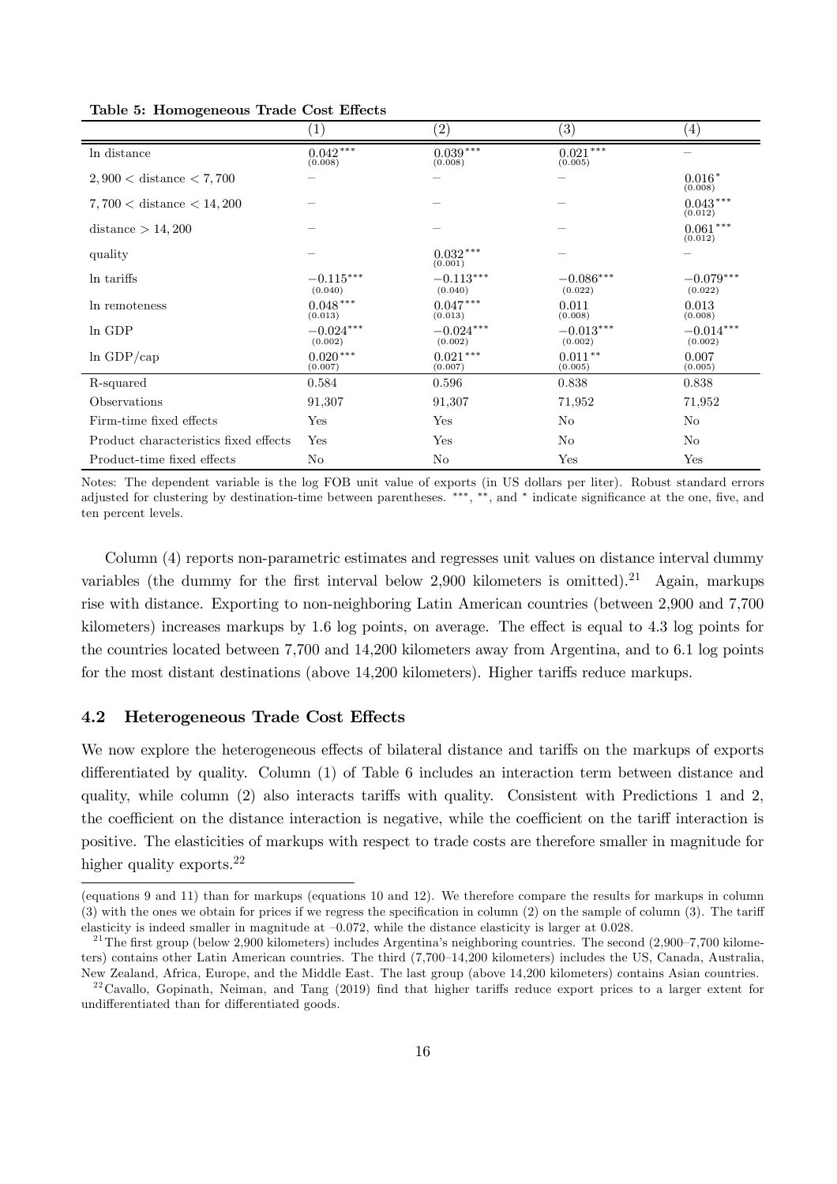**Table 5: Homogeneous Trade Cost Effects**

| | (1) | (2) | (3) | (4) |
|---|---|---|---|---|
| ln distance | $0.042^{***}$ (0.008) | $0.039^{***}$ (0.008) | $0.021^{***}$ (0.005) | – |
| $2,900 <$ distance $< 7,700$ | – | – | – | $0.016^{*}$ (0.008) |
| $7,700 <$ distance $< 14,200$ | – | – | – | $0.043^{***}$ (0.012) |
| distance $> 14,200$ | – | – | – | $0.061^{***}$ (0.012) |
| quality | – | $0.032^{***}$ (0.001) | – | – |
| ln tariffs | $-0.115^{***}$ (0.040) | $-0.113^{***}$ (0.040) | $-0.086^{***}$ (0.022) | $-0.079^{***}$ (0.022) |
| ln remoteness | $0.048^{***}$ (0.013) | $0.047^{***}$ (0.013) | 0.011 (0.008) | 0.013 (0.008) |
| ln GDP | $-0.024^{***}$ (0.002) | $-0.024^{***}$ (0.002) | $-0.013^{***}$ (0.002) | $-0.014^{***}$ (0.002) |
| ln GDP/cap | $0.020^{***}$ (0.007) | $0.021^{***}$ (0.007) | $0.011^{**}$ (0.005) | 0.007 (0.005) |
| R-squared | 0.584 | 0.596 | 0.838 | 0.838 |
| Observations | 91,307 | 91,307 | 71,952 | 71,952 |
| Firm-time fixed effects | Yes | Yes | No | No |
| Product characteristics fixed effects | Yes | Yes | No | No |
| Product-time fixed effects | No | No | Yes | Yes |

Notes: The dependent variable is the log FOB unit value of exports (in US dollars per liter). Robust standard errors adjusted for clustering by destination-time between parentheses. ***, **, and * indicate significance at the one, five, and ten percent levels.

Column (4) reports non-parametric estimates and regresses unit values on distance interval dummy variables (the dummy for the first interval below 2,900 kilometers is omitted).[21] Again, markups rise with distance. Exporting to non-neighboring Latin American countries (between 2,900 and 7,700 kilometers) increases markups by 1.6 log points, on average. The effect is equal to 4.3 log points for the countries located between 7,700 and 14,200 kilometers away from Argentina, and to 6.1 log points for the most distant destinations (above 14,200 kilometers). Higher tariffs reduce markups.

### 4.2 Heterogeneous Trade Cost Effects

We now explore the heterogeneous effects of bilateral distance and tariffs on the markups of exports differentiated by quality. Column (1) of Table 6 includes an interaction term between distance and quality, while column (2) also interacts tariffs with quality. Consistent with Predictions 1 and 2, the coefficient on the distance interaction is negative, while the coefficient on the tariff interaction is positive. The elasticities of markups with respect to trade costs are therefore smaller in magnitude for higher quality exports.[22]

(equations 9 and 11) than for markups (equations 10 and 12). We therefore compare the results for markups in column (3) with the ones we obtain for prices if we regress the specification in column (2) on the sample of column (3). The tariff elasticity is indeed smaller in magnitude at –0.072, while the distance elasticity is larger at 0.028.

[21] The first group (below 2,900 kilometers) includes Argentina's neighboring countries. The second (2,900–7,700 kilometers) contains other Latin American countries. The third (7,700–14,200 kilometers) includes the US, Canada, Australia, New Zealand, Africa, Europe, and the Middle East. The last group (above 14,200 kilometers) contains Asian countries.

[22] Cavallo, Gopinath, Neiman, and Tang (2019) find that higher tariffs reduce export prices to a larger extent for undifferentiated than for differentiated goods.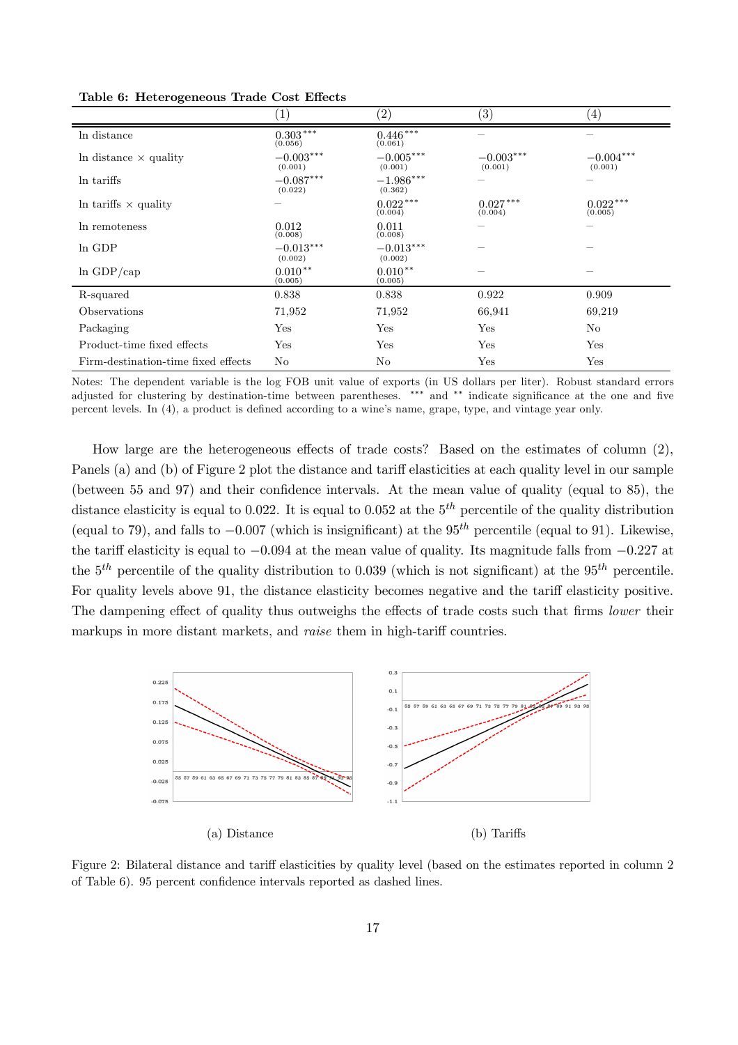**Table 6: Heterogeneous Trade Cost Effects**

| | (1) | (2) | (3) | (4) |
|---|---|---|---|---|
| ln distance | 0.303*** (0.056) | 0.446*** (0.061) | – | – |
| ln distance × quality | −0.003*** (0.001) | −0.005*** (0.001) | −0.003*** (0.001) | −0.004*** (0.001) |
| ln tariffs | −0.087*** (0.022) | −1.986*** (0.362) | – | – |
| ln tariffs × quality | – | 0.022*** (0.004) | 0.027*** (0.004) | 0.022*** (0.005) |
| ln remoteness | 0.012 (0.008) | 0.011 (0.008) | – | – |
| ln GDP | −0.013*** (0.002) | −0.013*** (0.002) | – | – |
| ln GDP/cap | 0.010** (0.005) | 0.010** (0.005) | – | – |
| R-squared | 0.838 | 0.838 | 0.922 | 0.909 |
| Observations | 71,952 | 71,952 | 66,941 | 69,219 |
| Packaging | Yes | Yes | Yes | No |
| Product-time fixed effects | Yes | Yes | Yes | Yes |
| Firm-destination-time fixed effects | No | No | Yes | Yes |

Notes: The dependent variable is the log FOB unit value of exports (in US dollars per liter). Robust standard errors adjusted for clustering by destination-time between parentheses. *** and ** indicate significance at the one and five percent levels. In (4), a product is defined according to a wine's name, grape, type, and vintage year only.

How large are the heterogeneous effects of trade costs? Based on the estimates of column (2), Panels (a) and (b) of Figure 2 plot the distance and tariff elasticities at each quality level in our sample (between 55 and 97) and their confidence intervals. At the mean value of quality (equal to 85), the distance elasticity is equal to 0.022. It is equal to 0.052 at the $5^{th}$ percentile of the quality distribution (equal to 79), and falls to $-0.007$ (which is insignificant) at the $95^{th}$ percentile (equal to 91). Likewise, the tariff elasticity is equal to $-0.094$ at the mean value of quality. Its magnitude falls from $-0.227$ at the $5^{th}$ percentile of the quality distribution to 0.039 (which is not significant) at the $95^{th}$ percentile. For quality levels above 91, the distance elasticity becomes negative and the tariff elasticity positive. The dampening effect of quality thus outweighs the effects of trade costs such that firms *lower* their markups in more distant markets, and *raise* them in high-tariff countries.

(a) Distance

(b) Tariffs

Figure 2: Bilateral distance and tariff elasticities by quality level (based on the estimates reported in column 2 of Table 6). 95 percent confidence intervals reported as dashed lines.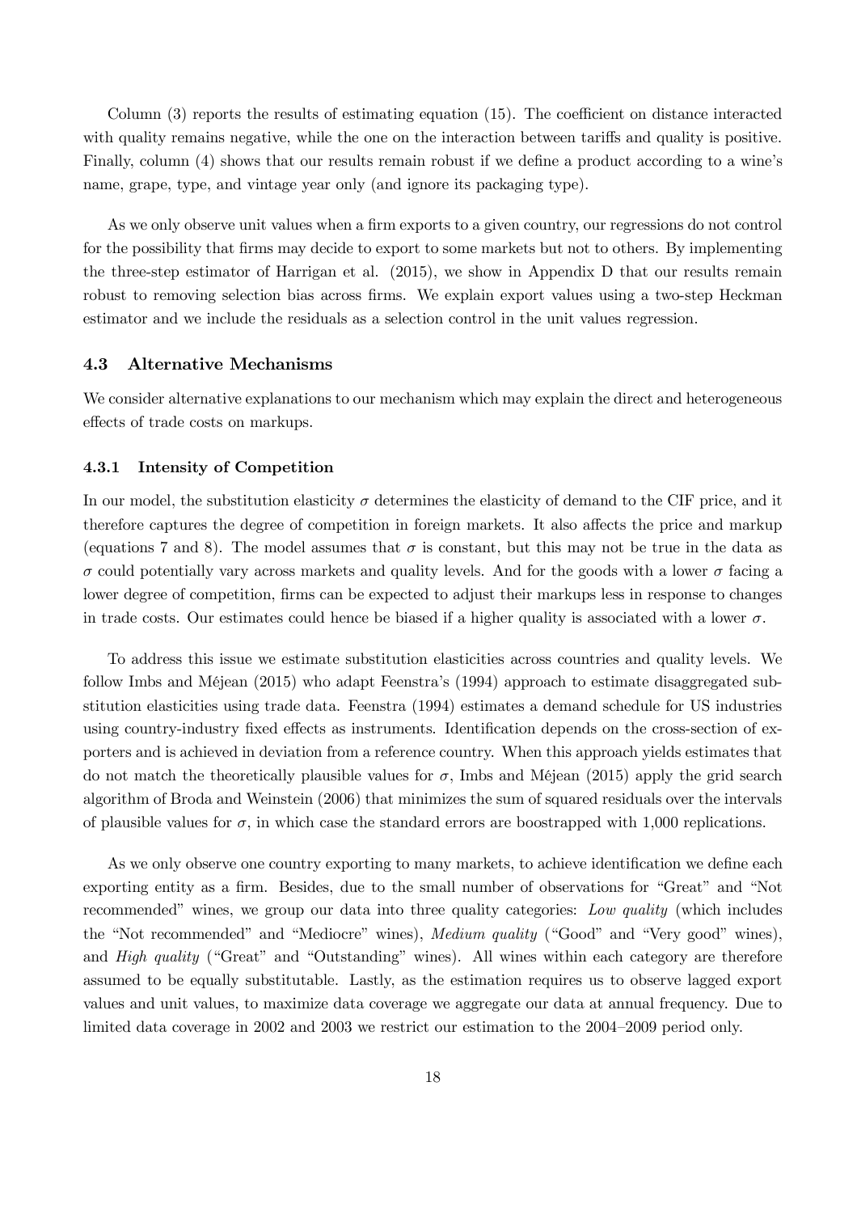Column (3) reports the results of estimating equation (15). The coefficient on distance interacted with quality remains negative, while the one on the interaction between tariffs and quality is positive. Finally, column (4) shows that our results remain robust if we define a product according to a wine's name, grape, type, and vintage year only (and ignore its packaging type).

As we only observe unit values when a firm exports to a given country, our regressions do not control for the possibility that firms may decide to export to some markets but not to others. By implementing the three-step estimator of Harrigan et al. (2015), we show in Appendix D that our results remain robust to removing selection bias across firms. We explain export values using a two-step Heckman estimator and we include the residuals as a selection control in the unit values regression.

### 4.3 Alternative Mechanisms

We consider alternative explanations to our mechanism which may explain the direct and heterogeneous effects of trade costs on markups.

#### 4.3.1 Intensity of Competition

In our model, the substitution elasticity $\sigma$ determines the elasticity of demand to the CIF price, and it therefore captures the degree of competition in foreign markets. It also affects the price and markup (equations 7 and 8). The model assumes that $\sigma$ is constant, but this may not be true in the data as $\sigma$ could potentially vary across markets and quality levels. And for the goods with a lower $\sigma$ facing a lower degree of competition, firms can be expected to adjust their markups less in response to changes in trade costs. Our estimates could hence be biased if a higher quality is associated with a lower $\sigma$.

To address this issue we estimate substitution elasticities across countries and quality levels. We follow Imbs and Méjean (2015) who adapt Feenstra's (1994) approach to estimate disaggregated substitution elasticities using trade data. Feenstra (1994) estimates a demand schedule for US industries using country-industry fixed effects as instruments. Identification depends on the cross-section of exporters and is achieved in deviation from a reference country. When this approach yields estimates that do not match the theoretically plausible values for $\sigma$, Imbs and Méjean (2015) apply the grid search algorithm of Broda and Weinstein (2006) that minimizes the sum of squared residuals over the intervals of plausible values for $\sigma$, in which case the standard errors are boostrapped with 1,000 replications.

As we only observe one country exporting to many markets, to achieve identification we define each exporting entity as a firm. Besides, due to the small number of observations for "Great" and "Not recommended" wines, we group our data into three quality categories: *Low quality* (which includes the "Not recommended" and "Mediocre" wines), *Medium quality* ("Good" and "Very good" wines), and *High quality* ("Great" and "Outstanding" wines). All wines within each category are therefore assumed to be equally substitutable. Lastly, as the estimation requires us to observe lagged export values and unit values, to maximize data coverage we aggregate our data at annual frequency. Due to limited data coverage in 2002 and 2003 we restrict our estimation to the 2004–2009 period only.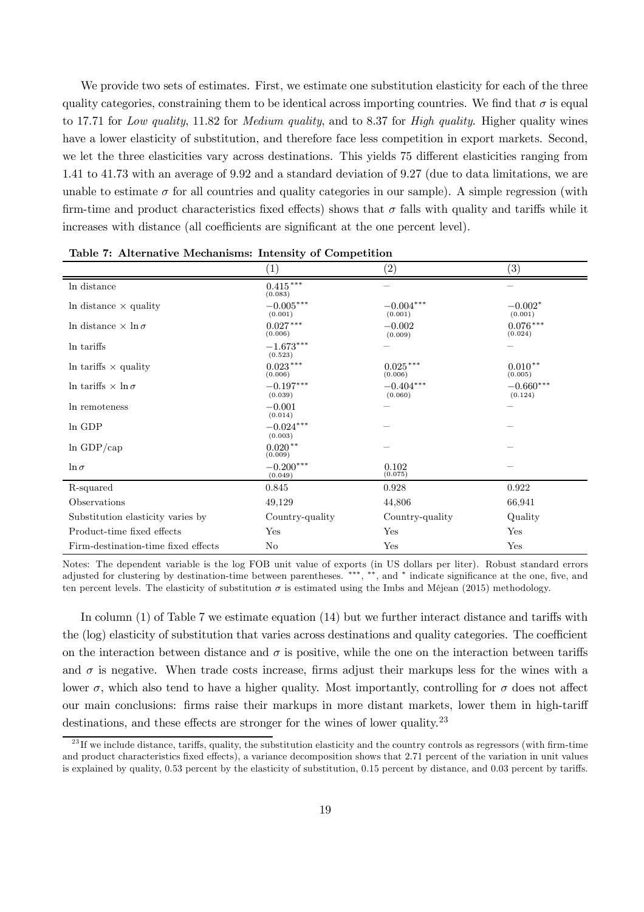We provide two sets of estimates. First, we estimate one substitution elasticity for each of the three quality categories, constraining them to be identical across importing countries. We find that $\sigma$ is equal to 17.71 for *Low quality*, 11.82 for *Medium quality*, and to 8.37 for *High quality*. Higher quality wines have a lower elasticity of substitution, and therefore face less competition in export markets. Second, we let the three elasticities vary across destinations. This yields 75 different elasticities ranging from 1.41 to 41.73 with an average of 9.92 and a standard deviation of 9.27 (due to data limitations, we are unable to estimate $\sigma$ for all countries and quality categories in our sample). A simple regression (with firm-time and product characteristics fixed effects) shows that $\sigma$ falls with quality and tariffs while it increases with distance (all coefficients are significant at the one percent level).

**Table 7: Alternative Mechanisms: Intensity of Competition**

| | (1) | (2) | (3) |
|---|---|---|---|
| ln distance | $0.415^{***}$ (0.083) | – | – |
| ln distance × quality | $-0.005^{***}$ (0.001) | $-0.004^{***}$ (0.001) | $-0.002^{*}$ (0.001) |
| ln distance × $\ln\sigma$ | $0.027^{***}$ (0.006) | $-0.002$ (0.009) | $0.076^{***}$ (0.024) |
| ln tariffs | $-1.673^{***}$ (0.523) | – | – |
| ln tariffs × quality | $0.023^{***}$ (0.006) | $0.025^{***}$ (0.006) | $0.010^{**}$ (0.005) |
| ln tariffs × $\ln\sigma$ | $-0.197^{***}$ (0.039) | $-0.404^{***}$ (0.060) | $-0.660^{***}$ (0.124) |
| ln remoteness | $-0.001$ (0.014) | – | – |
| ln GDP | $-0.024^{***}$ (0.003) | – | – |
| ln GDP/cap | $0.020^{**}$ (0.009) | – | – |
| $\ln\sigma$ | $-0.200^{***}$ (0.049) | 0.102 (0.075) | – |
| R-squared | 0.845 | 0.928 | 0.922 |
| Observations | 49,129 | 44,806 | 66,941 |
| Substitution elasticity varies by | Country-quality | Country-quality | Quality |
| Product-time fixed effects | Yes | Yes | Yes |
| Firm-destination-time fixed effects | No | Yes | Yes |

Notes: The dependent variable is the log FOB unit value of exports (in US dollars per liter). Robust standard errors adjusted for clustering by destination-time between parentheses. \*\*\*, \*\*, and \* indicate significance at the one, five, and ten percent levels. The elasticity of substitution $\sigma$ is estimated using the Imbs and Méjean (2015) methodology.

In column (1) of Table 7 we estimate equation (14) but we further interact distance and tariffs with the (log) elasticity of substitution that varies across destinations and quality categories. The coefficient on the interaction between distance and $\sigma$ is positive, while the one on the interaction between tariffs and $\sigma$ is negative. When trade costs increase, firms adjust their markups less for the wines with a lower $\sigma$, which also tend to have a higher quality. Most importantly, controlling for $\sigma$ does not affect our main conclusions: firms raise their markups in more distant markets, lower them in high-tariff destinations, and these effects are stronger for the wines of lower quality.[23]

[23] If we include distance, tariffs, quality, the substitution elasticity and the country controls as regressors (with firm-time and product characteristics fixed effects), a variance decomposition shows that 2.71 percent of the variation in unit values is explained by quality, 0.53 percent by the elasticity of substitution, 0.15 percent by distance, and 0.03 percent by tariffs.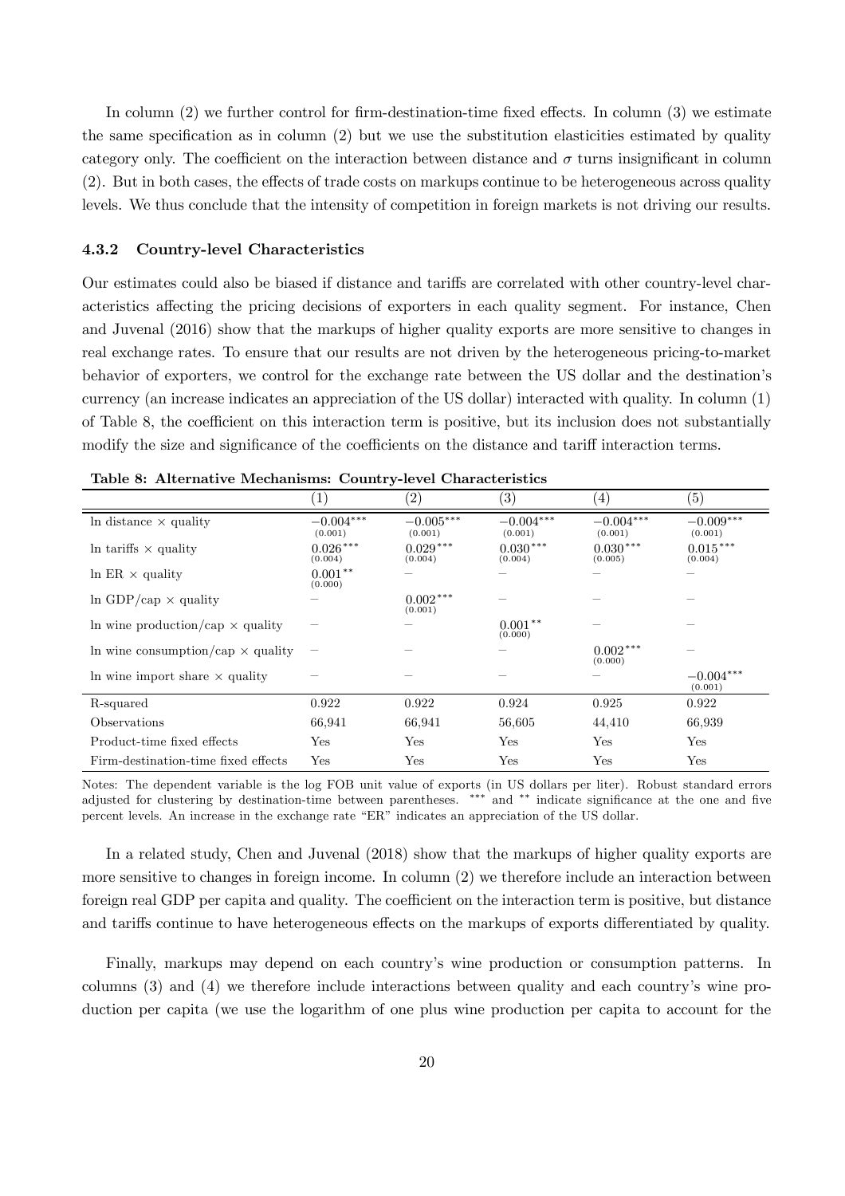In column (2) we further control for firm-destination-time fixed effects. In column (3) we estimate the same specification as in column (2) but we use the substitution elasticities estimated by quality category only. The coefficient on the interaction between distance and $\sigma$ turns insignificant in column (2). But in both cases, the effects of trade costs on markups continue to be heterogeneous across quality levels. We thus conclude that the intensity of competition in foreign markets is not driving our results.

### 4.3.2 Country-level Characteristics

Our estimates could also be biased if distance and tariffs are correlated with other country-level characteristics affecting the pricing decisions of exporters in each quality segment. For instance, Chen and Juvenal (2016) show that the markups of higher quality exports are more sensitive to changes in real exchange rates. To ensure that our results are not driven by the heterogeneous pricing-to-market behavior of exporters, we control for the exchange rate between the US dollar and the destination's currency (an increase indicates an appreciation of the US dollar) interacted with quality. In column (1) of Table 8, the coefficient on this interaction term is positive, but its inclusion does not substantially modify the size and significance of the coefficients on the distance and tariff interaction terms.

**Table 8: Alternative Mechanisms: Country-level Characteristics**

| | (1) | (2) | (3) | (4) | (5) |
|---|---|---|---|---|---|
| ln distance × quality | $-0.004^{***}$ (0.001) | $-0.005^{***}$ (0.001) | $-0.004^{***}$ (0.001) | $-0.004^{***}$ (0.001) | $-0.009^{***}$ (0.001) |
| ln tariffs × quality | $0.026^{***}$ (0.004) | $0.029^{***}$ (0.004) | $0.030^{***}$ (0.004) | $0.030^{***}$ (0.005) | $0.015^{***}$ (0.004) |
| ln ER × quality | $0.001^{**}$ (0.000) | – | – | – | – |
| ln GDP/cap × quality | – | $0.002^{***}$ (0.001) | – | – | – |
| ln wine production/cap × quality | – | – | $0.001^{**}$ (0.000) | – | – |
| ln wine consumption/cap × quality | – | – | – | $0.002^{***}$ (0.000) | – |
| ln wine import share × quality | – | – | – | – | $-0.004^{***}$ (0.001) |
| R-squared | 0.922 | 0.922 | 0.924 | 0.925 | 0.922 |
| Observations | 66,941 | 66,941 | 56,605 | 44,410 | 66,939 |
| Product-time fixed effects | Yes | Yes | Yes | Yes | Yes |
| Firm-destination-time fixed effects | Yes | Yes | Yes | Yes | Yes |

Notes: The dependent variable is the log FOB unit value of exports (in US dollars per liter). Robust standard errors adjusted for clustering by destination-time between parentheses. *** and ** indicate significance at the one and five percent levels. An increase in the exchange rate "ER" indicates an appreciation of the US dollar.

In a related study, Chen and Juvenal (2018) show that the markups of higher quality exports are more sensitive to changes in foreign income. In column (2) we therefore include an interaction between foreign real GDP per capita and quality. The coefficient on the interaction term is positive, but distance and tariffs continue to have heterogeneous effects on the markups of exports differentiated by quality.

Finally, markups may depend on each country's wine production or consumption patterns. In columns (3) and (4) we therefore include interactions between quality and each country's wine production per capita (we use the logarithm of one plus wine production per capita to account for the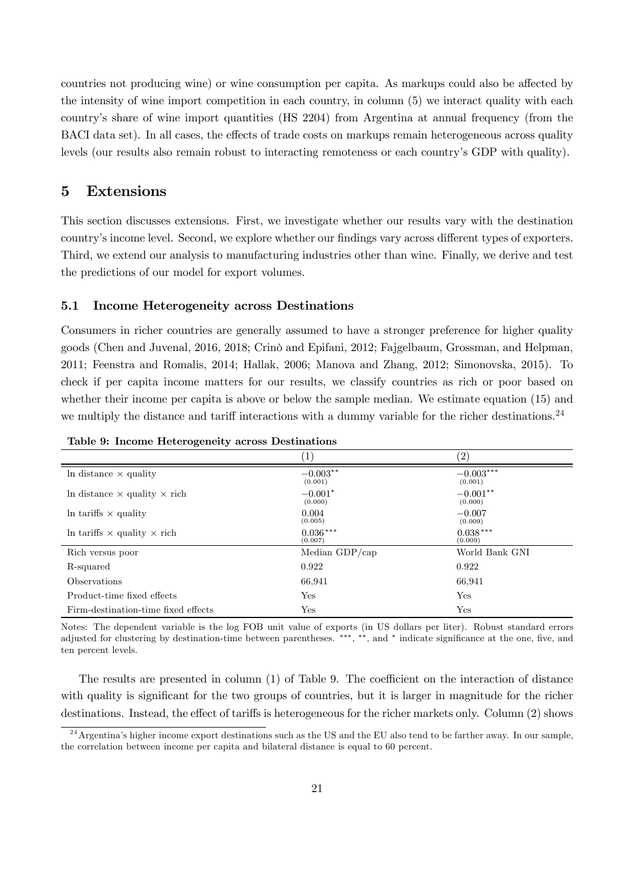countries not producing wine) or wine consumption per capita. As markups could also be affected by the intensity of wine import competition in each country, in column (5) we interact quality with each country's share of wine import quantities (HS 2204) from Argentina at annual frequency (from the BACI data set). In all cases, the effects of trade costs on markups remain heterogeneous across quality levels (our results also remain robust to interacting remoteness or each country's GDP with quality).

# 5 Extensions

This section discusses extensions. First, we investigate whether our results vary with the destination country's income level. Second, we explore whether our findings vary across different types of exporters. Third, we extend our analysis to manufacturing industries other than wine. Finally, we derive and test the predictions of our model for export volumes.

## 5.1 Income Heterogeneity across Destinations

Consumers in richer countries are generally assumed to have a stronger preference for higher quality goods (Chen and Juvenal, 2016, 2018; Crinò and Epifani, 2012; Fajgelbaum, Grossman, and Helpman, 2011; Feenstra and Romalis, 2014; Hallak, 2006; Manova and Zhang, 2012; Simonovska, 2015). To check if per capita income matters for our results, we classify countries as rich or poor based on whether their income per capita is above or below the sample median. We estimate equation (15) and we multiply the distance and tariff interactions with a dummy variable for the richer destinations.[24]

**Table 9: Income Heterogeneity across Destinations**

| | (1) | (2) |
|---|---|---|
| ln distance × quality | $-0.003^{**}$ (0.001) | $-0.003^{***}$ (0.001) |
| ln distance × quality × rich | $-0.001^{*}$ (0.000) | $-0.001^{**}$ (0.000) |
| ln tariffs × quality | 0.004 (0.005) | $-0.007$ (0.009) |
| ln tariffs × quality × rich | $0.036^{***}$ (0.007) | $0.038^{***}$ (0.009) |
| Rich versus poor | Median GDP/cap | World Bank GNI |
| R-squared | 0.922 | 0.922 |
| Observations | 66,941 | 66,941 |
| Product-time fixed effects | Yes | Yes |
| Firm-destination-time fixed effects | Yes | Yes |

Notes: The dependent variable is the log FOB unit value of exports (in US dollars per liter). Robust standard errors adjusted for clustering by destination-time between parentheses. ***, **, and * indicate significance at the one, five, and ten percent levels.

The results are presented in column (1) of Table 9. The coefficient on the interaction of distance with quality is significant for the two groups of countries, but it is larger in magnitude for the richer destinations. Instead, the effect of tariffs is heterogeneous for the richer markets only. Column (2) shows

[24] Argentina's higher income export destinations such as the US and the EU also tend to be farther away. In our sample, the correlation between income per capita and bilateral distance is equal to 60 percent.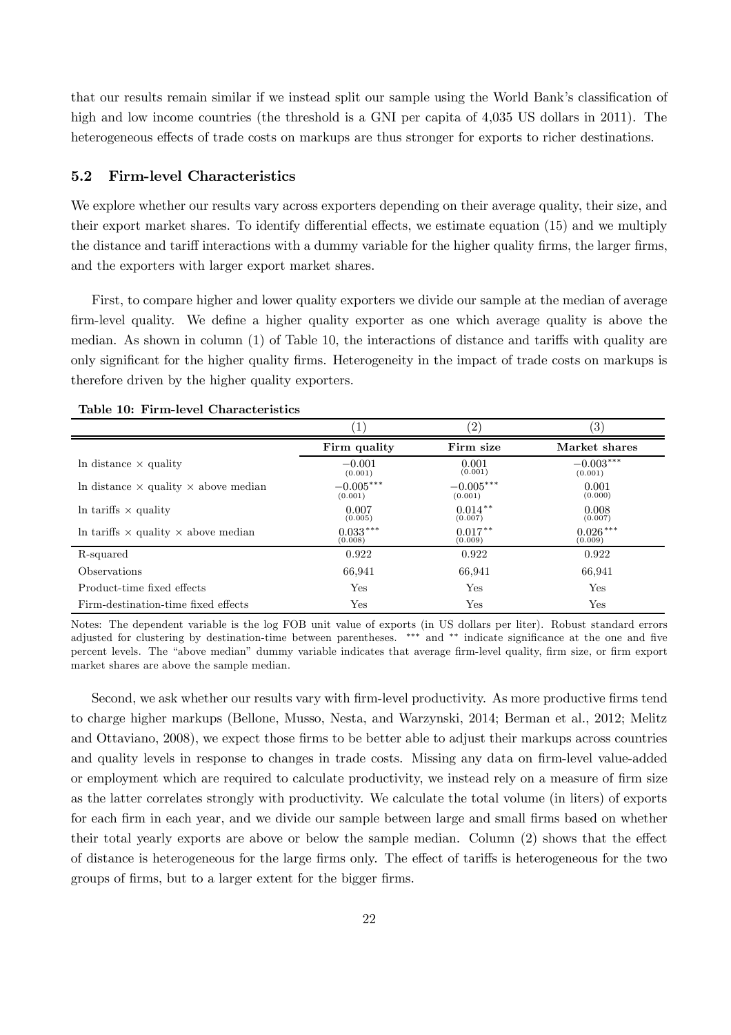that our results remain similar if we instead split our sample using the World Bank's classification of high and low income countries (the threshold is a GNI per capita of 4,035 US dollars in 2011). The heterogeneous effects of trade costs on markups are thus stronger for exports to richer destinations.

### 5.2 Firm-level Characteristics

We explore whether our results vary across exporters depending on their average quality, their size, and their export market shares. To identify differential effects, we estimate equation (15) and we multiply the distance and tariff interactions with a dummy variable for the higher quality firms, the larger firms, and the exporters with larger export market shares.

First, to compare higher and lower quality exporters we divide our sample at the median of average firm-level quality. We define a higher quality exporter as one which average quality is above the median. As shown in column (1) of Table 10, the interactions of distance and tariffs with quality are only significant for the higher quality firms. Heterogeneity in the impact of trade costs on markups is therefore driven by the higher quality exporters.

**Table 10: Firm-level Characteristics**

| | (1) | (2) | (3) |
|---|---|---|---|
| | **Firm quality** | **Firm size** | **Market shares** |
| ln distance × quality | $-0.001$ (0.001) | 0.001 (0.001) | $-0.003^{***}$ (0.001) |
| ln distance × quality × above median | $-0.005^{***}$ (0.001) | $-0.005^{***}$ (0.001) | 0.001 (0.000) |
| ln tariffs × quality | 0.007 (0.005) | $0.014^{**}$ (0.007) | 0.008 (0.007) |
| ln tariffs × quality × above median | $0.033^{***}$ (0.008) | $0.017^{**}$ (0.009) | $0.026^{***}$ (0.009) |
| R-squared | 0.922 | 0.922 | 0.922 |
| Observations | 66,941 | 66,941 | 66,941 |
| Product-time fixed effects | Yes | Yes | Yes |
| Firm-destination-time fixed effects | Yes | Yes | Yes |

Notes: The dependent variable is the log FOB unit value of exports (in US dollars per liter). Robust standard errors adjusted for clustering by destination-time between parentheses. *** and ** indicate significance at the one and five percent levels. The "above median" dummy variable indicates that average firm-level quality, firm size, or firm export market shares are above the sample median.

Second, we ask whether our results vary with firm-level productivity. As more productive firms tend to charge higher markups (Bellone, Musso, Nesta, and Warzynski, 2014; Berman et al., 2012; Melitz and Ottaviano, 2008), we expect those firms to be better able to adjust their markups across countries and quality levels in response to changes in trade costs. Missing any data on firm-level value-added or employment which are required to calculate productivity, we instead rely on a measure of firm size as the latter correlates strongly with productivity. We calculate the total volume (in liters) of exports for each firm in each year, and we divide our sample between large and small firms based on whether their total yearly exports are above or below the sample median. Column (2) shows that the effect of distance is heterogeneous for the large firms only. The effect of tariffs is heterogeneous for the two groups of firms, but to a larger extent for the bigger firms.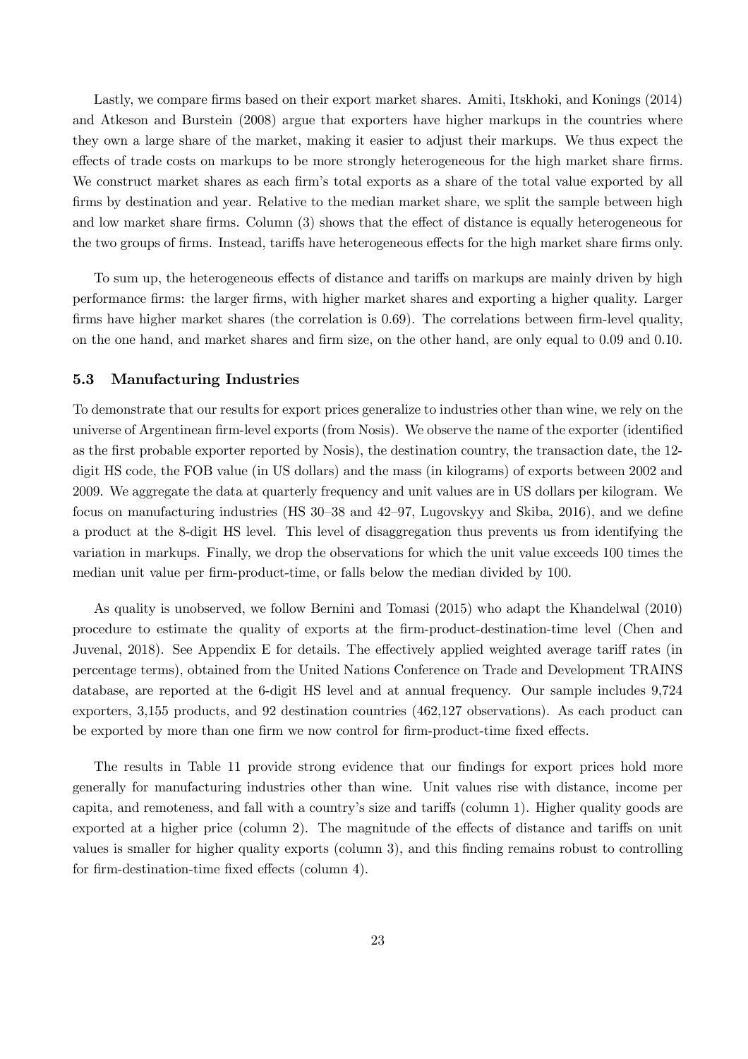Lastly, we compare firms based on their export market shares. Amiti, Itskhoki, and Konings (2014) and Atkeson and Burstein (2008) argue that exporters have higher markups in the countries where they own a large share of the market, making it easier to adjust their markups. We thus expect the effects of trade costs on markups to be more strongly heterogeneous for the high market share firms. We construct market shares as each firm's total exports as a share of the total value exported by all firms by destination and year. Relative to the median market share, we split the sample between high and low market share firms. Column (3) shows that the effect of distance is equally heterogeneous for the two groups of firms. Instead, tariffs have heterogeneous effects for the high market share firms only.

To sum up, the heterogeneous effects of distance and tariffs on markups are mainly driven by high performance firms: the larger firms, with higher market shares and exporting a higher quality. Larger firms have higher market shares (the correlation is 0.69). The correlations between firm-level quality, on the one hand, and market shares and firm size, on the other hand, are only equal to 0.09 and 0.10.

### 5.3 Manufacturing Industries

To demonstrate that our results for export prices generalize to industries other than wine, we rely on the universe of Argentinean firm-level exports (from Nosis). We observe the name of the exporter (identified as the first probable exporter reported by Nosis), the destination country, the transaction date, the 12-digit HS code, the FOB value (in US dollars) and the mass (in kilograms) of exports between 2002 and 2009. We aggregate the data at quarterly frequency and unit values are in US dollars per kilogram. We focus on manufacturing industries (HS 30–38 and 42–97, Lugovskyy and Skiba, 2016), and we define a product at the 8-digit HS level. This level of disaggregation thus prevents us from identifying the variation in markups. Finally, we drop the observations for which the unit value exceeds 100 times the median unit value per firm-product-time, or falls below the median divided by 100.

As quality is unobserved, we follow Bernini and Tomasi (2015) who adapt the Khandelwal (2010) procedure to estimate the quality of exports at the firm-product-destination-time level (Chen and Juvenal, 2018). See Appendix E for details. The effectively applied weighted average tariff rates (in percentage terms), obtained from the United Nations Conference on Trade and Development TRAINS database, are reported at the 6-digit HS level and at annual frequency. Our sample includes 9,724 exporters, 3,155 products, and 92 destination countries (462,127 observations). As each product can be exported by more than one firm we now control for firm-product-time fixed effects.

The results in Table 11 provide strong evidence that our findings for export prices hold more generally for manufacturing industries other than wine. Unit values rise with distance, income per capita, and remoteness, and fall with a country's size and tariffs (column 1). Higher quality goods are exported at a higher price (column 2). The magnitude of the effects of distance and tariffs on unit values is smaller for higher quality exports (column 3), and this finding remains robust to controlling for firm-destination-time fixed effects (column 4).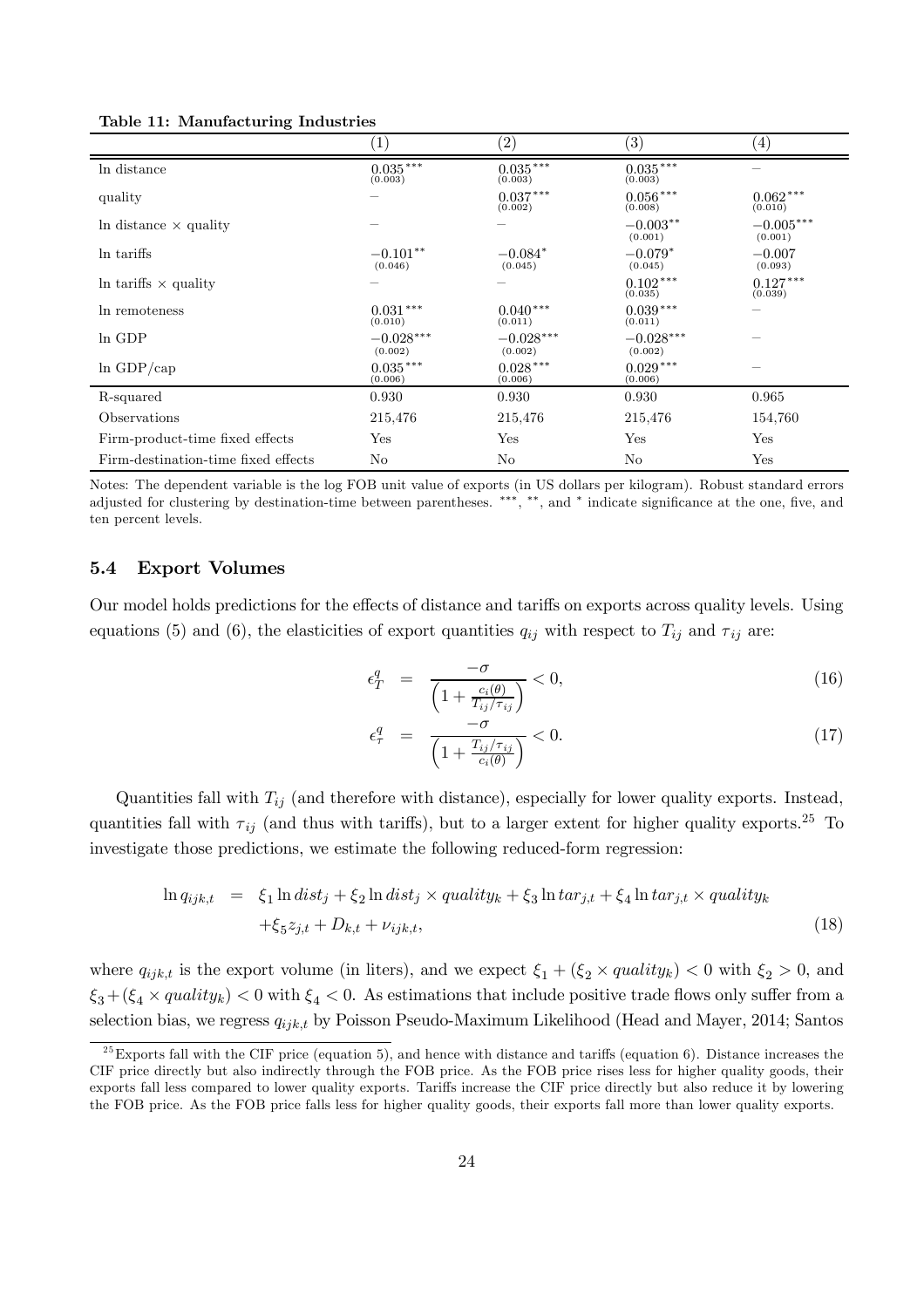**Table 11: Manufacturing Industries**

| | (1) | (2) | (3) | (4) |
|---|---|---|---|---|
| ln distance | $0.035^{***}$ (0.003) | $0.035^{***}$ (0.003) | $0.035^{***}$ (0.003) | – |
| quality | – | $0.037^{***}$ (0.002) | $0.056^{***}$ (0.008) | $0.062^{***}$ (0.010) |
| ln distance × quality | – | – | $-0.003^{**}$ (0.001) | $-0.005^{***}$ (0.001) |
| ln tariffs | $-0.101^{**}$ (0.046) | $-0.084^{*}$ (0.045) | $-0.079^{*}$ (0.045) | $-0.007$ (0.093) |
| ln tariffs × quality | – | – | $0.102^{***}$ (0.035) | $0.127^{***}$ (0.039) |
| ln remoteness | $0.031^{***}$ (0.010) | $0.040^{***}$ (0.011) | $0.039^{***}$ (0.011) | – |
| ln GDP | $-0.028^{***}$ (0.002) | $-0.028^{***}$ (0.002) | $-0.028^{***}$ (0.002) | – |
| ln GDP/cap | $0.035^{***}$ (0.006) | $0.028^{***}$ (0.006) | $0.029^{***}$ (0.006) | – |
| R-squared | 0.930 | 0.930 | 0.930 | 0.965 |
| Observations | 215,476 | 215,476 | 215,476 | 154,760 |
| Firm-product-time fixed effects | Yes | Yes | Yes | Yes |
| Firm-destination-time fixed effects | No | No | No | Yes |

Notes: The dependent variable is the log FOB unit value of exports (in US dollars per kilogram). Robust standard errors adjusted for clustering by destination-time between parentheses. ***, **, and * indicate significance at the one, five, and ten percent levels.

### 5.4 Export Volumes

Our model holds predictions for the effects of distance and tariffs on exports across quality levels. Using equations (5) and (6), the elasticities of export quantities $q_{ij}$ with respect to $T_{ij}$ and $\tau_{ij}$ are:

$$\epsilon_T^q = \frac{-\sigma}{\left(1 + \frac{c_i(\theta)}{T_{ij}/\tau_{ij}}\right)} < 0, \tag{16}$$

$$\epsilon_\tau^q = \frac{-\sigma}{\left(1 + \frac{T_{ij}/\tau_{ij}}{c_i(\theta)}\right)} < 0. \tag{17}$$

Quantities fall with $T_{ij}$ (and therefore with distance), especially for lower quality exports. Instead, quantities fall with $\tau_{ij}$ (and thus with tariffs), but to a larger extent for higher quality exports.[25] To investigate those predictions, we estimate the following reduced-form regression:

$$\ln q_{ijk,t} = \xi_1 \ln dist_j + \xi_2 \ln dist_j \times quality_k + \xi_3 \ln tar_{j,t} + \xi_4 \ln tar_{j,t} \times quality_k + \xi_5 z_{j,t} + D_{k,t} + \nu_{ijk,t}, \tag{18}$$

where $q_{ijk,t}$ is the export volume (in liters), and we expect $\xi_1 + (\xi_2 \times quality_k) < 0$ with $\xi_2 > 0$, and $\xi_3 + (\xi_4 \times quality_k) < 0$ with $\xi_4 < 0$. As estimations that include positive trade flows only suffer from a selection bias, we regress $q_{ijk,t}$ by Poisson Pseudo-Maximum Likelihood (Head and Mayer, 2014; Santos

[25] Exports fall with the CIF price (equation 5), and hence with distance and tariffs (equation 6). Distance increases the CIF price directly but also indirectly through the FOB price. As the FOB price rises less for higher quality goods, their exports fall less compared to lower quality exports. Tariffs increase the CIF price directly but also reduce it by lowering the FOB price. As the FOB price falls less for higher quality goods, their exports fall more than lower quality exports.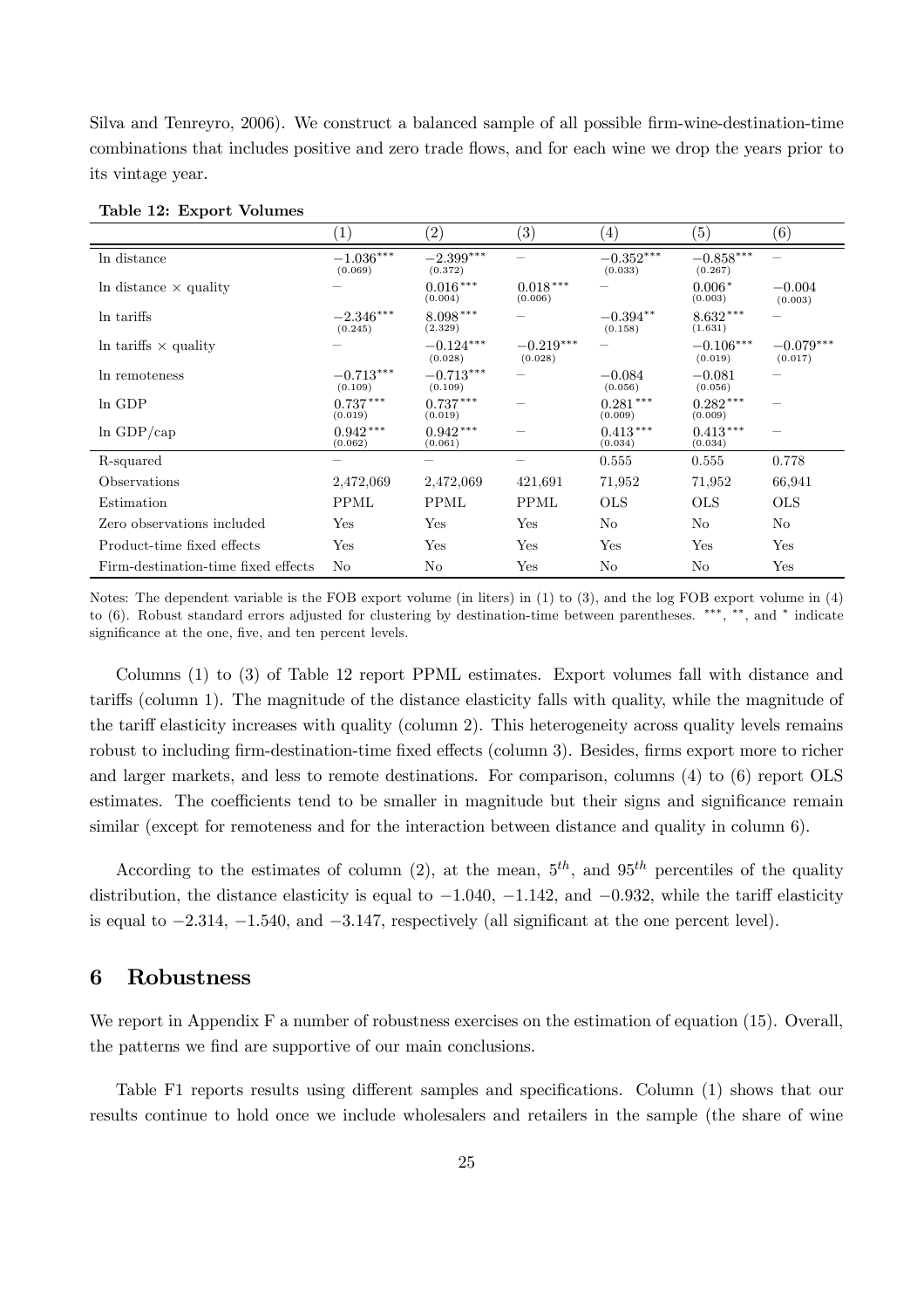Silva and Tenreyro, 2006). We construct a balanced sample of all possible firm-wine-destination-time combinations that includes positive and zero trade flows, and for each wine we drop the years prior to its vintage year.

**Table 12: Export Volumes**

| | (1) | (2) | (3) | (4) | (5) | (6) |
|---|---|---|---|---|---|---|
| ln distance | $-1.036^{***}$ (0.069) | $-2.399^{***}$ (0.372) | – | $-0.352^{***}$ (0.033) | $-0.858^{***}$ (0.267) | – |
| ln distance × quality | – | $0.016^{***}$ (0.004) | $0.018^{***}$ (0.006) | – | $0.006^{*}$ (0.003) | $-0.004$ (0.003) |
| ln tariffs | $-2.346^{***}$ (0.245) | $8.098^{***}$ (2.329) | – | $-0.394^{**}$ (0.158) | $8.632^{***}$ (1.631) | – |
| ln tariffs × quality | – | $-0.124^{***}$ (0.028) | $-0.219^{***}$ (0.028) | – | $-0.106^{***}$ (0.019) | $-0.079^{***}$ (0.017) |
| ln remoteness | $-0.713^{***}$ (0.109) | $-0.713^{***}$ (0.109) | – | $-0.084$ (0.056) | $-0.081$ (0.056) | – |
| ln GDP | $0.737^{***}$ (0.019) | $0.737^{***}$ (0.019) | – | $0.281^{***}$ (0.009) | $0.282^{***}$ (0.009) | – |
| ln GDP/cap | $0.942^{***}$ (0.062) | $0.942^{***}$ (0.061) | – | $0.413^{***}$ (0.034) | $0.413^{***}$ (0.034) | – |
| R-squared | – | – | – | 0.555 | 0.555 | 0.778 |
| Observations | 2,472,069 | 2,472,069 | 421,691 | 71,952 | 71,952 | 66,941 |
| Estimation | PPML | PPML | PPML | OLS | OLS | OLS |
| Zero observations included | Yes | Yes | Yes | No | No | No |
| Product-time fixed effects | Yes | Yes | Yes | Yes | Yes | Yes |
| Firm-destination-time fixed effects | No | No | Yes | No | No | Yes |

Notes: The dependent variable is the FOB export volume (in liters) in (1) to (3), and the log FOB export volume in (4) to (6). Robust standard errors adjusted for clustering by destination-time between parentheses. ***, **, and * indicate significance at the one, five, and ten percent levels.

Columns (1) to (3) of Table 12 report PPML estimates. Export volumes fall with distance and tariffs (column 1). The magnitude of the distance elasticity falls with quality, while the magnitude of the tariff elasticity increases with quality (column 2). This heterogeneity across quality levels remains robust to including firm-destination-time fixed effects (column 3). Besides, firms export more to richer and larger markets, and less to remote destinations. For comparison, columns (4) to (6) report OLS estimates. The coefficients tend to be smaller in magnitude but their signs and significance remain similar (except for remoteness and for the interaction between distance and quality in column 6).

According to the estimates of column (2), at the mean, $5^{th}$, and $95^{th}$ percentiles of the quality distribution, the distance elasticity is equal to $-1.040$, $-1.142$, and $-0.932$, while the tariff elasticity is equal to $-2.314$, $-1.540$, and $-3.147$, respectively (all significant at the one percent level).

## 6 Robustness

We report in Appendix F a number of robustness exercises on the estimation of equation (15). Overall, the patterns we find are supportive of our main conclusions.

Table F1 reports results using different samples and specifications. Column (1) shows that our results continue to hold once we include wholesalers and retailers in the sample (the share of wine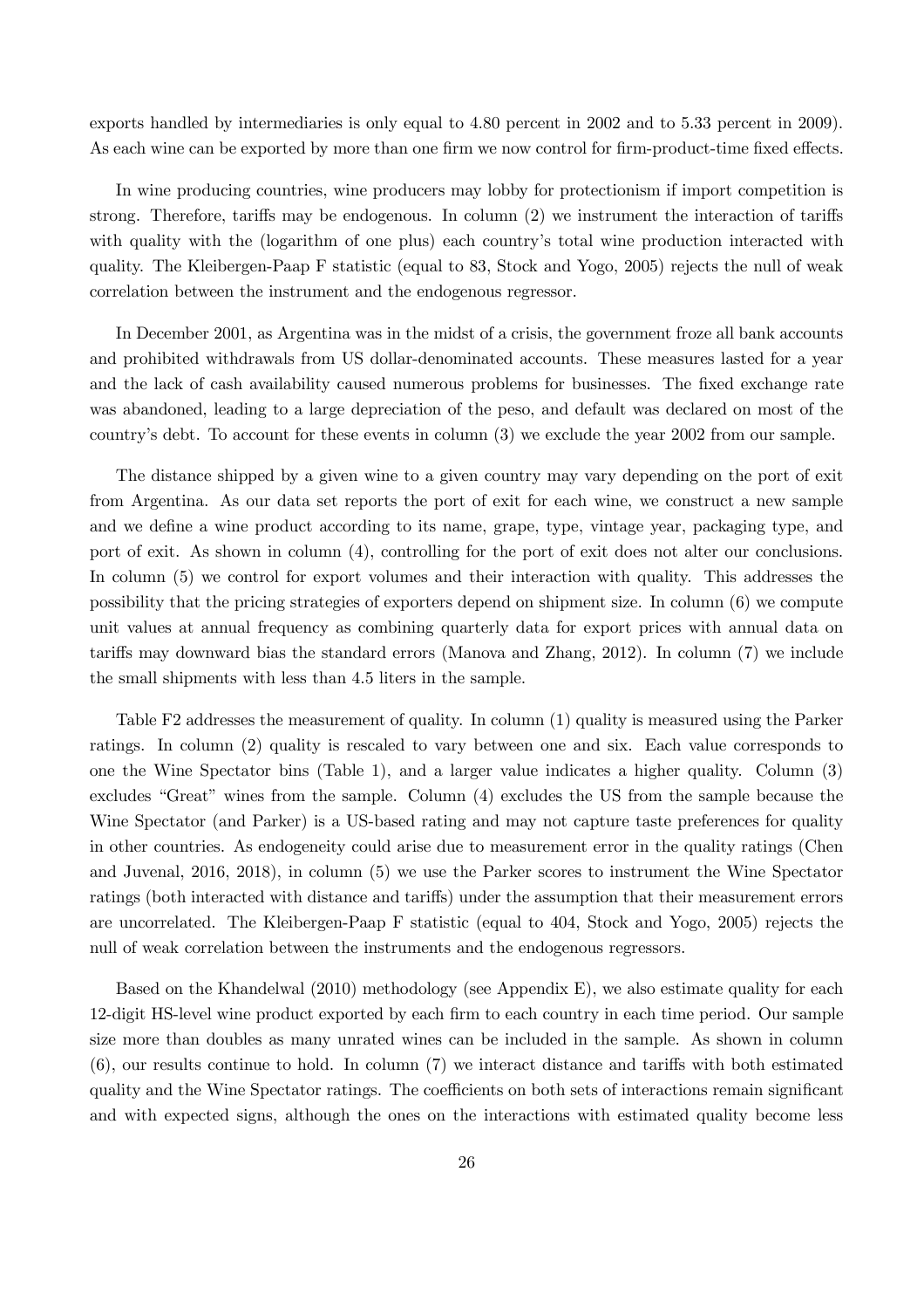exports handled by intermediaries is only equal to 4.80 percent in 2002 and to 5.33 percent in 2009). As each wine can be exported by more than one firm we now control for firm-product-time fixed effects.

In wine producing countries, wine producers may lobby for protectionism if import competition is strong. Therefore, tariffs may be endogenous. In column (2) we instrument the interaction of tariffs with quality with the (logarithm of one plus) each country's total wine production interacted with quality. The Kleibergen-Paap F statistic (equal to 83, Stock and Yogo, 2005) rejects the null of weak correlation between the instrument and the endogenous regressor.

In December 2001, as Argentina was in the midst of a crisis, the government froze all bank accounts and prohibited withdrawals from US dollar-denominated accounts. These measures lasted for a year and the lack of cash availability caused numerous problems for businesses. The fixed exchange rate was abandoned, leading to a large depreciation of the peso, and default was declared on most of the country's debt. To account for these events in column (3) we exclude the year 2002 from our sample.

The distance shipped by a given wine to a given country may vary depending on the port of exit from Argentina. As our data set reports the port of exit for each wine, we construct a new sample and we define a wine product according to its name, grape, type, vintage year, packaging type, and port of exit. As shown in column (4), controlling for the port of exit does not alter our conclusions. In column (5) we control for export volumes and their interaction with quality. This addresses the possibility that the pricing strategies of exporters depend on shipment size. In column (6) we compute unit values at annual frequency as combining quarterly data for export prices with annual data on tariffs may downward bias the standard errors (Manova and Zhang, 2012). In column (7) we include the small shipments with less than 4.5 liters in the sample.

Table F2 addresses the measurement of quality. In column (1) quality is measured using the Parker ratings. In column (2) quality is rescaled to vary between one and six. Each value corresponds to one the Wine Spectator bins (Table 1), and a larger value indicates a higher quality. Column (3) excludes "Great" wines from the sample. Column (4) excludes the US from the sample because the Wine Spectator (and Parker) is a US-based rating and may not capture taste preferences for quality in other countries. As endogeneity could arise due to measurement error in the quality ratings (Chen and Juvenal, 2016, 2018), in column (5) we use the Parker scores to instrument the Wine Spectator ratings (both interacted with distance and tariffs) under the assumption that their measurement errors are uncorrelated. The Kleibergen-Paap F statistic (equal to 404, Stock and Yogo, 2005) rejects the null of weak correlation between the instruments and the endogenous regressors.

Based on the Khandelwal (2010) methodology (see Appendix E), we also estimate quality for each 12-digit HS-level wine product exported by each firm to each country in each time period. Our sample size more than doubles as many unrated wines can be included in the sample. As shown in column (6), our results continue to hold. In column (7) we interact distance and tariffs with both estimated quality and the Wine Spectator ratings. The coefficients on both sets of interactions remain significant and with expected signs, although the ones on the interactions with estimated quality become less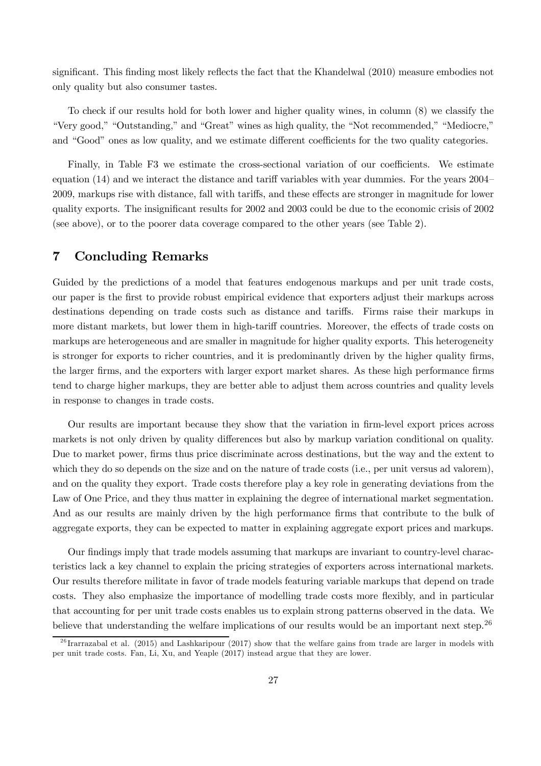significant. This finding most likely reflects the fact that the Khandelwal (2010) measure embodies not only quality but also consumer tastes.

To check if our results hold for both lower and higher quality wines, in column (8) we classify the "Very good," "Outstanding," and "Great" wines as high quality, the "Not recommended," "Mediocre," and "Good" ones as low quality, and we estimate different coefficients for the two quality categories.

Finally, in Table F3 we estimate the cross-sectional variation of our coefficients. We estimate equation (14) and we interact the distance and tariff variables with year dummies. For the years 2004–2009, markups rise with distance, fall with tariffs, and these effects are stronger in magnitude for lower quality exports. The insignificant results for 2002 and 2003 could be due to the economic crisis of 2002 (see above), or to the poorer data coverage compared to the other years (see Table 2).

## 7 Concluding Remarks

Guided by the predictions of a model that features endogenous markups and per unit trade costs, our paper is the first to provide robust empirical evidence that exporters adjust their markups across destinations depending on trade costs such as distance and tariffs. Firms raise their markups in more distant markets, but lower them in high-tariff countries. Moreover, the effects of trade costs on markups are heterogeneous and are smaller in magnitude for higher quality exports. This heterogeneity is stronger for exports to richer countries, and it is predominantly driven by the higher quality firms, the larger firms, and the exporters with larger export market shares. As these high performance firms tend to charge higher markups, they are better able to adjust them across countries and quality levels in response to changes in trade costs.

Our results are important because they show that the variation in firm-level export prices across markets is not only driven by quality differences but also by markup variation conditional on quality. Due to market power, firms thus price discriminate across destinations, but the way and the extent to which they do so depends on the size and on the nature of trade costs (i.e., per unit versus ad valorem), and on the quality they export. Trade costs therefore play a key role in generating deviations from the Law of One Price, and they thus matter in explaining the degree of international market segmentation. And as our results are mainly driven by the high performance firms that contribute to the bulk of aggregate exports, they can be expected to matter in explaining aggregate export prices and markups.

Our findings imply that trade models assuming that markups are invariant to country-level characteristics lack a key channel to explain the pricing strategies of exporters across international markets. Our results therefore militate in favor of trade models featuring variable markups that depend on trade costs. They also emphasize the importance of modelling trade costs more flexibly, and in particular that accounting for per unit trade costs enables us to explain strong patterns observed in the data. We believe that understanding the welfare implications of our results would be an important next step.[26]

[26] Irarrazabal et al. (2015) and Lashkaripour (2017) show that the welfare gains from trade are larger in models with per unit trade costs. Fan, Li, Xu, and Yeaple (2017) instead argue that they are lower.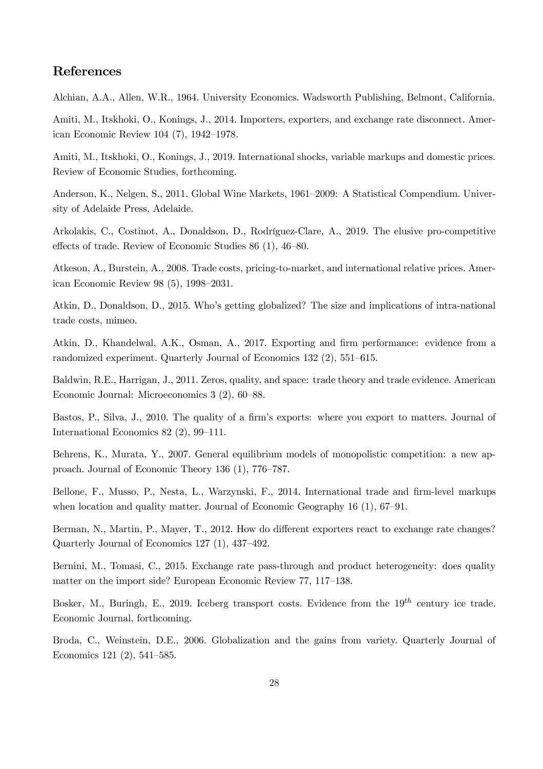## References

Alchian, A.A., Allen, W.R., 1964. University Economics. Wadsworth Publishing, Belmont, California.

Amiti, M., Itskhoki, O., Konings, J., 2014. Importers, exporters, and exchange rate disconnect. American Economic Review 104 (7), 1942–1978.

Amiti, M., Itskhoki, O., Konings, J., 2019. International shocks, variable markups and domestic prices. Review of Economic Studies, forthcoming.

Anderson, K., Nelgen, S., 2011. Global Wine Markets, 1961–2009: A Statistical Compendium. University of Adelaide Press, Adelaide.

Arkolakis, C., Costinot, A., Donaldson, D., Rodríguez-Clare, A., 2019. The elusive pro-competitive effects of trade. Review of Economic Studies 86 (1), 46–80.

Atkeson, A., Burstein, A., 2008. Trade costs, pricing-to-market, and international relative prices. American Economic Review 98 (5), 1998–2031.

Atkin, D., Donaldson, D., 2015. Who's getting globalized? The size and implications of intra-national trade costs, mimeo.

Atkin, D., Khandelwal, A.K., Osman, A., 2017. Exporting and firm performance: evidence from a randomized experiment. Quarterly Journal of Economics 132 (2), 551–615.

Baldwin, R.E., Harrigan, J., 2011. Zeros, quality, and space: trade theory and trade evidence. American Economic Journal: Microeconomics 3 (2), 60–88.

Bastos, P., Silva, J., 2010. The quality of a firm's exports: where you export to matters. Journal of International Economics 82 (2), 99–111.

Behrens, K., Murata, Y., 2007. General equilibrium models of monopolistic competition: a new approach. Journal of Economic Theory 136 (1), 776–787.

Bellone, F., Musso, P., Nesta, L., Warzynski, F., 2014. International trade and firm-level markups when location and quality matter. Journal of Economic Geography 16 (1), 67–91.

Berman, N., Martin, P., Mayer, T., 2012. How do different exporters react to exchange rate changes? Quarterly Journal of Economics 127 (1), 437–492.

Bernini, M., Tomasi, C., 2015. Exchange rate pass-through and product heterogeneity: does quality matter on the import side? European Economic Review 77, 117–138.

Bosker, M., Buringh, E., 2019. Iceberg transport costs. Evidence from the $19^{th}$ century ice trade. Economic Journal, forthcoming.

Broda, C., Weinstein, D.E., 2006. Globalization and the gains from variety. Quarterly Journal of Economics 121 (2), 541–585.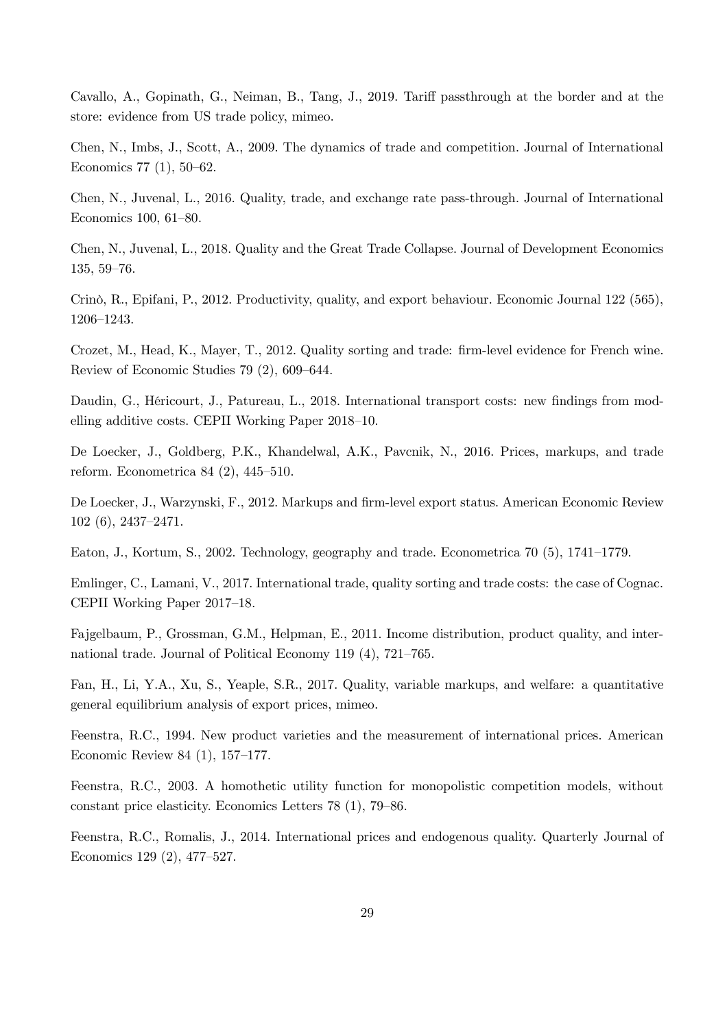Cavallo, A., Gopinath, G., Neiman, B., Tang, J., 2019. Tariff passthrough at the border and at the store: evidence from US trade policy, mimeo.

Chen, N., Imbs, J., Scott, A., 2009. The dynamics of trade and competition. Journal of International Economics 77 (1), 50–62.

Chen, N., Juvenal, L., 2016. Quality, trade, and exchange rate pass-through. Journal of International Economics 100, 61–80.

Chen, N., Juvenal, L., 2018. Quality and the Great Trade Collapse. Journal of Development Economics 135, 59–76.

Crinò, R., Epifani, P., 2012. Productivity, quality, and export behaviour. Economic Journal 122 (565), 1206–1243.

Crozet, M., Head, K., Mayer, T., 2012. Quality sorting and trade: firm-level evidence for French wine. Review of Economic Studies 79 (2), 609–644.

Daudin, G., Héricourt, J., Patureau, L., 2018. International transport costs: new findings from modelling additive costs. CEPII Working Paper 2018–10.

De Loecker, J., Goldberg, P.K., Khandelwal, A.K., Pavcnik, N., 2016. Prices, markups, and trade reform. Econometrica 84 (2), 445–510.

De Loecker, J., Warzynski, F., 2012. Markups and firm-level export status. American Economic Review 102 (6), 2437–2471.

Eaton, J., Kortum, S., 2002. Technology, geography and trade. Econometrica 70 (5), 1741–1779.

Emlinger, C., Lamani, V., 2017. International trade, quality sorting and trade costs: the case of Cognac. CEPII Working Paper 2017–18.

Fajgelbaum, P., Grossman, G.M., Helpman, E., 2011. Income distribution, product quality, and international trade. Journal of Political Economy 119 (4), 721–765.

Fan, H., Li, Y.A., Xu, S., Yeaple, S.R., 2017. Quality, variable markups, and welfare: a quantitative general equilibrium analysis of export prices, mimeo.

Feenstra, R.C., 1994. New product varieties and the measurement of international prices. American Economic Review 84 (1), 157–177.

Feenstra, R.C., 2003. A homothetic utility function for monopolistic competition models, without constant price elasticity. Economics Letters 78 (1), 79–86.

Feenstra, R.C., Romalis, J., 2014. International prices and endogenous quality. Quarterly Journal of Economics 129 (2), 477–527.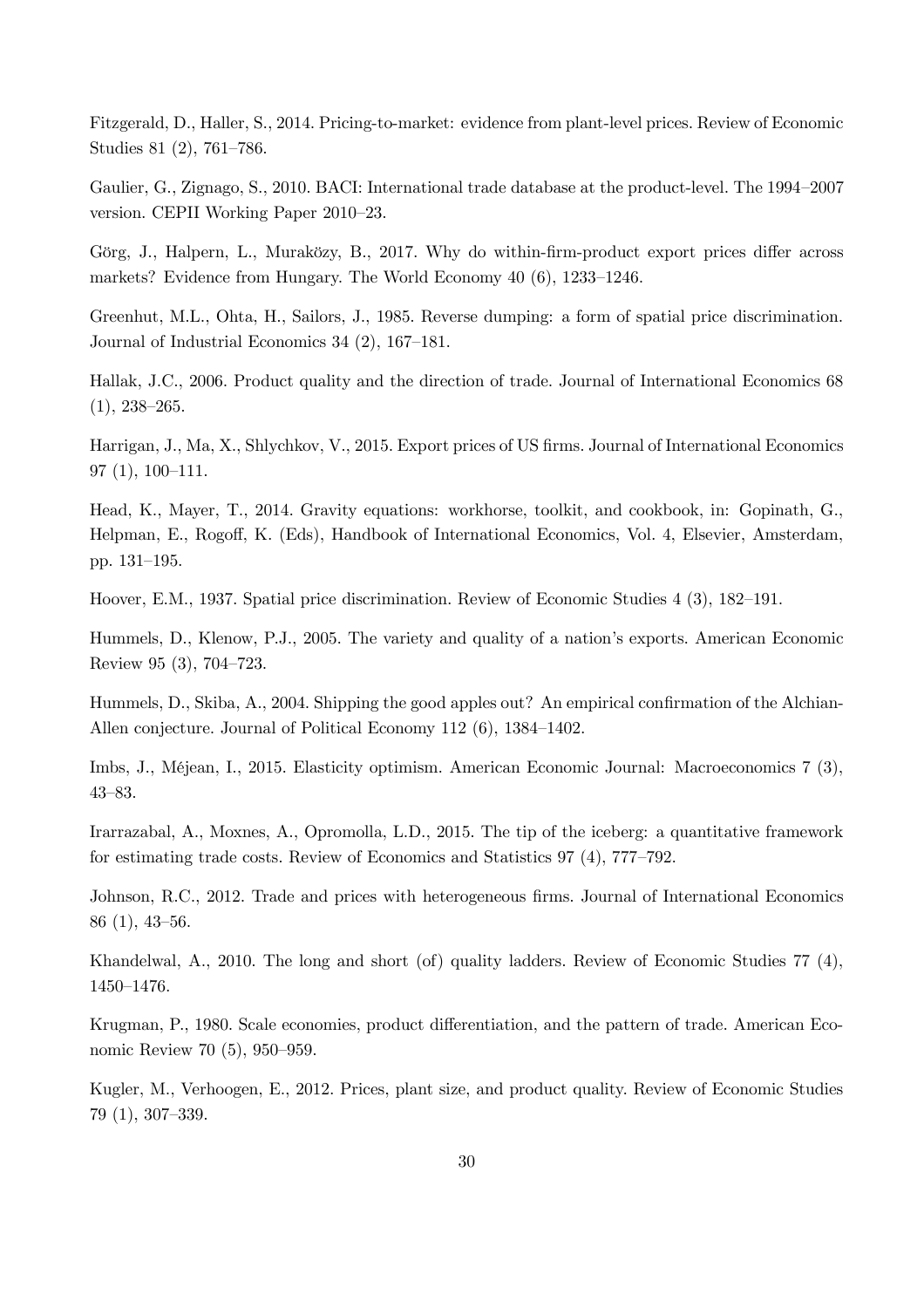Fitzgerald, D., Haller, S., 2014. Pricing-to-market: evidence from plant-level prices. Review of Economic Studies 81 (2), 761–786.

Gaulier, G., Zignago, S., 2010. BACI: International trade database at the product-level. The 1994–2007 version. CEPII Working Paper 2010–23.

Görg, J., Halpern, L., Muraközy, B., 2017. Why do within-firm-product export prices differ across markets? Evidence from Hungary. The World Economy 40 (6), 1233–1246.

Greenhut, M.L., Ohta, H., Sailors, J., 1985. Reverse dumping: a form of spatial price discrimination. Journal of Industrial Economics 34 (2), 167–181.

Hallak, J.C., 2006. Product quality and the direction of trade. Journal of International Economics 68 (1), 238–265.

Harrigan, J., Ma, X., Shlychkov, V., 2015. Export prices of US firms. Journal of International Economics 97 (1), 100–111.

Head, K., Mayer, T., 2014. Gravity equations: workhorse, toolkit, and cookbook, in: Gopinath, G., Helpman, E., Rogoff, K. (Eds), Handbook of International Economics, Vol. 4, Elsevier, Amsterdam, pp. 131–195.

Hoover, E.M., 1937. Spatial price discrimination. Review of Economic Studies 4 (3), 182–191.

Hummels, D., Klenow, P.J., 2005. The variety and quality of a nation's exports. American Economic Review 95 (3), 704–723.

Hummels, D., Skiba, A., 2004. Shipping the good apples out? An empirical confirmation of the Alchian-Allen conjecture. Journal of Political Economy 112 (6), 1384–1402.

Imbs, J., Méjean, I., 2015. Elasticity optimism. American Economic Journal: Macroeconomics 7 (3), 43–83.

Irarrazabal, A., Moxnes, A., Opromolla, L.D., 2015. The tip of the iceberg: a quantitative framework for estimating trade costs. Review of Economics and Statistics 97 (4), 777–792.

Johnson, R.C., 2012. Trade and prices with heterogeneous firms. Journal of International Economics 86 (1), 43–56.

Khandelwal, A., 2010. The long and short (of) quality ladders. Review of Economic Studies 77 (4), 1450–1476.

Krugman, P., 1980. Scale economies, product differentiation, and the pattern of trade. American Economic Review 70 (5), 950–959.

Kugler, M., Verhoogen, E., 2012. Prices, plant size, and product quality. Review of Economic Studies 79 (1), 307–339.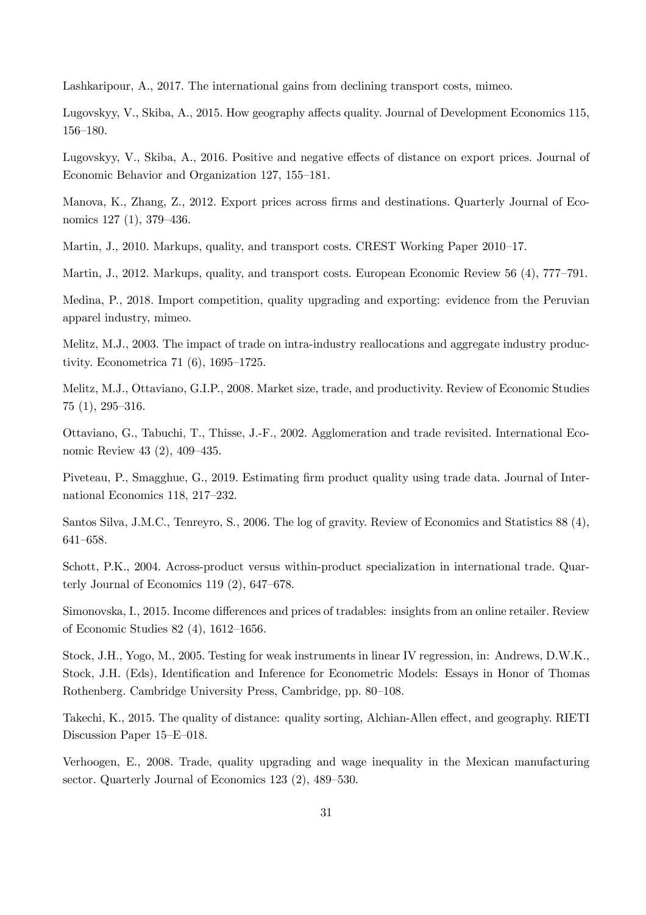Lashkaripour, A., 2017. The international gains from declining transport costs, mimeo.

Lugovskyy, V., Skiba, A., 2015. How geography affects quality. Journal of Development Economics 115, 156–180.

Lugovskyy, V., Skiba, A., 2016. Positive and negative effects of distance on export prices. Journal of Economic Behavior and Organization 127, 155–181.

Manova, K., Zhang, Z., 2012. Export prices across firms and destinations. Quarterly Journal of Economics 127 (1), 379–436.

Martin, J., 2010. Markups, quality, and transport costs. CREST Working Paper 2010–17.

Martin, J., 2012. Markups, quality, and transport costs. European Economic Review 56 (4), 777–791.

Medina, P., 2018. Import competition, quality upgrading and exporting: evidence from the Peruvian apparel industry, mimeo.

Melitz, M.J., 2003. The impact of trade on intra-industry reallocations and aggregate industry productivity. Econometrica 71 (6), 1695–1725.

Melitz, M.J., Ottaviano, G.I.P., 2008. Market size, trade, and productivity. Review of Economic Studies 75 (1), 295–316.

Ottaviano, G., Tabuchi, T., Thisse, J.-F., 2002. Agglomeration and trade revisited. International Economic Review 43 (2), 409–435.

Piveteau, P., Smagghue, G., 2019. Estimating firm product quality using trade data. Journal of International Economics 118, 217–232.

Santos Silva, J.M.C., Tenreyro, S., 2006. The log of gravity. Review of Economics and Statistics 88 (4), 641–658.

Schott, P.K., 2004. Across-product versus within-product specialization in international trade. Quarterly Journal of Economics 119 (2), 647–678.

Simonovska, I., 2015. Income differences and prices of tradables: insights from an online retailer. Review of Economic Studies 82 (4), 1612–1656.

Stock, J.H., Yogo, M., 2005. Testing for weak instruments in linear IV regression, in: Andrews, D.W.K., Stock, J.H. (Eds), Identification and Inference for Econometric Models: Essays in Honor of Thomas Rothenberg. Cambridge University Press, Cambridge, pp. 80–108.

Takechi, K., 2015. The quality of distance: quality sorting, Alchian-Allen effect, and geography. RIETI Discussion Paper 15–E–018.

Verhoogen, E., 2008. Trade, quality upgrading and wage inequality in the Mexican manufacturing sector. Quarterly Journal of Economics 123 (2), 489–530.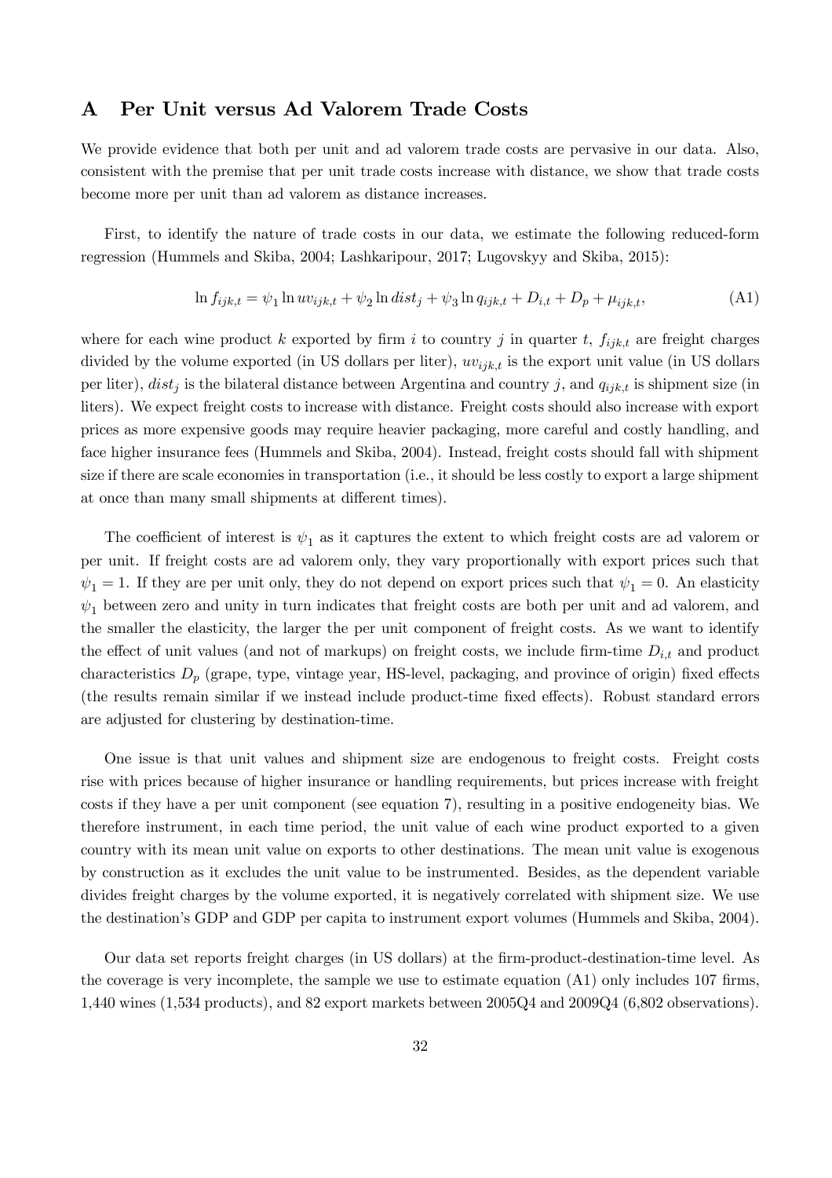# A Per Unit versus Ad Valorem Trade Costs

We provide evidence that both per unit and ad valorem trade costs are pervasive in our data. Also, consistent with the premise that per unit trade costs increase with distance, we show that trade costs become more per unit than ad valorem as distance increases.

First, to identify the nature of trade costs in our data, we estimate the following reduced-form regression (Hummels and Skiba, 2004; Lashkaripour, 2017; Lugovskyy and Skiba, 2015):

$$\ln f_{ijk,t} = \psi_1 \ln uv_{ijk,t} + \psi_2 \ln dist_j + \psi_3 \ln q_{ijk,t} + D_{i,t} + D_p + \mu_{ijk,t}, \tag{A1}$$

where for each wine product $k$ exported by firm $i$ to country $j$ in quarter $t$, $f_{ijk,t}$ are freight charges divided by the volume exported (in US dollars per liter), $uv_{ijk,t}$ is the export unit value (in US dollars per liter), $dist_j$ is the bilateral distance between Argentina and country $j$, and $q_{ijk,t}$ is shipment size (in liters). We expect freight costs to increase with distance. Freight costs should also increase with export prices as more expensive goods may require heavier packaging, more careful and costly handling, and face higher insurance fees (Hummels and Skiba, 2004). Instead, freight costs should fall with shipment size if there are scale economies in transportation (i.e., it should be less costly to export a large shipment at once than many small shipments at different times).

The coefficient of interest is $\psi_1$ as it captures the extent to which freight costs are ad valorem or per unit. If freight costs are ad valorem only, they vary proportionally with export prices such that $\psi_1 = 1$. If they are per unit only, they do not depend on export prices such that $\psi_1 = 0$. An elasticity $\psi_1$ between zero and unity in turn indicates that freight costs are both per unit and ad valorem, and the smaller the elasticity, the larger the per unit component of freight costs. As we want to identify the effect of unit values (and not of markups) on freight costs, we include firm-time $D_{i,t}$ and product characteristics $D_p$ (grape, type, vintage year, HS-level, packaging, and province of origin) fixed effects (the results remain similar if we instead include product-time fixed effects). Robust standard errors are adjusted for clustering by destination-time.

One issue is that unit values and shipment size are endogenous to freight costs. Freight costs rise with prices because of higher insurance or handling requirements, but prices increase with freight costs if they have a per unit component (see equation 7), resulting in a positive endogeneity bias. We therefore instrument, in each time period, the unit value of each wine product exported to a given country with its mean unit value on exports to other destinations. The mean unit value is exogenous by construction as it excludes the unit value to be instrumented. Besides, as the dependent variable divides freight charges by the volume exported, it is negatively correlated with shipment size. We use the destination's GDP and GDP per capita to instrument export volumes (Hummels and Skiba, 2004).

Our data set reports freight charges (in US dollars) at the firm-product-destination-time level. As the coverage is very incomplete, the sample we use to estimate equation (A1) only includes 107 firms, 1,440 wines (1,534 products), and 82 export markets between 2005Q4 and 2009Q4 (6,802 observations).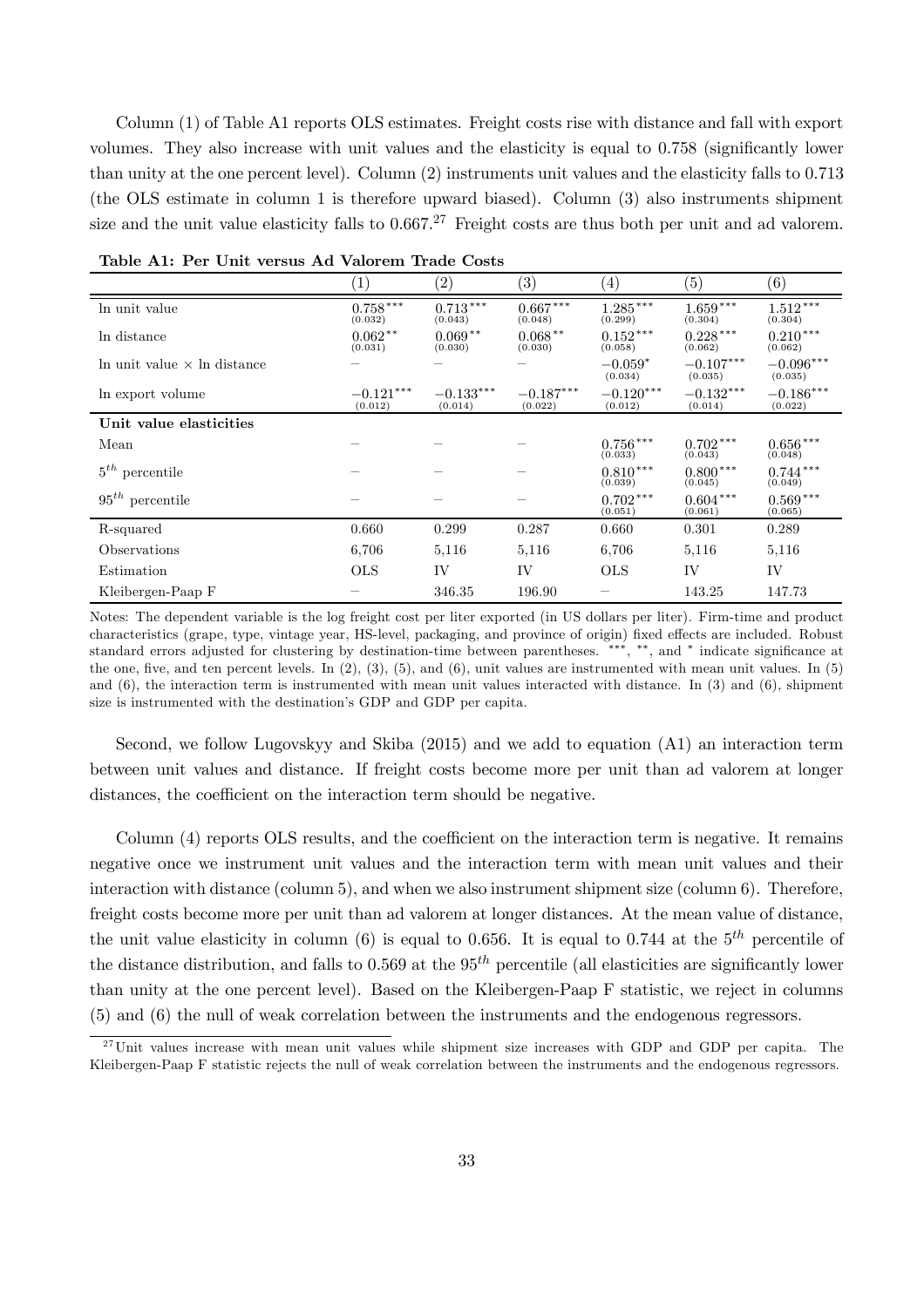Column (1) of Table A1 reports OLS estimates. Freight costs rise with distance and fall with export volumes. They also increase with unit values and the elasticity is equal to 0.758 (significantly lower than unity at the one percent level). Column (2) instruments unit values and the elasticity falls to 0.713 (the OLS estimate in column 1 is therefore upward biased). Column (3) also instruments shipment size and the unit value elasticity falls to 0.667.[27] Freight costs are thus both per unit and ad valorem.

**Table A1: Per Unit versus Ad Valorem Trade Costs**

| | (1) | (2) | (3) | (4) | (5) | (6) |
|---|---|---|---|---|---|---|
| ln unit value | $0.758^{***}$ (0.032) | $0.713^{***}$ (0.043) | $0.667^{***}$ (0.048) | $1.285^{***}$ (0.299) | $1.659^{***}$ (0.304) | $1.512^{***}$ (0.304) |
| ln distance | $0.062^{**}$ (0.031) | $0.069^{**}$ (0.030) | $0.068^{**}$ (0.030) | $0.152^{***}$ (0.058) | $0.228^{***}$ (0.062) | $0.210^{***}$ (0.062) |
| ln unit value × ln distance | – | – | – | $-0.059^{*}$ (0.034) | $-0.107^{***}$ (0.035) | $-0.096^{***}$ (0.035) |
| ln export volume | $-0.121^{***}$ (0.012) | $-0.133^{***}$ (0.014) | $-0.187^{***}$ (0.022) | $-0.120^{***}$ (0.012) | $-0.132^{***}$ (0.014) | $-0.186^{***}$ (0.022) |
| **Unit value elasticities** | | | | | | |
| Mean | – | – | – | $0.756^{***}$ (0.033) | $0.702^{***}$ (0.043) | $0.656^{***}$ (0.048) |
| $5^{th}$ percentile | – | – | – | $0.810^{***}$ (0.039) | $0.800^{***}$ (0.045) | $0.744^{***}$ (0.049) |
| $95^{th}$ percentile | – | – | – | $0.702^{***}$ (0.051) | $0.604^{***}$ (0.061) | $0.569^{***}$ (0.065) |
| R-squared | 0.660 | 0.299 | 0.287 | 0.660 | 0.301 | 0.289 |
| Observations | 6,706 | 5,116 | 5,116 | 6,706 | 5,116 | 5,116 |
| Estimation | OLS | IV | IV | OLS | IV | IV |
| Kleibergen-Paap F | – | 346.35 | 196.90 | – | 143.25 | 147.73 |

Notes: The dependent variable is the log freight cost per liter exported (in US dollars per liter). Firm-time and product characteristics (grape, type, vintage year, HS-level, packaging, and province of origin) fixed effects are included. Robust standard errors adjusted for clustering by destination-time between parentheses. ***, **, and * indicate significance at the one, five, and ten percent levels. In (2), (3), (5), and (6), unit values are instrumented with mean unit values. In (5) and (6), the interaction term is instrumented with mean unit values interacted with distance. In (3) and (6), shipment size is instrumented with the destination's GDP and GDP per capita.

Second, we follow Lugovskyy and Skiba (2015) and we add to equation (A1) an interaction term between unit values and distance. If freight costs become more per unit than ad valorem at longer distances, the coefficient on the interaction term should be negative.

Column (4) reports OLS results, and the coefficient on the interaction term is negative. It remains negative once we instrument unit values and the interaction term with mean unit values and their interaction with distance (column 5), and when we also instrument shipment size (column 6). Therefore, freight costs become more per unit than ad valorem at longer distances. At the mean value of distance, the unit value elasticity in column (6) is equal to 0.656. It is equal to 0.744 at the $5^{th}$ percentile of the distance distribution, and falls to 0.569 at the $95^{th}$ percentile (all elasticities are significantly lower than unity at the one percent level). Based on the Kleibergen-Paap F statistic, we reject in columns (5) and (6) the null of weak correlation between the instruments and the endogenous regressors.

[27] Unit values increase with mean unit values while shipment size increases with GDP and GDP per capita. The Kleibergen-Paap F statistic rejects the null of weak correlation between the instruments and the endogenous regressors.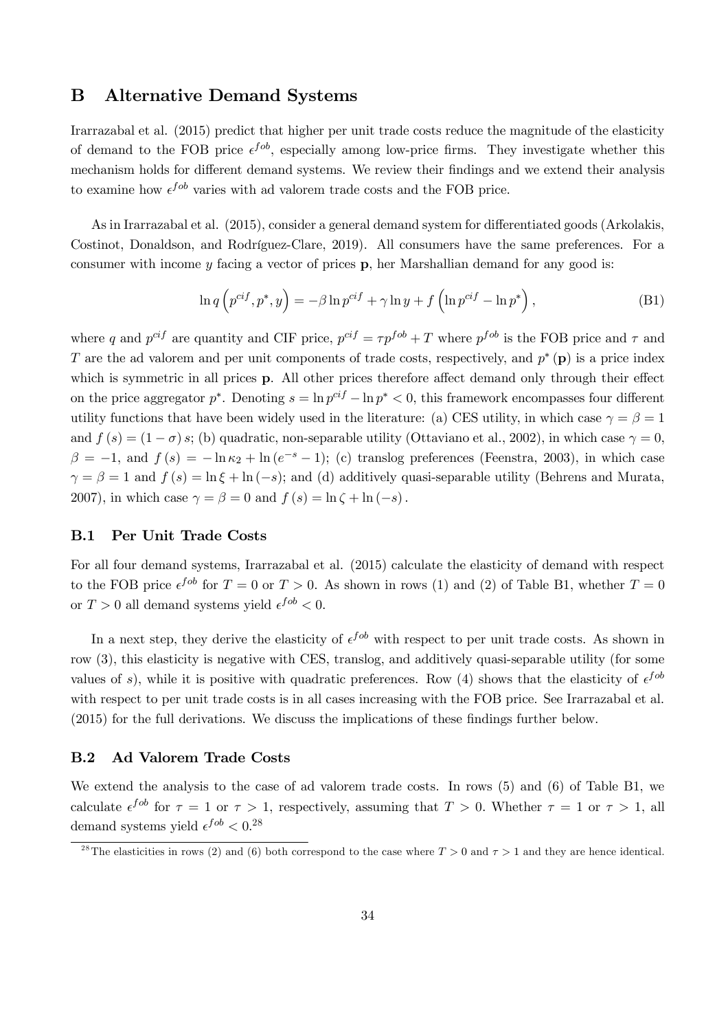## B Alternative Demand Systems

Irarrazabal et al. (2015) predict that higher per unit trade costs reduce the magnitude of the elasticity of demand to the FOB price $\epsilon^{fob}$, especially among low-price firms. They investigate whether this mechanism holds for different demand systems. We review their findings and we extend their analysis to examine how $\epsilon^{fob}$ varies with ad valorem trade costs and the FOB price.

As in Irarrazabal et al. (2015), consider a general demand system for differentiated goods (Arkolakis, Costinot, Donaldson, and Rodríguez-Clare, 2019). All consumers have the same preferences. For a consumer with income $y$ facing a vector of prices $\mathbf{p}$, her Marshallian demand for any good is:

$$\ln q\left(p^{cif}, p^*, y\right) = -\beta \ln p^{cif} + \gamma \ln y + f\left(\ln p^{cif} - \ln p^*\right), \tag{B1}$$

where $q$ and $p^{cif}$ are quantity and CIF price, $p^{cif} = \tau p^{fob} + T$ where $p^{fob}$ is the FOB price and $\tau$ and $T$ are the ad valorem and per unit components of trade costs, respectively, and $p^*(\mathbf{p})$ is a price index which is symmetric in all prices $\mathbf{p}$. All other prices therefore affect demand only through their effect on the price aggregator $p^*$. Denoting $s = \ln p^{cif} - \ln p^* < 0$, this framework encompasses four different utility functions that have been widely used in the literature: (a) CES utility, in which case $\gamma = \beta = 1$ and $f(s) = (1-\sigma)s$; (b) quadratic, non-separable utility (Ottaviano et al., 2002), in which case $\gamma = 0$, $\beta = -1$, and $f(s) = -\ln \kappa_2 + \ln\left(e^{-s} - 1\right)$; (c) translog preferences (Feenstra, 2003), in which case $\gamma = \beta = 1$ and $f(s) = \ln \xi + \ln(-s)$; and (d) additively quasi-separable utility (Behrens and Murata, 2007), in which case $\gamma = \beta = 0$ and $f(s) = \ln \zeta + \ln(-s)$.

### B.1 Per Unit Trade Costs

For all four demand systems, Irarrazabal et al. (2015) calculate the elasticity of demand with respect to the FOB price $\epsilon^{fob}$ for $T = 0$ or $T > 0$. As shown in rows (1) and (2) of Table B1, whether $T = 0$ or $T > 0$ all demand systems yield $\epsilon^{fob} < 0$.

In a next step, they derive the elasticity of $\epsilon^{fob}$ with respect to per unit trade costs. As shown in row (3), this elasticity is negative with CES, translog, and additively quasi-separable utility (for some values of $s$), while it is positive with quadratic preferences. Row (4) shows that the elasticity of $\epsilon^{fob}$ with respect to per unit trade costs is in all cases increasing with the FOB price. See Irarrazabal et al. (2015) for the full derivations. We discuss the implications of these findings further below.

### B.2 Ad Valorem Trade Costs

We extend the analysis to the case of ad valorem trade costs. In rows (5) and (6) of Table B1, we calculate $\epsilon^{fob}$ for $\tau = 1$ or $\tau > 1$, respectively, assuming that $T > 0$. Whether $\tau = 1$ or $\tau > 1$, all demand systems yield $\epsilon^{fob} < 0$.[28]

[28] The elasticities in rows (2) and (6) both correspond to the case where $T > 0$ and $\tau > 1$ and they are hence identical.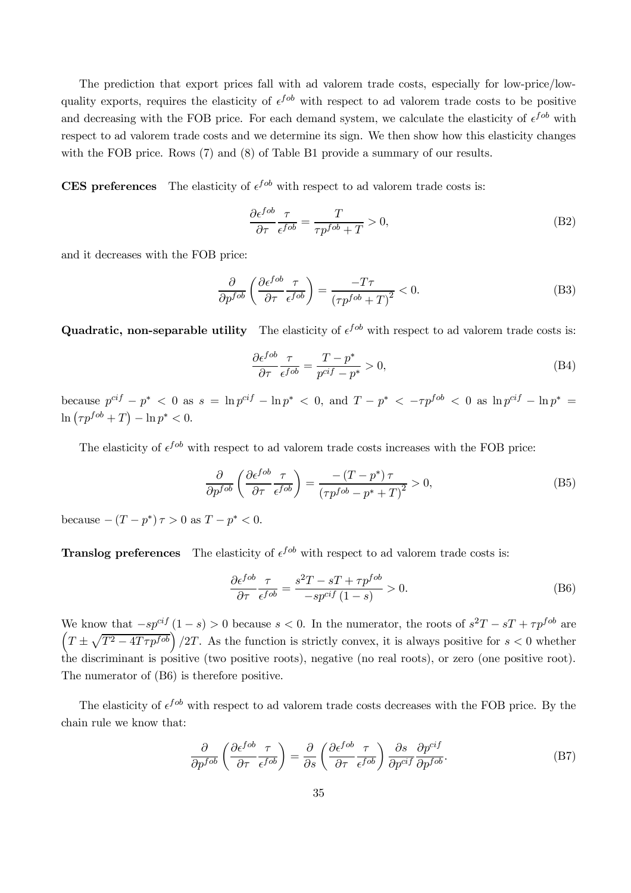The prediction that export prices fall with ad valorem trade costs, especially for low-price/low-quality exports, requires the elasticity of $\epsilon^{fob}$ with respect to ad valorem trade costs to be positive and decreasing with the FOB price. For each demand system, we calculate the elasticity of $\epsilon^{fob}$ with respect to ad valorem trade costs and we determine its sign. We then show how this elasticity changes with the FOB price. Rows (7) and (8) of Table B1 provide a summary of our results.

**CES preferences** The elasticity of $\epsilon^{fob}$ with respect to ad valorem trade costs is:

$$\frac{\partial \epsilon^{fob}}{\partial \tau} \frac{\tau}{\epsilon^{fob}} = \frac{T}{\tau p^{fob} + T} > 0, \tag{B2}$$

and it decreases with the FOB price:

$$\frac{\partial}{\partial p^{fob}} \left( \frac{\partial \epsilon^{fob}}{\partial \tau} \frac{\tau}{\epsilon^{fob}} \right) = \frac{-T\tau}{\left(\tau p^{fob} + T\right)^2} < 0. \tag{B3}$$

**Quadratic, non-separable utility** The elasticity of $\epsilon^{fob}$ with respect to ad valorem trade costs is:

$$\frac{\partial \epsilon^{fob}}{\partial \tau} \frac{\tau}{\epsilon^{fob}} = \frac{T - p^*}{p^{cif} - p^*} > 0, \tag{B4}$$

because $p^{cif} - p^* < 0$ as $s = \ln p^{cif} - \ln p^* < 0$, and $T - p^* < -\tau p^{fob} < 0$ as $\ln p^{cif} - \ln p^* = \ln\left(\tau p^{fob} + T\right) - \ln p^* < 0$.

The elasticity of $\epsilon^{fob}$ with respect to ad valorem trade costs increases with the FOB price:

$$\frac{\partial}{\partial p^{fob}} \left( \frac{\partial \epsilon^{fob}}{\partial \tau} \frac{\tau}{\epsilon^{fob}} \right) = \frac{-\left(T - p^*\right)\tau}{\left(\tau p^{fob} - p^* + T\right)^2} > 0, \tag{B5}$$

because $-\left(T - p^*\right)\tau > 0$ as $T - p^* < 0$.

**Translog preferences** The elasticity of $\epsilon^{fob}$ with respect to ad valorem trade costs is:

$$\frac{\partial \epsilon^{fob}}{\partial \tau} \frac{\tau}{\epsilon^{fob}} = \frac{s^2 T - sT + \tau p^{fob}}{-s p^{cif}\left(1 - s\right)} > 0. \tag{B6}$$

We know that $-s p^{cif}\left(1 - s\right) > 0$ because $s < 0$. In the numerator, the roots of $s^2 T - sT + \tau p^{fob}$ are $\left(T \pm \sqrt{T^2 - 4T\tau p^{fob}}\right)/2T$. As the function is strictly convex, it is always positive for $s < 0$ whether the discriminant is positive (two positive roots), negative (no real roots), or zero (one positive root). The numerator of (B6) is therefore positive.

The elasticity of $\epsilon^{fob}$ with respect to ad valorem trade costs decreases with the FOB price. By the chain rule we know that:

$$\frac{\partial}{\partial p^{fob}} \left( \frac{\partial \epsilon^{fob}}{\partial \tau} \frac{\tau}{\epsilon^{fob}} \right) = \frac{\partial}{\partial s} \left( \frac{\partial \epsilon^{fob}}{\partial \tau} \frac{\tau}{\epsilon^{fob}} \right) \frac{\partial s}{\partial p^{cif}} \frac{\partial p^{cif}}{\partial p^{fob}}. \tag{B7}$$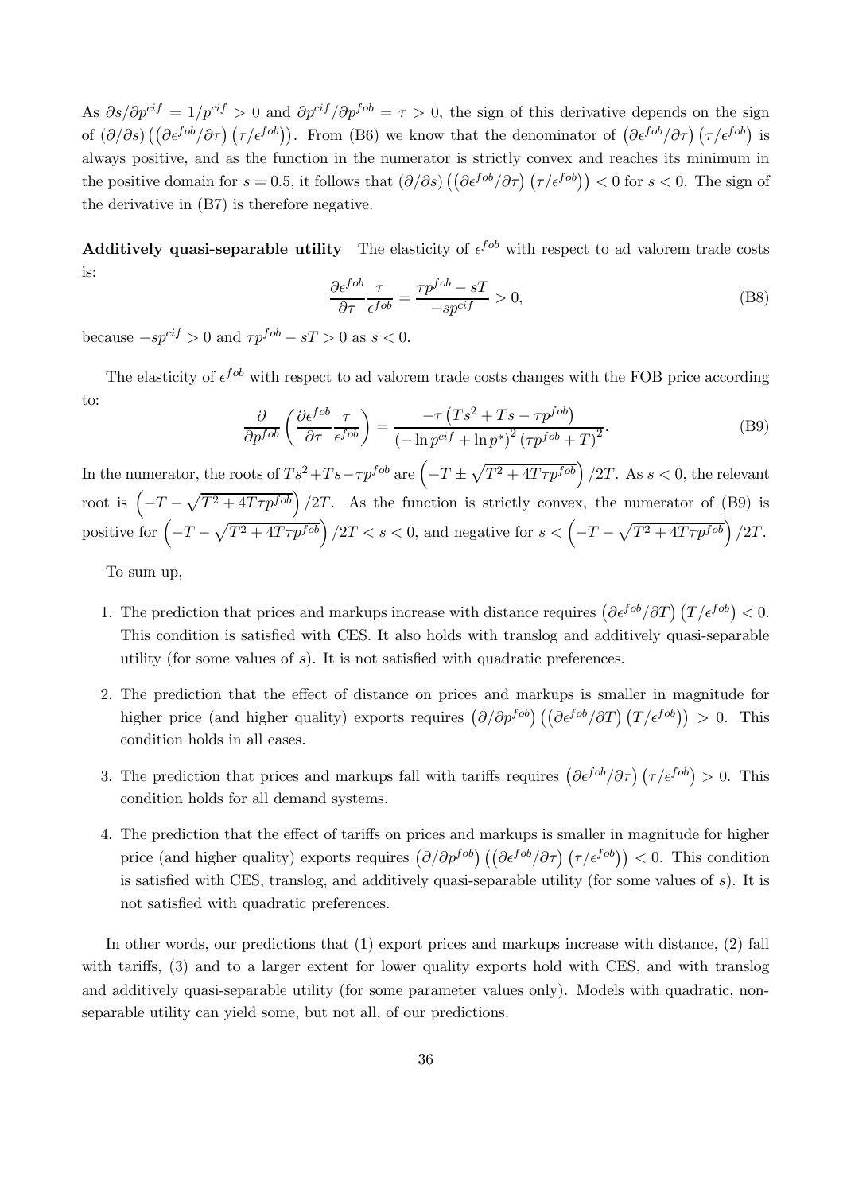As $\partial s/\partial p^{cif} = 1/p^{cif} > 0$ and $\partial p^{cif}/\partial p^{fob} = \tau > 0$, the sign of this derivative depends on the sign of $(\partial/\partial s)\left(\left(\partial \epsilon^{fob}/\partial \tau\right)\left(\tau/\epsilon^{fob}\right)\right)$. From (B6) we know that the denominator of $\left(\partial \epsilon^{fob}/\partial \tau\right)\left(\tau/\epsilon^{fob}\right)$ is always positive, and as the function in the numerator is strictly convex and reaches its minimum in the positive domain for $s = 0.5$, it follows that $(\partial/\partial s)\left(\left(\partial \epsilon^{fob}/\partial \tau\right)\left(\tau/\epsilon^{fob}\right)\right) < 0$ for $s < 0$. The sign of the derivative in (B7) is therefore negative.

**Additively quasi-separable utility** The elasticity of $\epsilon^{fob}$ with respect to ad valorem trade costs is:

$$\frac{\partial \epsilon^{fob}}{\partial \tau}\frac{\tau}{\epsilon^{fob}} = \frac{\tau p^{fob} - sT}{-sp^{cif}} > 0, \tag{B8}$$

because $-sp^{cif} > 0$ and $\tau p^{fob} - sT > 0$ as $s < 0$.

The elasticity of $\epsilon^{fob}$ with respect to ad valorem trade costs changes with the FOB price according to:

$$\frac{\partial}{\partial p^{fob}}\left(\frac{\partial \epsilon^{fob}}{\partial \tau}\frac{\tau}{\epsilon^{fob}}\right) = \frac{-\tau\left(Ts^2 + Ts - \tau p^{fob}\right)}{\left(-\ln p^{cif} + \ln p^*\right)^2\left(\tau p^{fob} + T\right)^2}. \tag{B9}$$

In the numerator, the roots of $Ts^2 + Ts - \tau p^{fob}$ are $\left(-T \pm \sqrt{T^2 + 4T\tau p^{fob}}\right)/2T$. As $s < 0$, the relevant root is $\left(-T - \sqrt{T^2 + 4T\tau p^{fob}}\right)/2T$. As the function is strictly convex, the numerator of (B9) is positive for $\left(-T - \sqrt{T^2 + 4T\tau p^{fob}}\right)/2T < s < 0$, and negative for $s < \left(-T - \sqrt{T^2 + 4T\tau p^{fob}}\right)/2T$.

To sum up,

1. The prediction that prices and markups increase with distance requires $\left(\partial \epsilon^{fob}/\partial T\right)\left(T/\epsilon^{fob}\right) < 0$. This condition is satisfied with CES. It also holds with translog and additively quasi-separable utility (for some values of $s$). It is not satisfied with quadratic preferences.
2. The prediction that the effect of distance on prices and markups is smaller in magnitude for higher price (and higher quality) exports requires $\left(\partial/\partial p^{fob}\right)\left(\left(\partial \epsilon^{fob}/\partial T\right)\left(T/\epsilon^{fob}\right)\right) > 0$. This condition holds in all cases.
3. The prediction that prices and markups fall with tariffs requires $\left(\partial \epsilon^{fob}/\partial \tau\right)\left(\tau/\epsilon^{fob}\right) > 0$. This condition holds for all demand systems.
4. The prediction that the effect of tariffs on prices and markups is smaller in magnitude for higher price (and higher quality) exports requires $\left(\partial/\partial p^{fob}\right)\left(\left(\partial \epsilon^{fob}/\partial \tau\right)\left(\tau/\epsilon^{fob}\right)\right) < 0$. This condition is satisfied with CES, translog, and additively quasi-separable utility (for some values of $s$). It is not satisfied with quadratic preferences.

In other words, our predictions that (1) export prices and markups increase with distance, (2) fall with tariffs, (3) and to a larger extent for lower quality exports hold with CES, and with translog and additively quasi-separable utility (for some parameter values only). Models with quadratic, non-separable utility can yield some, but not all, of our predictions.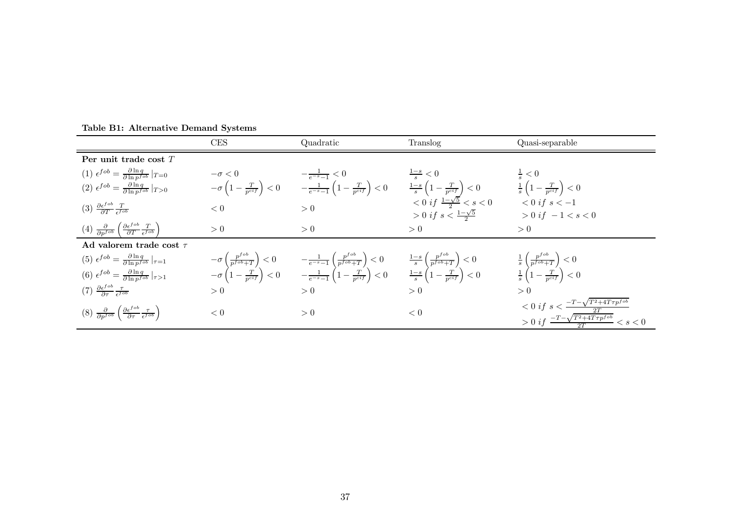**Table B1: Alternative Demand Systems**

| | CES | Quadratic | Translog | Quasi-separable |
|---|---|---|---|---|
| **Per unit trade cost $T$** | | | | |
| (1) $\epsilon^{fob} = \frac{\partial \ln q}{\partial \ln p^{fob}} \|_{T=0}$ | $-\sigma < 0$ | $-\frac{1}{e^{-s}-1} < 0$ | $\frac{1-s}{s} < 0$ | $\frac{1}{s} < 0$ |
| (2) $\epsilon^{fob} = \frac{\partial \ln q}{\partial \ln p^{fob}} \|_{T>0}$ | $-\sigma \left(1 - \frac{T}{p^{cif}}\right) < 0$ | $-\frac{1}{e^{-s}-1} \left(1 - \frac{T}{p^{cif}}\right) < 0$ | $\frac{1-s}{s} \left(1 - \frac{T}{p^{cif}}\right) < 0$ | $\frac{1}{s} \left(1 - \frac{T}{p^{cif}}\right) < 0$ |
| (3) $\frac{\partial \epsilon^{fob}}{\partial T} \frac{T}{\epsilon^{fob}}$ | $< 0$ | $> 0$ | $< 0$ $if$ $\frac{1-\sqrt{5}}{2} < s < 0$; $> 0$ $if$ $s < \frac{1-\sqrt{5}}{2}$ | $< 0$ $if$ $s < -1$; $> 0$ $if$ $-1 < s < 0$ |
| (4) $\frac{\partial}{\partial p^{fob}} \left(\frac{\partial \epsilon^{fob}}{\partial T} \frac{T}{\epsilon^{fob}}\right)$ | $> 0$ | $> 0$ | $> 0$ | $> 0$ |
| **Ad valorem trade cost $\tau$** | | | | |
| (5) $\epsilon^{fob} = \frac{\partial \ln q}{\partial \ln p^{fob}} \|_{\tau=1}$ | $-\sigma \left(\frac{p^{fob}}{p^{fob}+T}\right) < 0$ | $-\frac{1}{e^{-s}-1} \left(\frac{p^{fob}}{p^{fob}+T}\right) < 0$ | $\frac{1-s}{s} \left(\frac{p^{fob}}{p^{fob}+T}\right) < 0$ | $\frac{1}{s} \left(\frac{p^{fob}}{p^{fob}+T}\right) < 0$ |
| (6) $\epsilon^{fob} = \frac{\partial \ln q}{\partial \ln p^{fob}} \|_{\tau>1}$ | $-\sigma \left(1 - \frac{T}{p^{cif}}\right) < 0$ | $-\frac{1}{e^{-s}-1} \left(1 - \frac{T}{p^{cif}}\right) < 0$ | $\frac{1-s}{s} \left(1 - \frac{T}{p^{cif}}\right) < 0$ | $\frac{1}{s} \left(1 - \frac{T}{p^{cif}}\right) < 0$ |
| (7) $\frac{\partial \epsilon^{fob}}{\partial \tau} \frac{\tau}{\epsilon^{fob}}$ | $> 0$ | $> 0$ | $> 0$ | $> 0$ |
| (8) $\frac{\partial}{\partial p^{fob}} \left(\frac{\partial \epsilon^{fob}}{\partial \tau} \frac{\tau}{\epsilon^{fob}}\right)$ | $< 0$ | $> 0$ | $< 0$ | $< 0$ $if$ $s < \frac{-T-\sqrt{T^2+4T\tau p^{fob}}}{2T}$; $> 0$ $if$ $\frac{-T-\sqrt{T^2+4T\tau p^{fob}}}{2T} < s < 0$ |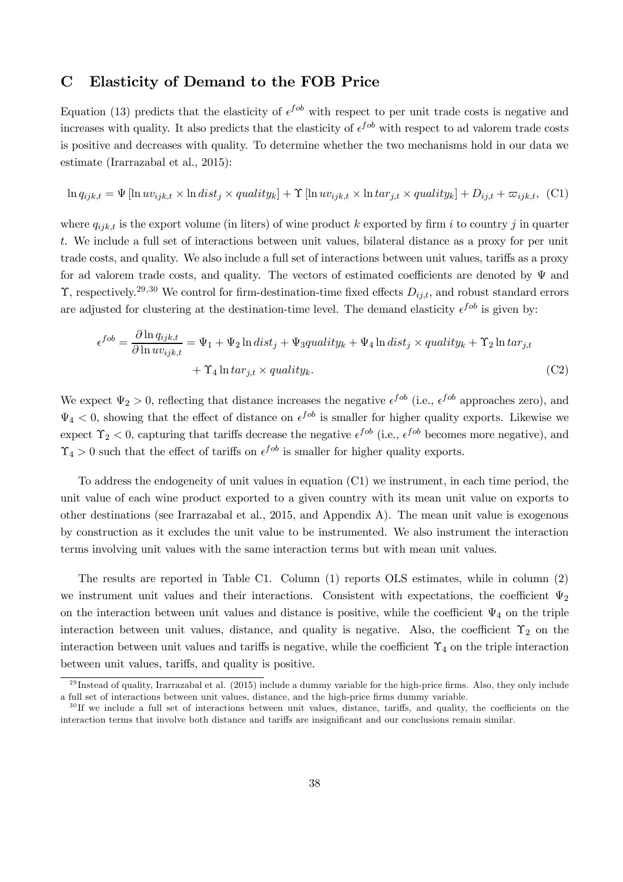# C Elasticity of Demand to the FOB Price

Equation (13) predicts that the elasticity of $\epsilon^{fob}$ with respect to per unit trade costs is negative and increases with quality. It also predicts that the elasticity of $\epsilon^{fob}$ with respect to ad valorem trade costs is positive and decreases with quality. To determine whether the two mechanisms hold in our data we estimate (Irarrazabal et al., 2015):

$$\ln q_{ijk,t} = \Psi \left[\ln uv_{ijk,t} \times \ln dist_j \times quality_k\right] + \Upsilon \left[\ln uv_{ijk,t} \times \ln tar_{j,t} \times quality_k\right] + D_{ij,t} + \varpi_{ijk,t}, \quad \text{(C1)}$$

where $q_{ijk,t}$ is the export volume (in liters) of wine product $k$ exported by firm $i$ to country $j$ in quarter $t$. We include a full set of interactions between unit values, bilateral distance as a proxy for per unit trade costs, and quality. We also include a full set of interactions between unit values, tariffs as a proxy for ad valorem trade costs, and quality. The vectors of estimated coefficients are denoted by $\Psi$ and $\Upsilon$, respectively.[29,30] We control for firm-destination-time fixed effects $D_{ij,t}$, and robust standard errors are adjusted for clustering at the destination-time level. The demand elasticity $\epsilon^{fob}$ is given by:

$$\epsilon^{fob} = \frac{\partial \ln q_{ijk,t}}{\partial \ln uv_{ijk,t}} = \Psi_1 + \Psi_2 \ln dist_j + \Psi_3 quality_k + \Psi_4 \ln dist_j \times quality_k + \Upsilon_2 \ln tar_{j,t} + \Upsilon_4 \ln tar_{j,t} \times quality_k. \quad \text{(C2)}$$

We expect $\Psi_2 > 0$, reflecting that distance increases the negative $\epsilon^{fob}$ (i.e., $\epsilon^{fob}$ approaches zero), and $\Psi_4 < 0$, showing that the effect of distance on $\epsilon^{fob}$ is smaller for higher quality exports. Likewise we expect $\Upsilon_2 < 0$, capturing that tariffs decrease the negative $\epsilon^{fob}$ (i.e., $\epsilon^{fob}$ becomes more negative), and $\Upsilon_4 > 0$ such that the effect of tariffs on $\epsilon^{fob}$ is smaller for higher quality exports.

To address the endogeneity of unit values in equation (C1) we instrument, in each time period, the unit value of each wine product exported to a given country with its mean unit value on exports to other destinations (see Irarrazabal et al., 2015, and Appendix A). The mean unit value is exogenous by construction as it excludes the unit value to be instrumented. We also instrument the interaction terms involving unit values with the same interaction terms but with mean unit values.

The results are reported in Table C1. Column (1) reports OLS estimates, while in column (2) we instrument unit values and their interactions. Consistent with expectations, the coefficient $\Psi_2$ on the interaction between unit values and distance is positive, while the coefficient $\Psi_4$ on the triple interaction between unit values, distance, and quality is negative. Also, the coefficient $\Upsilon_2$ on the interaction between unit values and tariffs is negative, while the coefficient $\Upsilon_4$ on the triple interaction between unit values, tariffs, and quality is positive.

[29] Instead of quality, Irarrazabal et al. (2015) include a dummy variable for the high-price firms. Also, they only include a full set of interactions between unit values, distance, and the high-price firms dummy variable.

[30] If we include a full set of interactions between unit values, distance, tariffs, and quality, the coefficients on the interaction terms that involve both distance and tariffs are insignificant and our conclusions remain similar.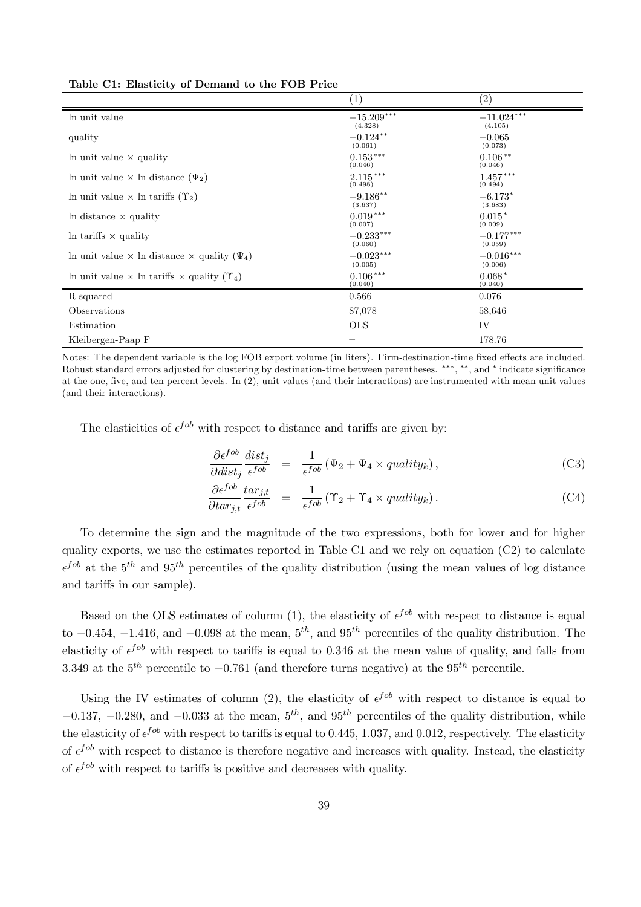**Table C1: Elasticity of Demand to the FOB Price**

| | (1) | (2) |
|---|---|---|
| ln unit value | $-15.209^{***}$ (4.328) | $-11.024^{***}$ (4.105) |
| quality | $-0.124^{**}$ (0.061) | $-0.065$ (0.073) |
| ln unit value × quality | $0.153^{***}$ (0.046) | $0.106^{**}$ (0.046) |
| ln unit value × ln distance ($\Psi_2$) | $2.115^{***}$ (0.498) | $1.457^{***}$ (0.494) |
| ln unit value × ln tariffs ($\Upsilon_2$) | $-9.186^{**}$ (3.637) | $-6.173^{*}$ (3.683) |
| ln distance × quality | $0.019^{***}$ (0.007) | $0.015^{*}$ (0.009) |
| ln tariffs × quality | $-0.233^{***}$ (0.060) | $-0.177^{***}$ (0.059) |
| ln unit value × ln distance × quality ($\Psi_4$) | $-0.023^{***}$ (0.005) | $-0.016^{***}$ (0.006) |
| ln unit value × ln tariffs × quality ($\Upsilon_4$) | $0.106^{***}$ (0.040) | $0.068^{*}$ (0.040) |
| R-squared | 0.566 | 0.076 |
| Observations | 87,078 | 58,646 |
| Estimation | OLS | IV |
| Kleibergen-Paap F | – | 178.76 |

Notes: The dependent variable is the log FOB export volume (in liters). Firm-destination-time fixed effects are included. Robust standard errors adjusted for clustering by destination-time between parentheses. ***, **, and * indicate significance at the one, five, and ten percent levels. In (2), unit values (and their interactions) are instrumented with mean unit values (and their interactions).

The elasticities of $\epsilon^{fob}$ with respect to distance and tariffs are given by:

$$\frac{\partial \epsilon^{fob}}{\partial dist_j} \frac{dist_j}{\epsilon^{fob}} = \frac{1}{\epsilon^{fob}} \left( \Psi_2 + \Psi_4 \times quality_k \right), \tag{C3}$$

$$\frac{\partial \epsilon^{fob}}{\partial tar_{j,t}} \frac{tar_{j,t}}{\epsilon^{fob}} = \frac{1}{\epsilon^{fob}} \left( \Upsilon_2 + \Upsilon_4 \times quality_k \right). \tag{C4}$$

To determine the sign and the magnitude of the two expressions, both for lower and for higher quality exports, we use the estimates reported in Table C1 and we rely on equation (C2) to calculate $\epsilon^{fob}$ at the $5^{th}$ and $95^{th}$ percentiles of the quality distribution (using the mean values of log distance and tariffs in our sample).

Based on the OLS estimates of column (1), the elasticity of $\epsilon^{fob}$ with respect to distance is equal to $-0.454$, $-1.416$, and $-0.098$ at the mean, $5^{th}$, and $95^{th}$ percentiles of the quality distribution. The elasticity of $\epsilon^{fob}$ with respect to tariffs is equal to 0.346 at the mean value of quality, and falls from 3.349 at the $5^{th}$ percentile to $-0.761$ (and therefore turns negative) at the $95^{th}$ percentile.

Using the IV estimates of column (2), the elasticity of $\epsilon^{fob}$ with respect to distance is equal to $-0.137$, $-0.280$, and $-0.033$ at the mean, $5^{th}$, and $95^{th}$ percentiles of the quality distribution, while the elasticity of $\epsilon^{fob}$ with respect to tariffs is equal to 0.445, 1.037, and 0.012, respectively. The elasticity of $\epsilon^{fob}$ with respect to distance is therefore negative and increases with quality. Instead, the elasticity of $\epsilon^{fob}$ with respect to tariffs is positive and decreases with quality.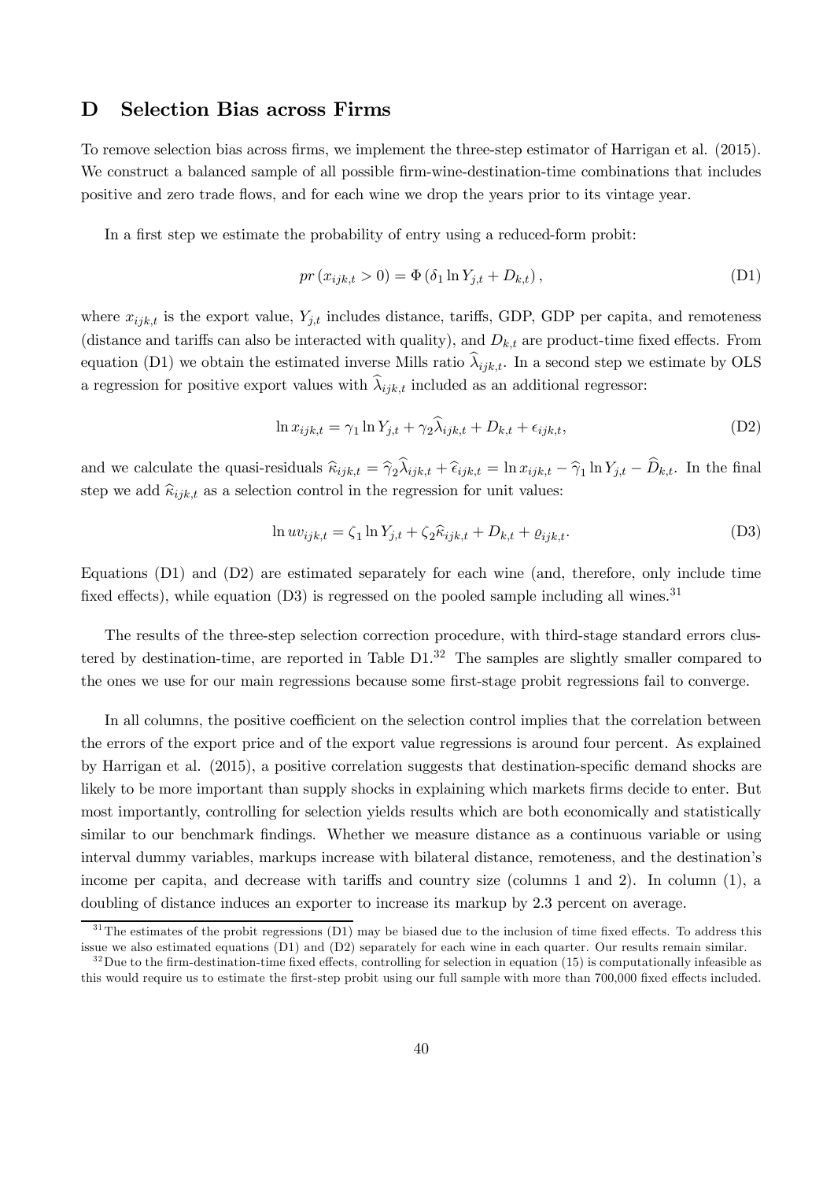# D Selection Bias across Firms

To remove selection bias across firms, we implement the three-step estimator of Harrigan et al. (2015). We construct a balanced sample of all possible firm-wine-destination-time combinations that includes positive and zero trade flows, and for each wine we drop the years prior to its vintage year.

In a first step we estimate the probability of entry using a reduced-form probit:

$$pr\left(x_{ijk,t} > 0\right) = \Phi\left(\delta_1 \ln Y_{j,t} + D_{k,t}\right), \tag{D1}$$

where $x_{ijk,t}$ is the export value, $Y_{j,t}$ includes distance, tariffs, GDP, GDP per capita, and remoteness (distance and tariffs can also be interacted with quality), and $D_{k,t}$ are product-time fixed effects. From equation (D1) we obtain the estimated inverse Mills ratio $\widehat{\lambda}_{ijk,t}$. In a second step we estimate by OLS a regression for positive export values with $\widehat{\lambda}_{ijk,t}$ included as an additional regressor:

$$\ln x_{ijk,t} = \gamma_1 \ln Y_{j,t} + \gamma_2 \widehat{\lambda}_{ijk,t} + D_{k,t} + \epsilon_{ijk,t}, \tag{D2}$$

and we calculate the quasi-residuals $\widehat{\kappa}_{ijk,t} = \widehat{\gamma}_2 \widehat{\lambda}_{ijk,t} + \widehat{\epsilon}_{ijk,t} = \ln x_{ijk,t} - \widehat{\gamma}_1 \ln Y_{j,t} - \widehat{D}_{k,t}$. In the final step we add $\widehat{\kappa}_{ijk,t}$ as a selection control in the regression for unit values:

$$\ln uv_{ijk,t} = \zeta_1 \ln Y_{j,t} + \zeta_2 \widehat{\kappa}_{ijk,t} + D_{k,t} + \varrho_{ijk,t}. \tag{D3}$$

Equations (D1) and (D2) are estimated separately for each wine (and, therefore, only include time fixed effects), while equation (D3) is regressed on the pooled sample including all wines.[31]

The results of the three-step selection correction procedure, with third-stage standard errors clustered by destination-time, are reported in Table D1.[32] The samples are slightly smaller compared to the ones we use for our main regressions because some first-stage probit regressions fail to converge.

In all columns, the positive coefficient on the selection control implies that the correlation between the errors of the export price and of the export value regressions is around four percent. As explained by Harrigan et al. (2015), a positive correlation suggests that destination-specific demand shocks are likely to be more important than supply shocks in explaining which markets firms decide to enter. But most importantly, controlling for selection yields results which are both economically and statistically similar to our benchmark findings. Whether we measure distance as a continuous variable or using interval dummy variables, markups increase with bilateral distance, remoteness, and the destination's income per capita, and decrease with tariffs and country size (columns 1 and 2). In column (1), a doubling of distance induces an exporter to increase its markup by 2.3 percent on average.

[31] The estimates of the probit regressions (D1) may be biased due to the inclusion of time fixed effects. To address this issue we also estimated equations (D1) and (D2) separately for each wine in each quarter. Our results remain similar.

[32] Due to the firm-destination-time fixed effects, controlling for selection in equation (15) is computationally infeasible as this would require us to estimate the first-step probit using our full sample with more than 700,000 fixed effects included.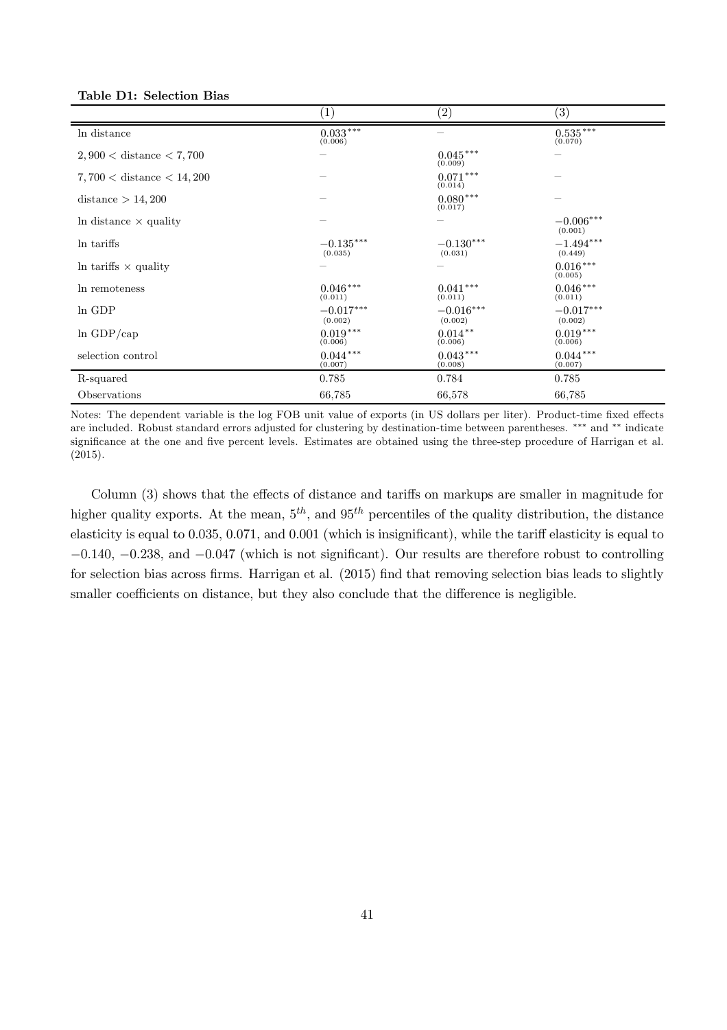**Table D1: Selection Bias**

| | (1) | (2) | (3) |
|---|---|---|---|
| ln distance | $0.033^{***}$ (0.006) | – | $0.535^{***}$ (0.070) |
| $2,900 <$ distance $< 7,700$ | – | $0.045^{***}$ (0.009) | – |
| $7,700 <$ distance $< 14,200$ | – | $0.071^{***}$ (0.014) | – |
| distance $> 14,200$ | – | $0.080^{***}$ (0.017) | – |
| ln distance $\times$ quality | – | – | $-0.006^{***}$ (0.001) |
| ln tariffs | $-0.135^{***}$ (0.035) | $-0.130^{***}$ (0.031) | $-1.494^{***}$ (0.449) |
| ln tariffs $\times$ quality | – | – | $0.016^{***}$ (0.005) |
| ln remoteness | $0.046^{***}$ (0.011) | $0.041^{***}$ (0.011) | $0.046^{***}$ (0.011) |
| ln GDP | $-0.017^{***}$ (0.002) | $-0.016^{***}$ (0.002) | $-0.017^{***}$ (0.002) |
| ln GDP/cap | $0.019^{***}$ (0.006) | $0.014^{**}$ (0.006) | $0.019^{***}$ (0.006) |
| selection control | $0.044^{***}$ (0.007) | $0.043^{***}$ (0.008) | $0.044^{***}$ (0.007) |
| R-squared | 0.785 | 0.784 | 0.785 |
| Observations | 66,785 | 66,578 | 66,785 |

Notes: The dependent variable is the log FOB unit value of exports (in US dollars per liter). Product-time fixed effects are included. Robust standard errors adjusted for clustering by destination-time between parentheses. \*\*\* and \*\* indicate significance at the one and five percent levels. Estimates are obtained using the three-step procedure of Harrigan et al. (2015).

Column (3) shows that the effects of distance and tariffs on markups are smaller in magnitude for higher quality exports. At the mean, $5^{th}$, and $95^{th}$ percentiles of the quality distribution, the distance elasticity is equal to 0.035, 0.071, and 0.001 (which is insignificant), while the tariff elasticity is equal to $-0.140$, $-0.238$, and $-0.047$ (which is not significant). Our results are therefore robust to controlling for selection bias across firms. Harrigan et al. (2015) find that removing selection bias leads to slightly smaller coefficients on distance, but they also conclude that the difference is negligible.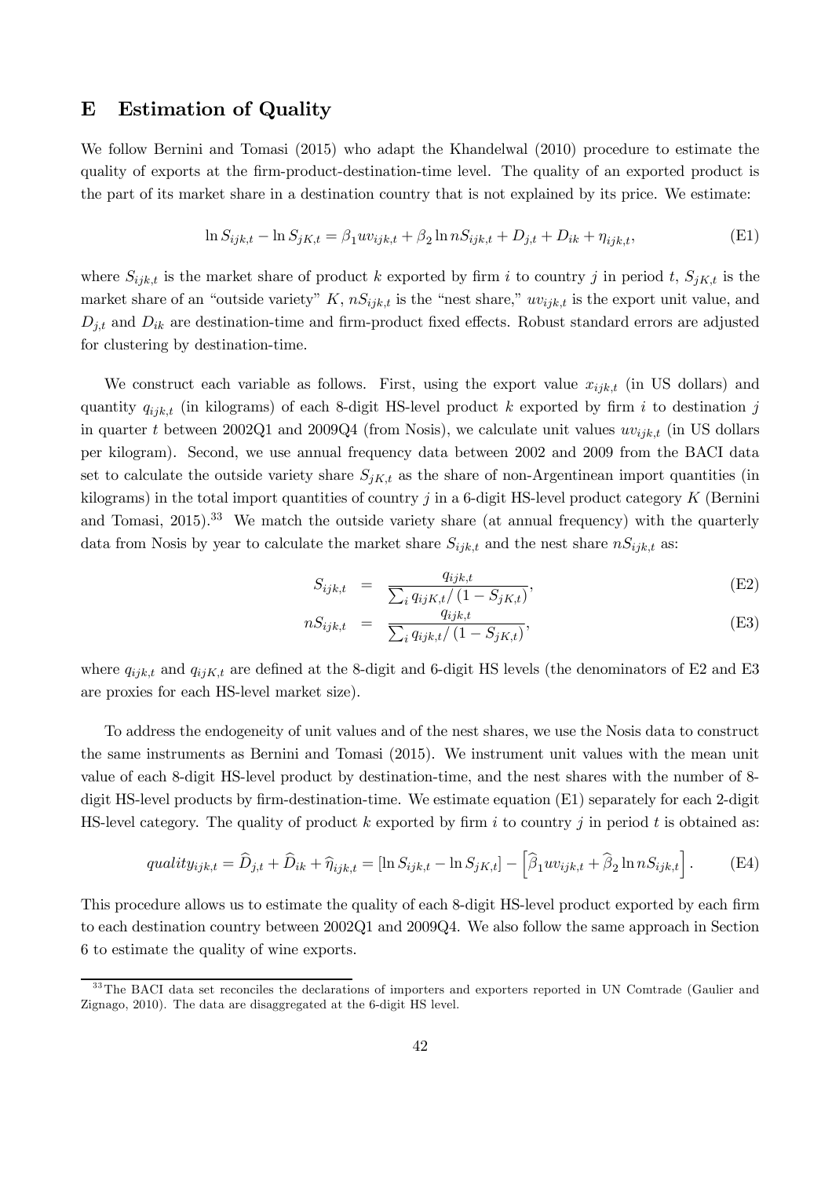# E Estimation of Quality

We follow Bernini and Tomasi (2015) who adapt the Khandelwal (2010) procedure to estimate the quality of exports at the firm-product-destination-time level. The quality of an exported product is the part of its market share in a destination country that is not explained by its price. We estimate:

$$\ln S_{ijk,t} - \ln S_{jK,t} = \beta_1 uv_{ijk,t} + \beta_2 \ln nS_{ijk,t} + D_{j,t} + D_{ik} + \eta_{ijk,t}, \tag{E1}$$

where $S_{ijk,t}$ is the market share of product $k$ exported by firm $i$ to country $j$ in period $t$, $S_{jK,t}$ is the market share of an "outside variety" $K$, $nS_{ijk,t}$ is the "nest share," $uv_{ijk,t}$ is the export unit value, and $D_{j,t}$ and $D_{ik}$ are destination-time and firm-product fixed effects. Robust standard errors are adjusted for clustering by destination-time.

We construct each variable as follows. First, using the export value $x_{ijk,t}$ (in US dollars) and quantity $q_{ijk,t}$ (in kilograms) of each 8-digit HS-level product $k$ exported by firm $i$ to destination $j$ in quarter $t$ between 2002Q1 and 2009Q4 (from Nosis), we calculate unit values $uv_{ijk,t}$ (in US dollars per kilogram). Second, we use annual frequency data between 2002 and 2009 from the BACI data set to calculate the outside variety share $S_{jK,t}$ as the share of non-Argentinean import quantities (in kilograms) in the total import quantities of country $j$ in a 6-digit HS-level product category $K$ (Bernini and Tomasi, 2015).[33] We match the outside variety share (at annual frequency) with the quarterly data from Nosis by year to calculate the market share $S_{ijk,t}$ and the nest share $nS_{ijk,t}$ as:

$$S_{ijk,t} = \frac{q_{ijk,t}}{\sum_i q_{ijK,t} / (1 - S_{jK,t})}, \tag{E2}$$

$$nS_{ijk,t} = \frac{q_{ijk,t}}{\sum_i q_{ijk,t} / (1 - S_{jK,t})}, \tag{E3}$$

where $q_{ijk,t}$ and $q_{ijK,t}$ are defined at the 8-digit and 6-digit HS levels (the denominators of E2 and E3 are proxies for each HS-level market size).

To address the endogeneity of unit values and of the nest shares, we use the Nosis data to construct the same instruments as Bernini and Tomasi (2015). We instrument unit values with the mean unit value of each 8-digit HS-level product by destination-time, and the nest shares with the number of 8-digit HS-level products by firm-destination-time. We estimate equation (E1) separately for each 2-digit HS-level category. The quality of product $k$ exported by firm $i$ to country $j$ in period $t$ is obtained as:

$$quality_{ijk,t} = \widehat{D}_{j,t} + \widehat{D}_{ik} + \widehat{\eta}_{ijk,t} = [\ln S_{ijk,t} - \ln S_{jK,t}] - \left[\widehat{\beta}_1 uv_{ijk,t} + \widehat{\beta}_2 \ln nS_{ijk,t}\right]. \tag{E4}$$

This procedure allows us to estimate the quality of each 8-digit HS-level product exported by each firm to each destination country between 2002Q1 and 2009Q4. We also follow the same approach in Section 6 to estimate the quality of wine exports.

[33] The BACI data set reconciles the declarations of importers and exporters reported in UN Comtrade (Gaulier and Zignago, 2010). The data are disaggregated at the 6-digit HS level.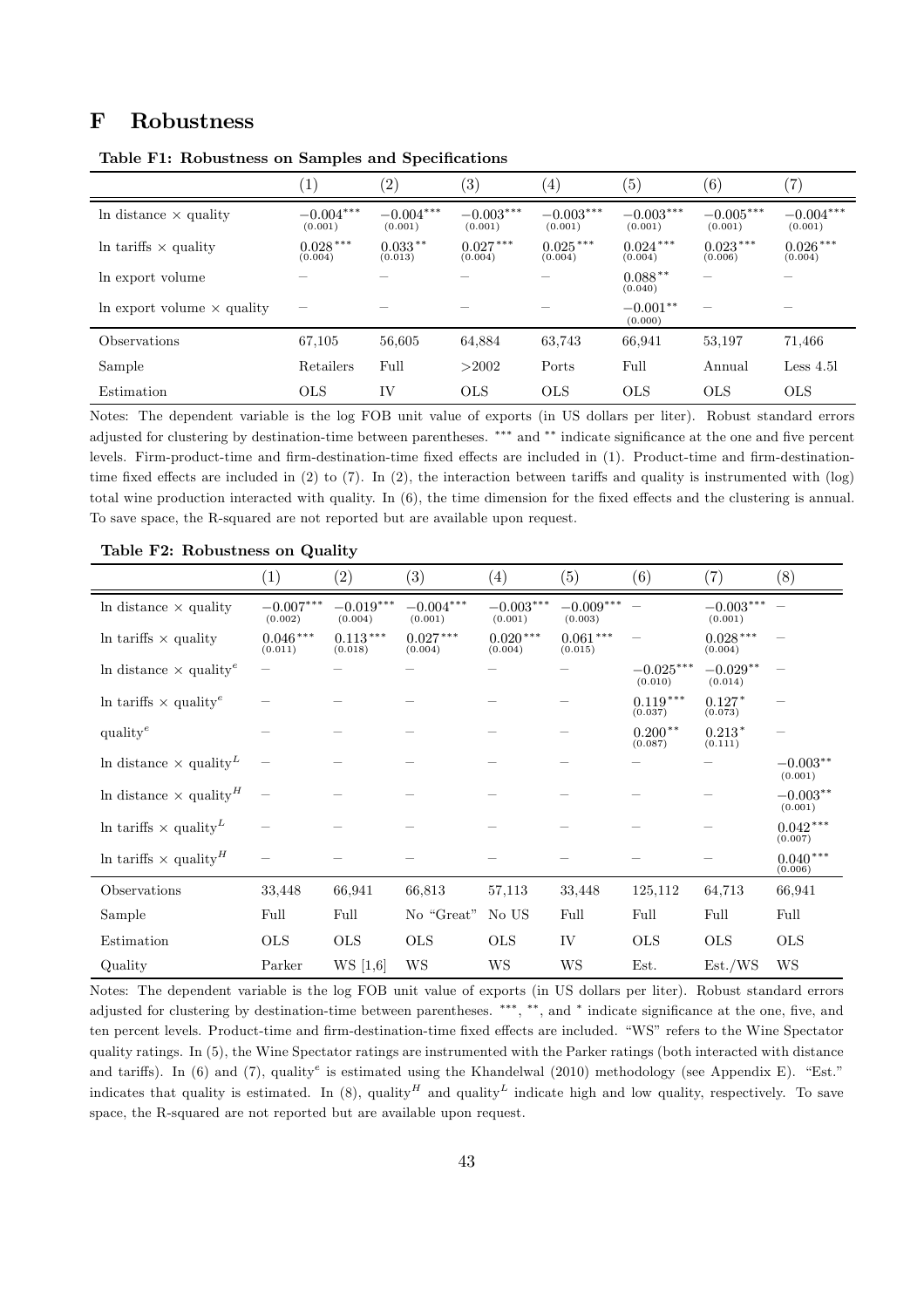# F Robustness

**Table F1: Robustness on Samples and Specifications**

| | (1) | (2) | (3) | (4) | (5) | (6) | (7) |
|---|---|---|---|---|---|---|---|
| ln distance × quality | $-0.004^{***}$ (0.001) | $-0.004^{***}$ (0.001) | $-0.003^{***}$ (0.001) | $-0.003^{***}$ (0.001) | $-0.003^{***}$ (0.001) | $-0.005^{***}$ (0.001) | $-0.004^{***}$ (0.001) |
| ln tariffs × quality | $0.028^{***}$ (0.004) | $0.033^{**}$ (0.013) | $0.027^{***}$ (0.004) | $0.025^{***}$ (0.004) | $0.024^{***}$ (0.004) | $0.023^{***}$ (0.006) | $0.026^{***}$ (0.004) |
| ln export volume | – | – | – | – | $0.088^{**}$ (0.040) | – | – |
| ln export volume × quality | – | – | – | – | $-0.001^{**}$ (0.000) | – | – |
| Observations | 67,105 | 56,605 | 64,884 | 63,743 | 66,941 | 53,197 | 71,466 |
| Sample | Retailers | Full | >2002 | Ports | Full | Annual | Less 4.5l |
| Estimation | OLS | IV | OLS | OLS | OLS | OLS | OLS |

Notes: The dependent variable is the log FOB unit value of exports (in US dollars per liter). Robust standard errors adjusted for clustering by destination-time between parentheses. *** and ** indicate significance at the one and five percent levels. Firm-product-time and firm-destination-time fixed effects are included in (1). Product-time and firm-destination-time fixed effects are included in (2) to (7). In (2), the interaction between tariffs and quality is instrumented with (log) total wine production interacted with quality. In (6), the time dimension for the fixed effects and the clustering is annual. To save space, the R-squared are not reported but are available upon request.

**Table F2: Robustness on Quality**

| | (1) | (2) | (3) | (4) | (5) | (6) | (7) | (8) |
|---|---|---|---|---|---|---|---|---|
| ln distance × quality | $-0.007^{***}$ (0.002) | $-0.019^{***}$ (0.004) | $-0.004^{***}$ (0.001) | $-0.003^{***}$ (0.001) | $-0.009^{***}$ (0.003) | – | $-0.003^{***}$ (0.001) | – |
| ln tariffs × quality | $0.046^{***}$ (0.011) | $0.113^{***}$ (0.018) | $0.027^{***}$ (0.004) | $0.020^{***}$ (0.004) | $0.061^{***}$ (0.015) | – | $0.028^{***}$ (0.004) | – |
| ln distance × quality$^{e}$ | – | – | – | – | – | $-0.025^{***}$ (0.010) | $-0.029^{**}$ (0.014) | – |
| ln tariffs × quality$^{e}$ | – | – | – | – | – | $0.119^{***}$ (0.037) | $0.127^{*}$ (0.073) | – |
| quality$^{e}$ | – | – | – | – | – | $0.200^{**}$ (0.087) | $0.213^{*}$ (0.111) | – |
| ln distance × quality$^{L}$ | – | – | – | – | – | – | – | $-0.003^{**}$ (0.001) |
| ln distance × quality$^{H}$ | – | – | – | – | – | – | – | $-0.003^{**}$ (0.001) |
| ln tariffs × quality$^{L}$ | – | – | – | – | – | – | – | $0.042^{***}$ (0.007) |
| ln tariffs × quality$^{H}$ | – | – | – | – | – | – | – | $0.040^{***}$ (0.006) |
| Observations | 33,448 | 66,941 | 66,813 | 57,113 | 33,448 | 125,112 | 64,713 | 66,941 |
| Sample | Full | Full | No "Great" | No US | Full | Full | Full | Full |
| Estimation | OLS | OLS | OLS | OLS | IV | OLS | OLS | OLS |
| Quality | Parker | WS [1,6] | WS | WS | WS | Est. | Est./WS | WS |

Notes: The dependent variable is the log FOB unit value of exports (in US dollars per liter). Robust standard errors adjusted for clustering by destination-time between parentheses. ***, **, and * indicate significance at the one, five, and ten percent levels. Product-time and firm-destination-time fixed effects are included. "WS" refers to the Wine Spectator quality ratings. In (5), the Wine Spectator ratings are instrumented with the Parker ratings (both interacted with distance and tariffs). In (6) and (7), quality$^{e}$ is estimated using the Khandelwal (2010) methodology (see Appendix E). "Est." indicates that quality is estimated. In (8), quality$^{H}$ and quality$^{L}$ indicate high and low quality, respectively. To save space, the R-squared are not reported but are available upon request.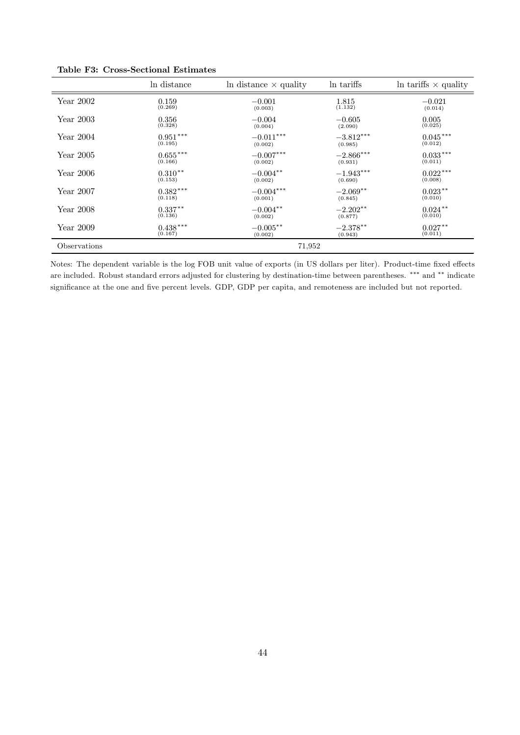**Table F3: Cross-Sectional Estimates**

| | ln distance | ln distance × quality | ln tariffs | ln tariffs × quality |
|---|---|---|---|---|
| Year 2002 | 0.159 (0.269) | −0.001 (0.003) | 1.815 (1.132) | −0.021 (0.014) |
| Year 2003 | 0.356 (0.328) | −0.004 (0.004) | −0.605 (2.090) | 0.005 (0.025) |
| Year 2004 | 0.951*** (0.195) | −0.011*** (0.002) | −3.812*** (0.985) | 0.045*** (0.012) |
| Year 2005 | 0.655*** (0.166) | −0.007*** (0.002) | −2.866*** (0.931) | 0.033*** (0.011) |
| Year 2006 | 0.310** (0.153) | −0.004** (0.002) | −1.943*** (0.690) | 0.022*** (0.008) |
| Year 2007 | 0.382*** (0.118) | −0.004*** (0.001) | −2.069** (0.845) | 0.023** (0.010) |
| Year 2008 | 0.337** (0.136) | −0.004** (0.002) | −2.202** (0.877) | 0.024** (0.010) |
| Year 2009 | 0.438*** (0.167) | −0.005** (0.002) | −2.378** (0.943) | 0.027** (0.011) |
| Observations | 71,952 | | | |

Notes: The dependent variable is the log FOB unit value of exports (in US dollars per liter). Product-time fixed effects are included. Robust standard errors adjusted for clustering by destination-time between parentheses. *** and ** indicate significance at the one and five percent levels. GDP, GDP per capita, and remoteness are included but not reported.